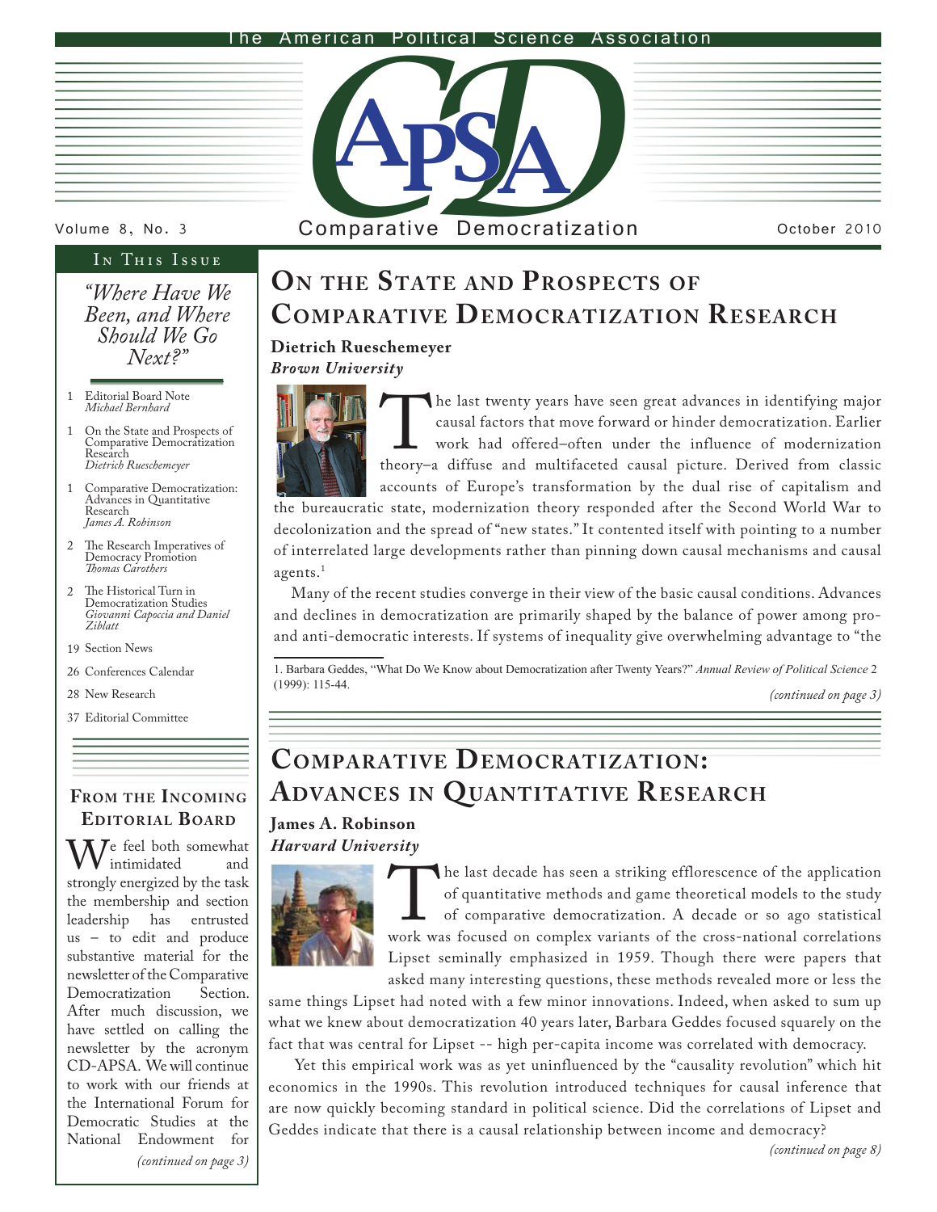The American Political Science Association

# APSA-CD Comparative Democratization

Volume 8, No. 3 — October 2010

## In This Issue

*"Where Have We Been, and Where Should We Go Next?"*

- 1 Editorial Board Note — *Michael Bernhard*
- 1 On the State and Prospects of Comparative Democratization Research — *Dietrich Rueschemeyer*
- 1 Comparative Democratization: Advances in Quantitative Research — *James A. Robinson*
- 2 The Research Imperatives of Democracy Promotion — *Thomas Carothers*
- 2 The Historical Turn in Democratization Studies — *Giovanni Capoccia and Daniel Ziblatt*
- 19 Section News
- 26 Conferences Calendar
- 28 New Research
- 37 Editorial Committee

## On the State and Prospects of Comparative Democratization Research

**Dietrich Rueschemeyer**
***Brown University***

The last twenty years have seen great advances in identifying major causal factors that move forward or hinder democratization. Earlier work had offered–often under the influence of modernization theory–a diffuse and multifaceted causal picture. Derived from classic accounts of Europe's transformation by the dual rise of capitalism and the bureaucratic state, modernization theory responded after the Second World War to decolonization and the spread of "new states." It contented itself with pointing to a number of interrelated large developments rather than pinning down causal mechanisms and causal agents.[1]

Many of the recent studies converge in their view of the basic causal conditions. Advances and declines in democratization are primarily shaped by the balance of power among pro- and anti-democratic interests. If systems of inequality give overwhelming advantage to "the

1. Barbara Geddes, "What Do We Know about Democratization after Twenty Years?" *Annual Review of Political Science* 2 (1999): 115-44.

*(continued on page 3)*

## Comparative Democratization: Advances in Quantitative Research

**James A. Robinson**
***Harvard University***

The last decade has seen a striking efflorescence of the application of quantitative methods and game theoretical models to the study of comparative democratization. A decade or so ago statistical work was focused on complex variants of the cross-national correlations Lipset seminally emphasized in 1959. Though there were papers that asked many interesting questions, these methods revealed more or less the same things Lipset had noted with a few minor innovations. Indeed, when asked to sum up what we knew about democratization 40 years later, Barbara Geddes focused squarely on the fact that was central for Lipset -- high per-capita income was correlated with democracy.

Yet this empirical work was as yet uninfluenced by the "causality revolution" which hit economics in the 1990s. This revolution introduced techniques for causal inference that are now quickly becoming standard in political science. Did the correlations of Lipset and Geddes indicate that there is a causal relationship between income and democracy?

*(continued on page 8)*

## From the Incoming Editorial Board

We feel both somewhat intimidated and strongly energized by the task the membership and section leadership has entrusted us – to edit and produce substantive material for the newsletter of the Comparative Democratization Section. After much discussion, we have settled on calling the newsletter by the acronym CD-APSA. We will continue to work with our friends at the International Forum for Democratic Studies at the National Endowment for

*(continued on page 3)*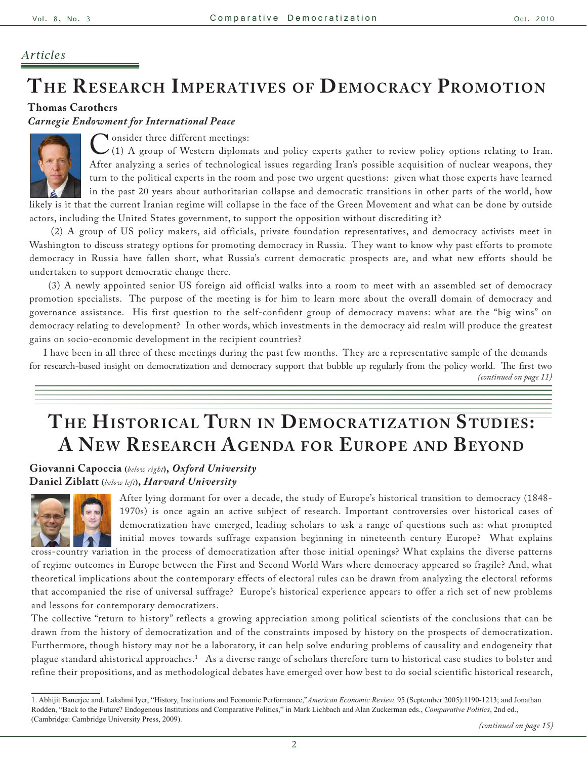*Articles*

# The Research Imperatives of Democracy Promotion

**Thomas Carothers**
***Carnegie Endowment for International Peace***

Consider three different meetings:

(1) A group of Western diplomats and policy experts gather to review policy options relating to Iran. After analyzing a series of technological issues regarding Iran's possible acquisition of nuclear weapons, they turn to the political experts in the room and pose two urgent questions: given what those experts have learned in the past 20 years about authoritarian collapse and democratic transitions in other parts of the world, how likely is it that the current Iranian regime will collapse in the face of the Green Movement and what can be done by outside actors, including the United States government, to support the opposition without discrediting it?

(2) A group of US policy makers, aid officials, private foundation representatives, and democracy activists meet in Washington to discuss strategy options for promoting democracy in Russia. They want to know why past efforts to promote democracy in Russia have fallen short, what Russia's current democratic prospects are, and what new efforts should be undertaken to support democratic change there.

(3) A newly appointed senior US foreign aid official walks into a room to meet with an assembled set of democracy promotion specialists. The purpose of the meeting is for him to learn more about the overall domain of democracy and governance assistance. His first question to the self-confident group of democracy mavens: what are the "big wins" on democracy relating to development? In other words, which investments in the democracy aid realm will produce the greatest gains on socio-economic development in the recipient countries?

I have been in all three of these meetings during the past few months. They are a representative sample of the demands for research-based insight on democratization and democracy support that bubble up regularly from the policy world. The first two

*(continued on page 11)*

# The Historical Turn in Democratization Studies: A New Research Agenda for Europe and Beyond

**Giovanni Capoccia** (*below right*), ***Oxford University***
**Daniel Ziblatt** (*below left*), ***Harvard University***

After lying dormant for over a decade, the study of Europe's historical transition to democracy (1848-1970s) is once again an active subject of research. Important controversies over historical cases of democratization have emerged, leading scholars to ask a range of questions such as: what prompted initial moves towards suffrage expansion beginning in nineteenth century Europe? What explains cross-country variation in the process of democratization after those initial openings? What explains the diverse patterns of regime outcomes in Europe between the First and Second World Wars where democracy appeared so fragile? And, what theoretical implications about the contemporary effects of electoral rules can be drawn from analyzing the electoral reforms that accompanied the rise of universal suffrage? Europe's historical experience appears to offer a rich set of new problems and lessons for contemporary democratizers.

The collective "return to history" reflects a growing appreciation among political scientists of the conclusions that can be drawn from the history of democratization and of the constraints imposed by history on the prospects of democratization. Furthermore, though history may not be a laboratory, it can help solve enduring problems of causality and endogeneity that plague standard ahistorical approaches.[1] As a diverse range of scholars therefore turn to historical case studies to bolster and refine their propositions, and as methodological debates have emerged over how best to do social scientific historical research,

*(continued on page 15)*

---

1. Abhijit Banerjee and. Lakshmi Iyer, "History, Institutions and Economic Performance," *American Economic Review,* 95 (September 2005):1190-1213; and Jonathan Rodden, "Back to the Future? Endogenous Institutions and Comparative Politics," in Mark Lichbach and Alan Zuckerman eds., *Comparative Politics*, 2nd ed., (Cambridge: Cambridge University Press, 2009).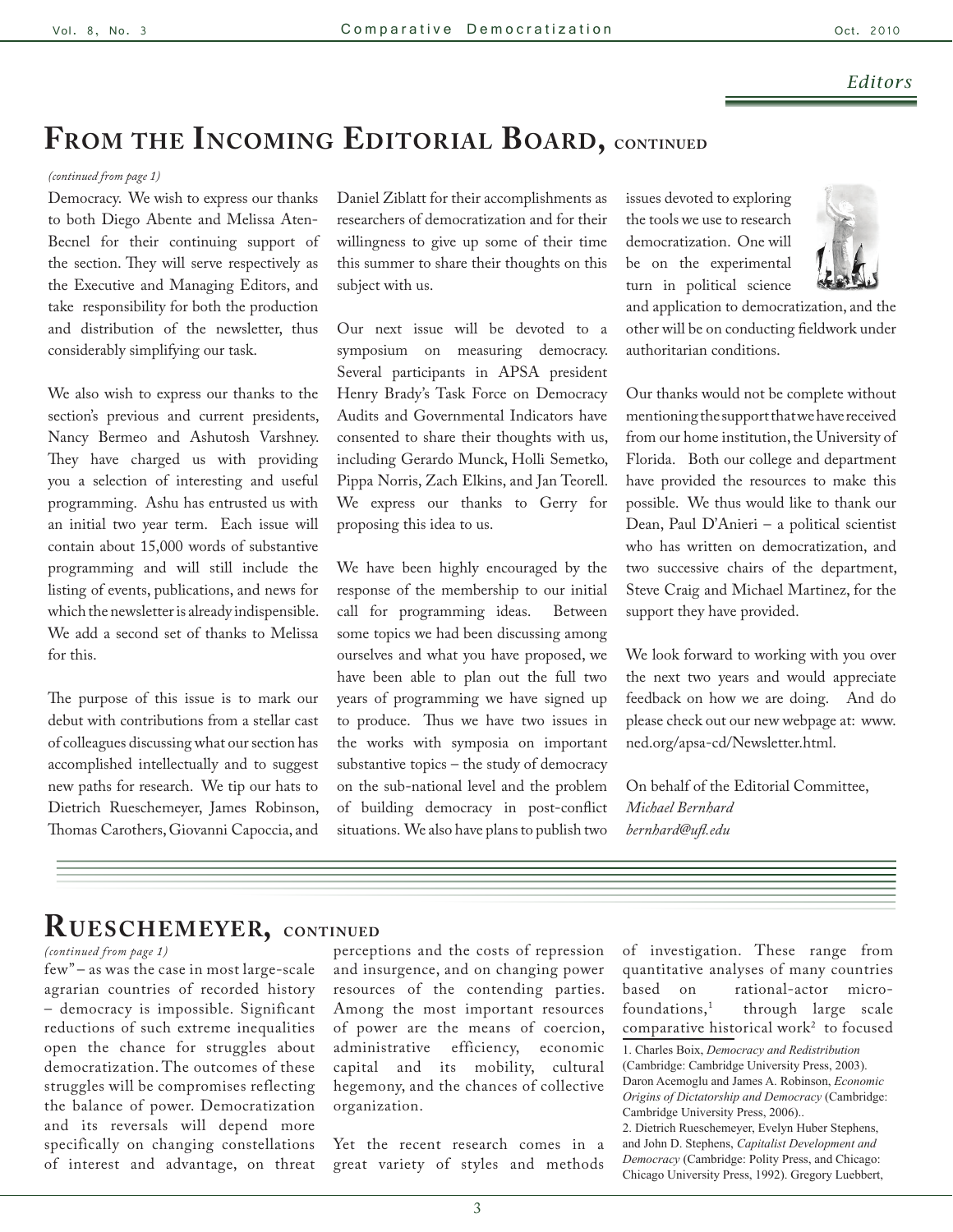*Editors*

# From the Incoming Editorial Board, continued

*(continued from page 1)*

Democracy. We wish to express our thanks to both Diego Abente and Melissa Aten-Becnel for their continuing support of the section. They will serve respectively as the Executive and Managing Editors, and take responsibility for both the production and distribution of the newsletter, thus considerably simplifying our task.

We also wish to express our thanks to the section's previous and current presidents, Nancy Bermeo and Ashutosh Varshney. They have charged us with providing you a selection of interesting and useful programming. Ashu has entrusted us with an initial two year term. Each issue will contain about 15,000 words of substantive programming and will still include the listing of events, publications, and news for which the newsletter is already indispensible. We add a second set of thanks to Melissa for this.

The purpose of this issue is to mark our debut with contributions from a stellar cast of colleagues discussing what our section has accomplished intellectually and to suggest new paths for research. We tip our hats to Dietrich Rueschemeyer, James Robinson, Thomas Carothers, Giovanni Capoccia, and Daniel Ziblatt for their accomplishments as researchers of democratization and for their willingness to give up some of their time this summer to share their thoughts on this subject with us.

Our next issue will be devoted to a symposium on measuring democracy. Several participants in APSA president Henry Brady's Task Force on Democracy Audits and Governmental Indicators have consented to share their thoughts with us, including Gerardo Munck, Holli Semetko, Pippa Norris, Zach Elkins, and Jan Teorell. We express our thanks to Gerry for proposing this idea to us.

We have been highly encouraged by the response of the membership to our initial call for programming ideas. Between some topics we had been discussing among ourselves and what you have proposed, we have been able to plan out the full two years of programming we have signed up to produce. Thus we have two issues in the works with symposia on important substantive topics – the study of democracy on the sub-national level and the problem of building democracy in post-conflict situations. We also have plans to publish two issues devoted to exploring the tools we use to research democratization. One will be on the experimental turn in political science and application to democratization, and the other will be on conducting fieldwork under authoritarian conditions.

Our thanks would not be complete without mentioning the support that we have received from our home institution, the University of Florida. Both our college and department have provided the resources to make this possible. We thus would like to thank our Dean, Paul D'Anieri – a political scientist who has written on democratization, and two successive chairs of the department, Steve Craig and Michael Martinez, for the support they have provided.

We look forward to working with you over the next two years and would appreciate feedback on how we are doing. And do please check out our new webpage at: www.ned.org/apsa-cd/Newsletter.html.

On behalf of the Editorial Committee,
*Michael Bernhard*
*bernhard@ufl.edu*

# Rueschemeyer, continued

*(continued from page 1)*

few" – as was the case in most large-scale agrarian countries of recorded history – democracy is impossible. Significant reductions of such extreme inequalities open the chance for struggles about democratization. The outcomes of these struggles will be compromises reflecting the balance of power. Democratization and its reversals will depend more specifically on changing constellations of interest and advantage, on threat perceptions and the costs of repression and insurgence, and on changing power resources of the contending parties. Among the most important resources of power are the means of coercion, administrative efficiency, economic capital and its mobility, cultural hegemony, and the chances of collective organization.

Yet the recent research comes in a great variety of styles and methods of investigation. These range from quantitative analyses of many countries based on rational-actor micro-foundations,[1] through large scale comparative historical work[2] to focused

1. Charles Boix, *Democracy and Redistribution* (Cambridge: Cambridge University Press, 2003). Daron Acemoglu and James A. Robinson, *Economic Origins of Dictatorship and Democracy* (Cambridge: Cambridge University Press, 2006)..

2. Dietrich Rueschemeyer, Evelyn Huber Stephens, and John D. Stephens, *Capitalist Development and Democracy* (Cambridge: Polity Press, and Chicago: Chicago University Press, 1992). Gregory Luebbert,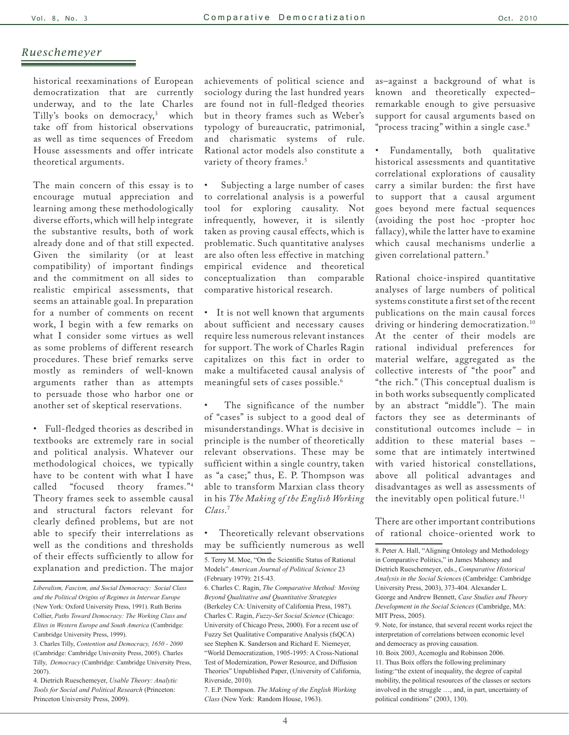historical reexaminations of European democratization that are currently underway, and to the late Charles Tilly's books on democracy,[3] which take off from historical observations as well as time sequences of Freedom House assessments and offer intricate theoretical arguments.

The main concern of this essay is to encourage mutual appreciation and learning among these methodologically diverse efforts, which will help integrate the substantive results, both of work already done and of that still expected. Given the similarity (or at least compatibility) of important findings and the commitment on all sides to realistic empirical assessments, that seems an attainable goal. In preparation for a number of comments on recent work, I begin with a few remarks on what I consider some virtues as well as some problems of different research procedures. These brief remarks serve mostly as reminders of well-known arguments rather than as attempts to persuade those who harbor one or another set of skeptical reservations.

- Full-fledged theories as described in textbooks are extremely rare in social and political analysis. Whatever our methodological choices, we typically have to be content with what I have called "focused theory frames."[4] Theory frames seek to assemble causal and structural factors relevant for clearly defined problems, but are not able to specify their interrelations as well as the conditions and thresholds of their effects sufficiently to allow for explanation and prediction. The major achievements of political science and sociology during the last hundred years are found not in full-fledged theories but in theory frames such as Weber's typology of bureaucratic, patrimonial, and charismatic systems of rule. Rational actor models also constitute a variety of theory frames.[5]

- Subjecting a large number of cases to correlational analysis is a powerful tool for exploring causality. Not infrequently, however, it is silently taken as proving causal effects, which is problematic. Such quantitative analyses are also often less effective in matching empirical evidence and theoretical conceptualization than comparable comparative historical research.

- It is not well known that arguments about sufficient and necessary causes require less numerous relevant instances for support. The work of Charles Ragin capitalizes on this fact in order to make a multifaceted causal analysis of meaningful sets of cases possible.[6]

- The significance of the number of "cases" is subject to a good deal of misunderstandings. What is decisive in principle is the number of theoretically relevant observations. These may be sufficient within a single country, taken as "a case;" thus, E. P. Thompson was able to transform Marxian class theory in his *The Making of the English Working Class*.[7]

- Theoretically relevant observations may be sufficiently numerous as well as–against a background of what is known and theoretically expected–remarkable enough to give persuasive support for causal arguments based on "process tracing" within a single case.[8]

- Fundamentally, both qualitative historical assessments and quantitative correlational explorations of causality carry a similar burden: the first have to support that a causal argument goes beyond mere factual sequences (avoiding the post hoc -propter hoc fallacy), while the latter have to examine which causal mechanisms underlie a given correlational pattern.[9]

Rational choice-inspired quantitative analyses of large numbers of political systems constitute a first set of the recent publications on the main causal forces driving or hindering democratization.[10] At the center of their models are rational individual preferences for material welfare, aggregated as the collective interests of "the poor" and "the rich." (This conceptual dualism is in both works subsequently complicated by an abstract "middle"). The main factors they see as determinants of constitutional outcomes include – in addition to these material bases – some that are intimately intertwined with varied historical constellations, above all political advantages and disadvantages as well as assessments of the inevitably open political future.[11]

There are other important contributions of rational choice-oriented work to

---

*Liberalism, Fascism, and Social Democracy: Social Class and the Political Origins of Regimes in Interwar Europe* (New York: Oxford University Press, 1991). Ruth Berins Collier, *Paths Toward Democracy: The Working Class and Elites in Western Europe and South America* (Cambridge: Cambridge University Press, 1999).

3. Charles Tilly, *Contention and Democracy, 1650 - 2000* (Cambridge: Cambridge University Press, 2005). Charles Tilly, *Democracy* (Cambridge: Cambridge University Press, 2007).

4. Dietrich Rueschemeyer, *Usable Theory: Analytic Tools for Social and Political Research* (Princeton: Princeton University Press, 2009).

5. Terry M. Moe, "On the Scientific Status of Rational Models" *American Journal of Political Science* 23 (February 1979): 215-43.

6. Charles C. Ragin, *The Comparative Method: Moving Beyond Qualitative and Quantitative Strategies* (Berkeley CA: University of California Press, 1987). Charles C. Ragin, *Fuzzy-Set Social Science* (Chicago: University of Chicago Press, 2000). For a recent use of Fuzzy Set Qualitative Comparative Analysis (fsQCA) see Stephen K. Sanderson and Richard E. Niemeyer, "World Democratization, 1905-1995: A Cross-National Test of Modernization, Power Resource, and Diffusion Theories" Unpublished Paper, (University of California, Riverside, 2010).

7. E.P. Thompson. *The Making of the English Working Class* (New York: Random House, 1963).

8. Peter A. Hall, "Aligning Ontology and Methodology in Comparative Politics," in James Mahoney and Dietrich Rueschemeyer, eds., *Comparative Historical Analysis in the Social Sciences* (Cambridge: Cambridge University Press, 2003), 373-404. Alexander L. George and Andrew Bennett, *Case Studies and Theory Development in the Social Sciences* (Cambridge, MA: MIT Press, 2005).

9. Note, for instance, that several recent works reject the interpretation of correlations between economic level and democracy as proving causation.

10. Boix 2003, Acemoglu and Robinson 2006.

11. Thus Boix offers the following preliminary listing:"the extent of inequality, the degree of capital mobility, the political resources of the classes or sectors involved in the struggle …, and, in part, uncertainty of political conditions" (2003, 130).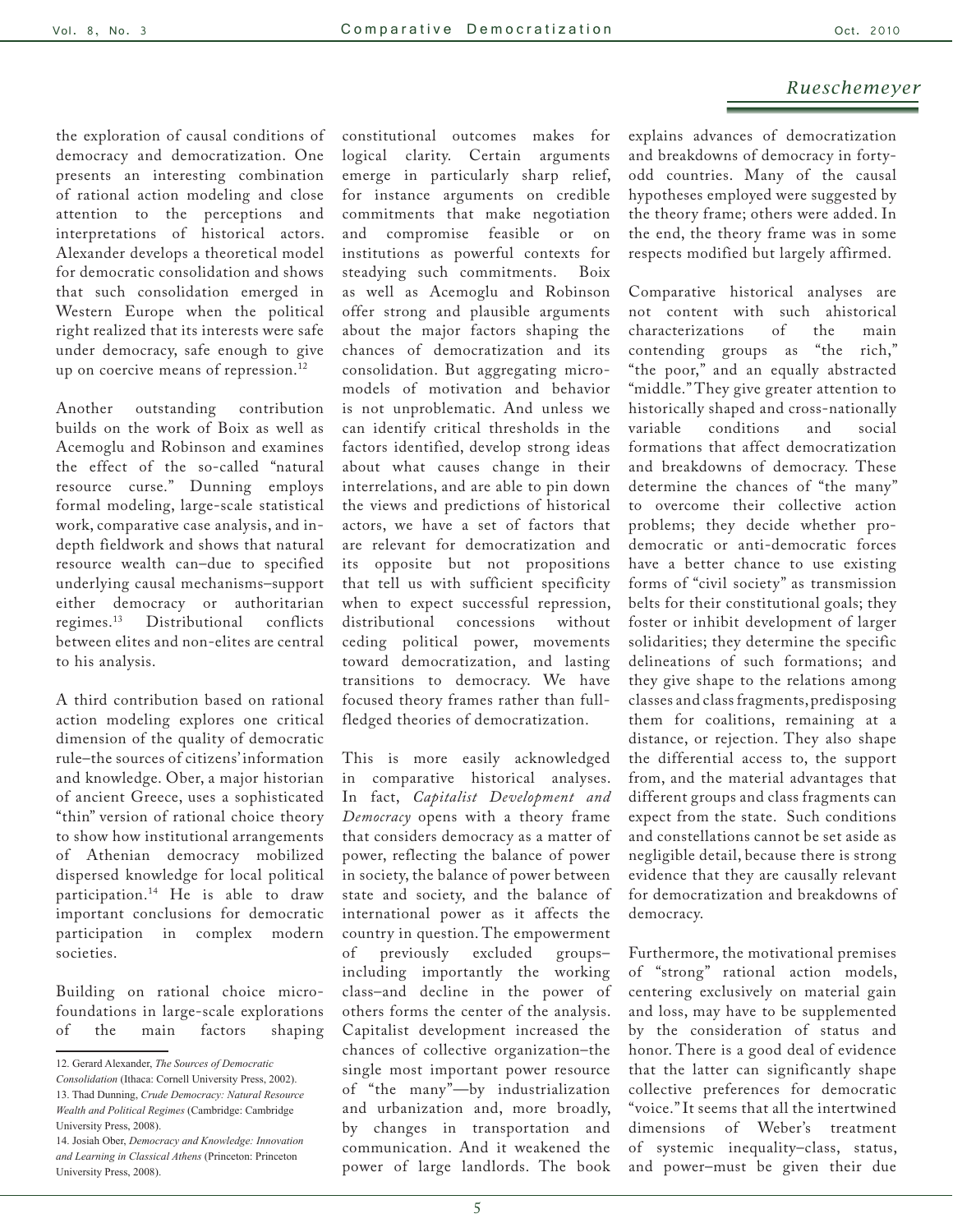the exploration of causal conditions of democracy and democratization. One presents an interesting combination of rational action modeling and close attention to the perceptions and interpretations of historical actors. Alexander develops a theoretical model for democratic consolidation and shows that such consolidation emerged in Western Europe when the political right realized that its interests were safe under democracy, safe enough to give up on coercive means of repression.[12]

Another outstanding contribution builds on the work of Boix as well as Acemoglu and Robinson and examines the effect of the so-called "natural resource curse." Dunning employs formal modeling, large-scale statistical work, comparative case analysis, and in-depth fieldwork and shows that natural resource wealth can–due to specified underlying causal mechanisms–support either democracy or authoritarian regimes.[13] Distributional conflicts between elites and non-elites are central to his analysis.

A third contribution based on rational action modeling explores one critical dimension of the quality of democratic rule–the sources of citizens' information and knowledge. Ober, a major historian of ancient Greece, uses a sophisticated "thin" version of rational choice theory to show how institutional arrangements of Athenian democracy mobilized dispersed knowledge for local political participation.[14] He is able to draw important conclusions for democratic participation in complex modern societies.

Building on rational choice micro-foundations in large-scale explorations of the main factors shaping constitutional outcomes makes for logical clarity. Certain arguments emerge in particularly sharp relief, for instance arguments on credible commitments that make negotiation and compromise feasible or on institutions as powerful contexts for steadying such commitments. Boix as well as Acemoglu and Robinson offer strong and plausible arguments about the major factors shaping the chances of democratization and its consolidation. But aggregating micro-models of motivation and behavior is not unproblematic. And unless we can identify critical thresholds in the factors identified, develop strong ideas about what causes change in their interrelations, and are able to pin down the views and predictions of historical actors, we have a set of factors that are relevant for democratization and its opposite but not propositions that tell us with sufficient specificity when to expect successful repression, distributional concessions without ceding political power, movements toward democratization, and lasting transitions to democracy. We have focused theory frames rather than full-fledged theories of democratization.

This is more easily acknowledged in comparative historical analyses. In fact, *Capitalist Development and Democracy* opens with a theory frame that considers democracy as a matter of power, reflecting the balance of power in society, the balance of power between state and society, and the balance of international power as it affects the country in question. The empowerment of previously excluded groups–including importantly the working class–and decline in the power of others forms the center of the analysis. Capitalist development increased the chances of collective organization–the single most important power resource of "the many"—by industrialization and urbanization and, more broadly, by changes in transportation and communication. And it weakened the power of large landlords. The book explains advances of democratization and breakdowns of democracy in forty-odd countries. Many of the causal hypotheses employed were suggested by the theory frame; others were added. In the end, the theory frame was in some respects modified but largely affirmed.

Comparative historical analyses are not content with such ahistorical characterizations of the main contending groups as "the rich," "the poor," and an equally abstracted "middle." They give greater attention to historically shaped and cross-nationally variable conditions and social formations that affect democratization and breakdowns of democracy. These determine the chances of "the many" to overcome their collective action problems; they decide whether pro-democratic or anti-democratic forces have a better chance to use existing forms of "civil society" as transmission belts for their constitutional goals; they foster or inhibit development of larger solidarities; they determine the specific delineations of such formations; and they give shape to the relations among classes and class fragments, predisposing them for coalitions, remaining at a distance, or rejection. They also shape the differential access to, the support from, and the material advantages that different groups and class fragments can expect from the state. Such conditions and constellations cannot be set aside as negligible detail, because there is strong evidence that they are causally relevant for democratization and breakdowns of democracy.

Furthermore, the motivational premises of "strong" rational action models, centering exclusively on material gain and loss, may have to be supplemented by the consideration of status and honor. There is a good deal of evidence that the latter can significantly shape collective preferences for democratic "voice." It seems that all the intertwined dimensions of Weber's treatment of systemic inequality–class, status, and power–must be given their due

---

12. Gerard Alexander, *The Sources of Democratic Consolidation* (Ithaca: Cornell University Press, 2002).

13. Thad Dunning, *Crude Democracy: Natural Resource Wealth and Political Regimes* (Cambridge: Cambridge University Press, 2008).

14. Josiah Ober, *Democracy and Knowledge: Innovation and Learning in Classical Athens* (Princeton: Princeton University Press, 2008).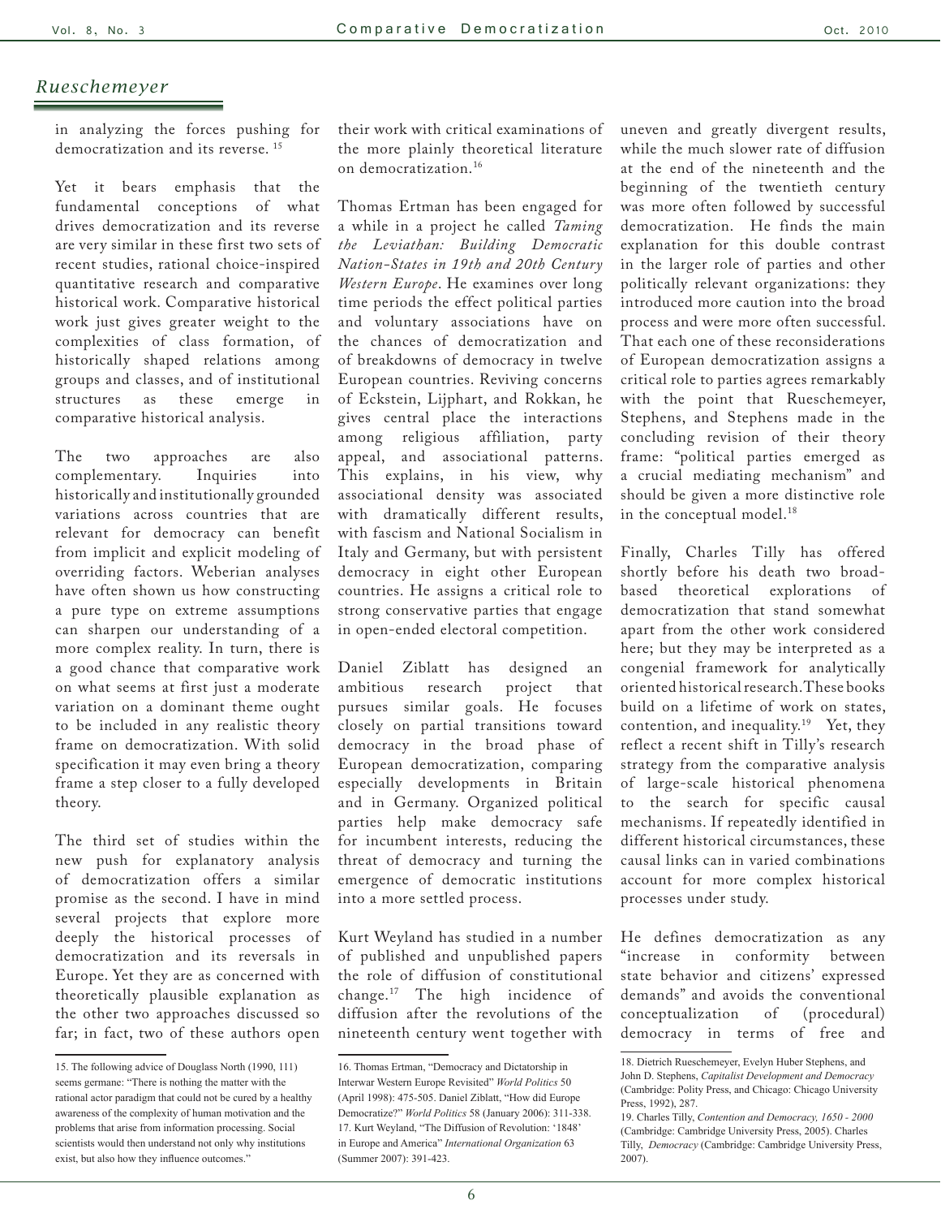in analyzing the forces pushing for democratization and its reverse. [15]

Yet it bears emphasis that the fundamental conceptions of what drives democratization and its reverse are very similar in these first two sets of recent studies, rational choice-inspired quantitative research and comparative historical work. Comparative historical work just gives greater weight to the complexities of class formation, of historically shaped relations among groups and classes, and of institutional structures as these emerge in comparative historical analysis.

The two approaches are also complementary. Inquiries into historically and institutionally grounded variations across countries that are relevant for democracy can benefit from implicit and explicit modeling of overriding factors. Weberian analyses have often shown us how constructing a pure type on extreme assumptions can sharpen our understanding of a more complex reality. In turn, there is a good chance that comparative work on what seems at first just a moderate variation on a dominant theme ought to be included in any realistic theory frame on democratization. With solid specification it may even bring a theory frame a step closer to a fully developed theory.

The third set of studies within the new push for explanatory analysis of democratization offers a similar promise as the second. I have in mind several projects that explore more deeply the historical processes of democratization and its reversals in Europe. Yet they are as concerned with theoretically plausible explanation as the other two approaches discussed so far; in fact, two of these authors open their work with critical examinations of the more plainly theoretical literature on democratization.[16]

Thomas Ertman has been engaged for a while in a project he called *Taming the Leviathan: Building Democratic Nation-States in 19th and 20th Century Western Europe*. He examines over long time periods the effect political parties and voluntary associations have on the chances of democratization and of breakdowns of democracy in twelve European countries. Reviving concerns of Eckstein, Lijphart, and Rokkan, he gives central place the interactions among religious affiliation, party appeal, and associational patterns. This explains, in his view, why associational density was associated with dramatically different results, with fascism and National Socialism in Italy and Germany, but with persistent democracy in eight other European countries. He assigns a critical role to strong conservative parties that engage in open-ended electoral competition.

Daniel Ziblatt has designed an ambitious research project that pursues similar goals. He focuses closely on partial transitions toward democracy in the broad phase of European democratization, comparing especially developments in Britain and in Germany. Organized political parties help make democracy safe for incumbent interests, reducing the threat of democracy and turning the emergence of democratic institutions into a more settled process.

Kurt Weyland has studied in a number of published and unpublished papers the role of diffusion of constitutional change.[17] The high incidence of diffusion after the revolutions of the nineteenth century went together with uneven and greatly divergent results, while the much slower rate of diffusion at the end of the nineteenth and the beginning of the twentieth century was more often followed by successful democratization. He finds the main explanation for this double contrast in the larger role of parties and other politically relevant organizations: they introduced more caution into the broad process and were more often successful. That each one of these reconsiderations of European democratization assigns a critical role to parties agrees remarkably with the point that Rueschemeyer, Stephens, and Stephens made in the concluding revision of their theory frame: "political parties emerged as a crucial mediating mechanism" and should be given a more distinctive role in the conceptual model.[18]

Finally, Charles Tilly has offered shortly before his death two broad-based theoretical explorations of democratization that stand somewhat apart from the other work considered here; but they may be interpreted as a congenial framework for analytically oriented historical research. These books build on a lifetime of work on states, contention, and inequality.[19] Yet, they reflect a recent shift in Tilly's research strategy from the comparative analysis of large-scale historical phenomena to the search for specific causal mechanisms. If repeatedly identified in different historical circumstances, these causal links can in varied combinations account for more complex historical processes under study.

He defines democratization as any "increase in conformity between state behavior and citizens' expressed demands" and avoids the conventional conceptualization of (procedural) democracy in terms of free and

---

15. The following advice of Douglass North (1990, 111) seems germane: "There is nothing the matter with the rational actor paradigm that could not be cured by a healthy awareness of the complexity of human motivation and the problems that arise from information processing. Social scientists would then understand not only why institutions exist, but also how they influence outcomes."

16. Thomas Ertman, "Democracy and Dictatorship in Interwar Western Europe Revisited" *World Politics* 50 (April 1998): 475-505. Daniel Ziblatt, "How did Europe Democratize?" *World Politics* 58 (January 2006): 311-338.

17. Kurt Weyland, "The Diffusion of Revolution: '1848' in Europe and America" *International Organization* 63 (Summer 2007): 391-423.

18. Dietrich Rueschemeyer, Evelyn Huber Stephens, and John D. Stephens, *Capitalist Development and Democracy* (Cambridge: Polity Press, and Chicago: Chicago University Press, 1992), 287.

19. Charles Tilly, *Contention and Democracy, 1650 - 2000* (Cambridge: Cambridge University Press, 2005). Charles Tilly, *Democracy* (Cambridge: Cambridge University Press, 2007).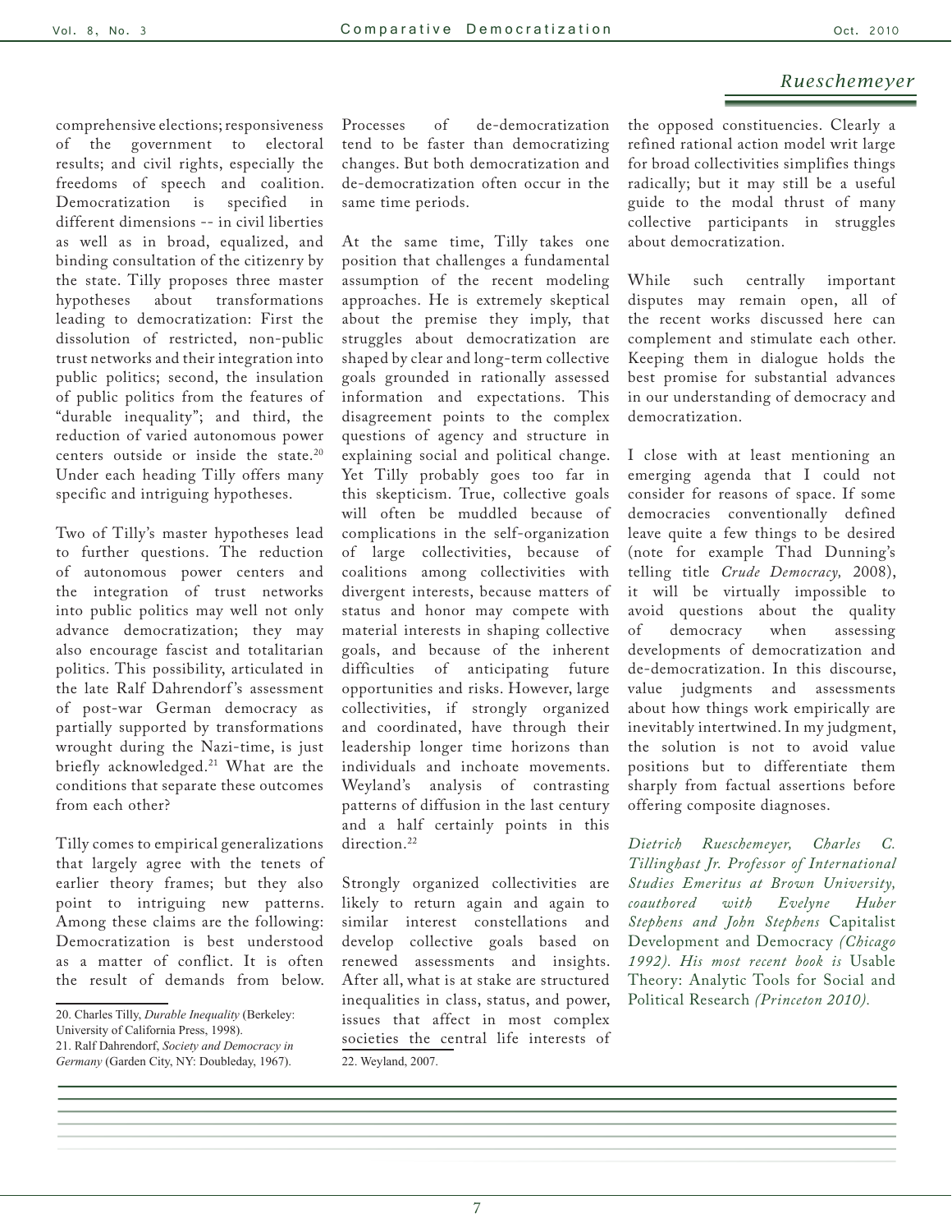comprehensive elections; responsiveness of the government to electoral results; and civil rights, especially the freedoms of speech and coalition. Democratization is specified in different dimensions -- in civil liberties as well as in broad, equalized, and binding consultation of the citizenry by the state. Tilly proposes three master hypotheses about transformations leading to democratization: First the dissolution of restricted, non-public trust networks and their integration into public politics; second, the insulation of public politics from the features of "durable inequality"; and third, the reduction of varied autonomous power centers outside or inside the state.[20] Under each heading Tilly offers many specific and intriguing hypotheses.

Two of Tilly's master hypotheses lead to further questions. The reduction of autonomous power centers and the integration of trust networks into public politics may well not only advance democratization; they may also encourage fascist and totalitarian politics. This possibility, articulated in the late Ralf Dahrendorf's assessment of post-war German democracy as partially supported by transformations wrought during the Nazi-time, is just briefly acknowledged.[21] What are the conditions that separate these outcomes from each other?

Tilly comes to empirical generalizations that largely agree with the tenets of earlier theory frames; but they also point to intriguing new patterns. Among these claims are the following: Democratization is best understood as a matter of conflict. It is often the result of demands from below. Processes of de-democratization tend to be faster than democratizing changes. But both democratization and de-democratization often occur in the same time periods.

At the same time, Tilly takes one position that challenges a fundamental assumption of the recent modeling approaches. He is extremely skeptical about the premise they imply, that struggles about democratization are shaped by clear and long-term collective goals grounded in rationally assessed information and expectations. This disagreement points to the complex questions of agency and structure in explaining social and political change. Yet Tilly probably goes too far in this skepticism. True, collective goals will often be muddled because of complications in the self-organization of large collectivities, because of coalitions among collectivities with divergent interests, because matters of status and honor may compete with material interests in shaping collective goals, and because of the inherent difficulties of anticipating future opportunities and risks. However, large collectivities, if strongly organized and coordinated, have through their leadership longer time horizons than individuals and inchoate movements. Weyland's analysis of contrasting patterns of diffusion in the last century and a half certainly points in this direction.[22]

Strongly organized collectivities are likely to return again and again to similar interest constellations and develop collective goals based on renewed assessments and insights. After all, what is at stake are structured inequalities in class, status, and power, issues that affect in most complex societies the central life interests of the opposed constituencies. Clearly a refined rational action model writ large for broad collectivities simplifies things radically; but it may still be a useful guide to the modal thrust of many collective participants in struggles about democratization.

While such centrally important disputes may remain open, all of the recent works discussed here can complement and stimulate each other. Keeping them in dialogue holds the best promise for substantial advances in our understanding of democracy and democratization.

I close with at least mentioning an emerging agenda that I could not consider for reasons of space. If some democracies conventionally defined leave quite a few things to be desired (note for example Thad Dunning's telling title *Crude Democracy,* 2008), it will be virtually impossible to avoid questions about the quality of democracy when assessing developments of democratization and de-democratization. In this discourse, value judgments and assessments about how things work empirically are inevitably intertwined. In my judgment, the solution is not to avoid value positions but to differentiate them sharply from factual assertions before offering composite diagnoses.

*Dietrich Rueschemeyer, Charles C. Tillinghast Jr. Professor of International Studies Emeritus at Brown University, coauthored with Evelyne Huber Stephens and John Stephens* Capitalist Development and Democracy *(Chicago 1992). His most recent book is* Usable Theory: Analytic Tools for Social and Political Research *(Princeton 2010).*

---

20. Charles Tilly, *Durable Inequality* (Berkeley: University of California Press, 1998).

21. Ralf Dahrendorf, *Society and Democracy in Germany* (Garden City, NY: Doubleday, 1967).

22. Weyland, 2007.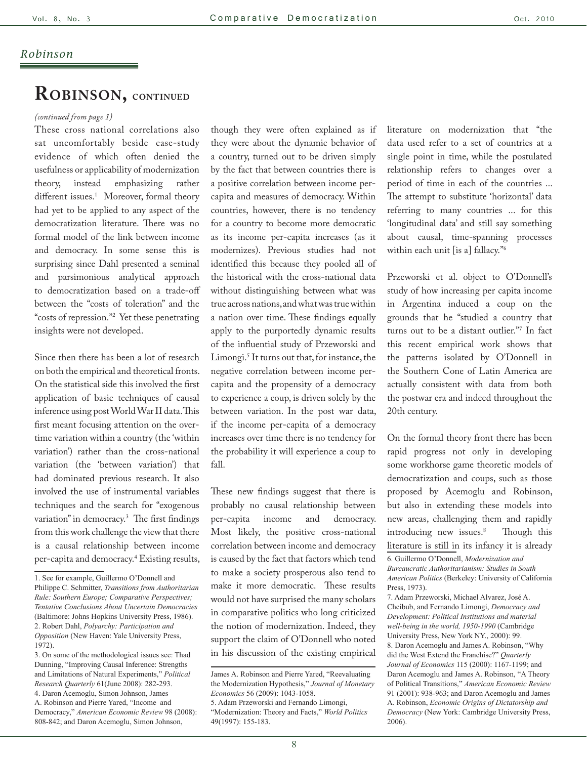# Robinson, continued

*(continued from page 1)*

These cross national correlations also sat uncomfortably beside case-study evidence of which often denied the usefulness or applicability of modernization theory, instead emphasizing rather different issues.[1] Moreover, formal theory had yet to be applied to any aspect of the democratization literature. There was no formal model of the link between income and democracy. In some sense this is surprising since Dahl presented a seminal and parsimonious analytical approach to democratization based on a trade-off between the "costs of toleration" and the "costs of repression."[2] Yet these penetrating insights were not developed.

Since then there has been a lot of research on both the empirical and theoretical fronts. On the statistical side this involved the first application of basic techniques of causal inference using post World War II data. This first meant focusing attention on the over-time variation within a country (the 'within variation') rather than the cross-national variation (the 'between variation') that had dominated previous research. It also involved the use of instrumental variables techniques and the search for "exogenous variation" in democracy.[3] The first findings from this work challenge the view that there is a causal relationship between income per-capita and democracy.[4] Existing results, though they were often explained as if they were about the dynamic behavior of a country, turned out to be driven simply by the fact that between countries there is a positive correlation between income per-capita and measures of democracy. Within countries, however, there is no tendency for a country to become more democratic as its income per-capita increases (as it modernizes). Previous studies had not identified this because they pooled all of the historical with the cross-national data without distinguishing between what was true across nations, and what was true within a nation over time. These findings equally apply to the purportedly dynamic results of the influential study of Przeworski and Limongi.[5] It turns out that, for instance, the negative correlation between income per-capita and the propensity of a democracy to experience a coup, is driven solely by the between variation. In the post war data, if the income per-capita of a democracy increases over time there is no tendency for the probability it will experience a coup to fall.

These new findings suggest that there is probably no causal relationship between per-capita income and democracy. Most likely, the positive cross-national correlation between income and democracy is caused by the fact that factors which tend to make a society prosperous also tend to make it more democratic. These results would not have surprised the many scholars in comparative politics who long criticized the notion of modernization. Indeed, they support the claim of O'Donnell who noted in his discussion of the existing empirical literature on modernization that "the data used refer to a set of countries at a single point in time, while the postulated relationship refers to changes over a period of time in each of the countries ... The attempt to substitute 'horizontal' data referring to many countries ... for this 'longitudinal data' and still say something about causal, time-spanning processes within each unit [is a] fallacy."[6]

Przeworski et al. object to O'Donnell's study of how increasing per capita income in Argentina induced a coup on the grounds that he "studied a country that turns out to be a distant outlier."[7] In fact this recent empirical work shows that the patterns isolated by O'Donnell in the Southern Cone of Latin America are actually consistent with data from both the postwar era and indeed throughout the 20th century.

On the formal theory front there has been rapid progress not only in developing some workhorse game theoretic models of democratization and coups, such as those proposed by Acemoglu and Robinson, but also in extending these models into new areas, challenging them and rapidly introducing new issues.[8] Though this literature is still in its infancy it is already

---

1. See for example, Guillermo O'Donnell and Philippe C. Schmitter, *Transitions from Authoritarian Rule: Southern Europe; Comparative Perspectives; Tentative Conclusions About Uncertain Democracies* (Baltimore: Johns Hopkins University Press, 1986).
2. Robert Dahl, *Polyarchy: Participation and Opposition* (New Haven: Yale University Press, 1972).
3. On some of the methodological issues see: Thad Dunning, "Improving Causal Inference: Strengths and Limitations of Natural Experiments," *Political Research Quarterly* 61(June 2008): 282-293.
4. Daron Acemoglu, Simon Johnson, James A. Robinson and Pierre Yared, "Income and Democracy," *American Economic Review* 98 (2008): 808-842; and Daron Acemoglu, Simon Johnson, James A. Robinson and Pierre Yared, "Reevaluating the Modernization Hypothesis," *Journal of Monetary Economics* 56 (2009): 1043-1058.
5. Adam Przeworski and Fernando Limongi, "Modernization: Theory and Facts," *World Politics* 49(1997): 155-183.
6. Guillermo O'Donnell, *Modernization and Bureaucratic Authoritarianism: Studies in South American Politics* (Berkeley: University of California Press, 1973).
7. Adam Przeworski, Michael Alvarez, José A. Cheibub, and Fernando Limongi, *Democracy and Development: Political Institutions and material well-being in the world, 1950-1990* (Cambridge University Press, New York NY., 2000): 99.
8. Daron Acemoglu and James A. Robinson, "Why did the West Extend the Franchise?" *Quarterly Journal of Economics* 115 (2000): 1167-1199; and Daron Acemoglu and James A. Robinson, "A Theory of Political Transitions," *American Economic Review* 91 (2001): 938-963; and Daron Acemoglu and James A. Robinson, *Economic Origins of Dictatorship and Democracy* (New York: Cambridge University Press, 2006).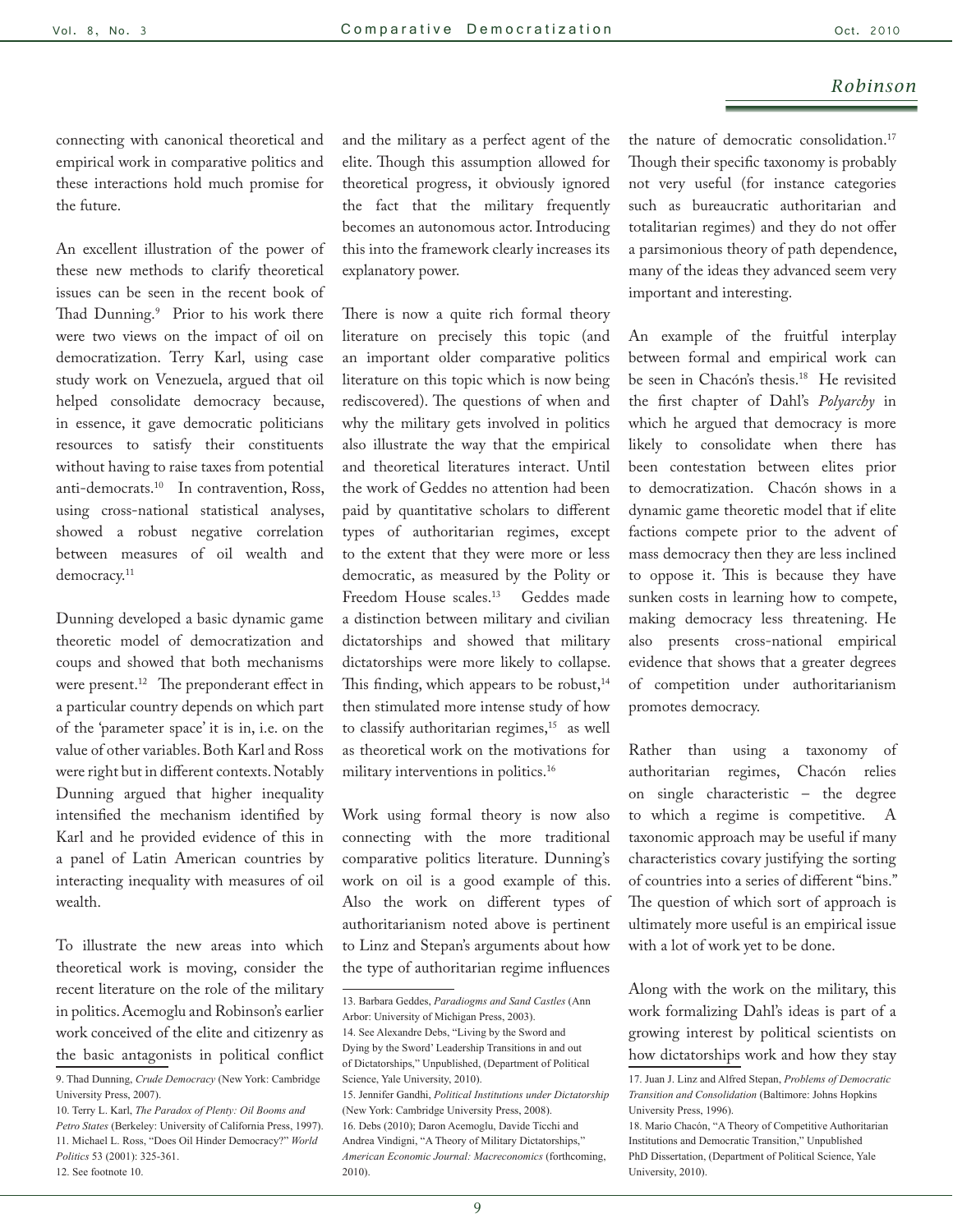connecting with canonical theoretical and empirical work in comparative politics and these interactions hold much promise for the future.

An excellent illustration of the power of these new methods to clarify theoretical issues can be seen in the recent book of Thad Dunning.[9] Prior to his work there were two views on the impact of oil on democratization. Terry Karl, using case study work on Venezuela, argued that oil helped consolidate democracy because, in essence, it gave democratic politicians resources to satisfy their constituents without having to raise taxes from potential anti-democrats.[10] In contravention, Ross, using cross-national statistical analyses, showed a robust negative correlation between measures of oil wealth and democracy.[11]

Dunning developed a basic dynamic game theoretic model of democratization and coups and showed that both mechanisms were present.[12] The preponderant effect in a particular country depends on which part of the 'parameter space' it is in, i.e. on the value of other variables. Both Karl and Ross were right but in different contexts. Notably Dunning argued that higher inequality intensified the mechanism identified by Karl and he provided evidence of this in a panel of Latin American countries by interacting inequality with measures of oil wealth.

To illustrate the new areas into which theoretical work is moving, consider the recent literature on the role of the military in politics. Acemoglu and Robinson's earlier work conceived of the elite and citizenry as the basic antagonists in political conflict and the military as a perfect agent of the elite. Though this assumption allowed for theoretical progress, it obviously ignored the fact that the military frequently becomes an autonomous actor. Introducing this into the framework clearly increases its explanatory power.

There is now a quite rich formal theory literature on precisely this topic (and an important older comparative politics literature on this topic which is now being rediscovered). The questions of when and why the military gets involved in politics also illustrate the way that the empirical and theoretical literatures interact. Until the work of Geddes no attention had been paid by quantitative scholars to different types of authoritarian regimes, except to the extent that they were more or less democratic, as measured by the Polity or Freedom House scales.[13] Geddes made a distinction between military and civilian dictatorships and showed that military dictatorships were more likely to collapse. This finding, which appears to be robust,[14] then stimulated more intense study of how to classify authoritarian regimes,[15] as well as theoretical work on the motivations for military interventions in politics.[16]

Work using formal theory is now also connecting with the more traditional comparative politics literature. Dunning's work on oil is a good example of this. Also the work on different types of authoritarianism noted above is pertinent to Linz and Stepan's arguments about how the type of authoritarian regime influences the nature of democratic consolidation.[17] Though their specific taxonomy is probably not very useful (for instance categories such as bureaucratic authoritarian and totalitarian regimes) and they do not offer a parsimonious theory of path dependence, many of the ideas they advanced seem very important and interesting.

An example of the fruitful interplay between formal and empirical work can be seen in Chacón's thesis.[18] He revisited the first chapter of Dahl's *Polyarchy* in which he argued that democracy is more likely to consolidate when there has been contestation between elites prior to democratization. Chacón shows in a dynamic game theoretic model that if elite factions compete prior to the advent of mass democracy then they are less inclined to oppose it. This is because they have sunken costs in learning how to compete, making democracy less threatening. He also presents cross-national empirical evidence that shows that a greater degrees of competition under authoritarianism promotes democracy.

Rather than using a taxonomy of authoritarian regimes, Chacón relies on single characteristic – the degree to which a regime is competitive. A taxonomic approach may be useful if many characteristics covary justifying the sorting of countries into a series of different "bins." The question of which sort of approach is ultimately more useful is an empirical issue with a lot of work yet to be done.

Along with the work on the military, this work formalizing Dahl's ideas is part of a growing interest by political scientists on how dictatorships work and how they stay

---

9. Thad Dunning, *Crude Democracy* (New York: Cambridge University Press, 2007).
10. Terry L. Karl, *The Paradox of Plenty: Oil Booms and Petro States* (Berkeley: University of California Press, 1997).
11. Michael L. Ross, "Does Oil Hinder Democracy?" *World Politics* 53 (2001): 325-361.
12. See footnote 10.
13. Barbara Geddes, *Paradiogms and Sand Castles* (Ann Arbor: University of Michigan Press, 2003).
14. See Alexandre Debs, "Living by the Sword and Dying by the Sword' Leadership Transitions in and out of Dictatorships," Unpublished, (Department of Political Science, Yale University, 2010).
15. Jennifer Gandhi, *Political Institutions under Dictatorship* (New York: Cambridge University Press, 2008).
16. Debs (2010); Daron Acemoglu, Davide Ticchi and Andrea Vindigni, "A Theory of Military Dictatorships," *American Economic Journal: Macroeconomics* (forthcoming, 2010).
17. Juan J. Linz and Alfred Stepan, *Problems of Democratic Transition and Consolidation* (Baltimore: Johns Hopkins University Press, 1996).
18. Mario Chacón, "A Theory of Competitive Authoritarian Institutions and Democratic Transition," Unpublished PhD Dissertation, (Department of Political Science, Yale University, 2010).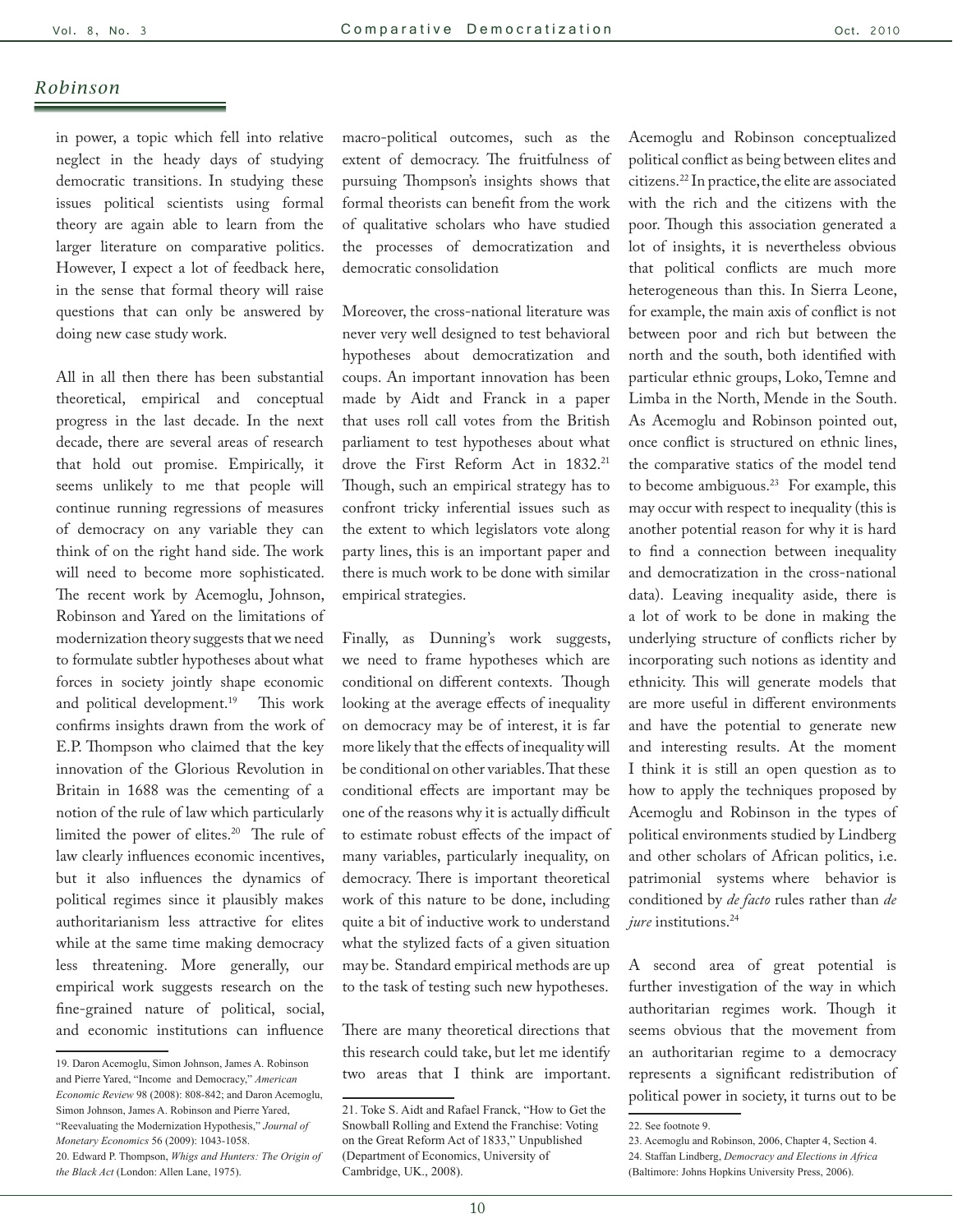in power, a topic which fell into relative neglect in the heady days of studying democratic transitions. In studying these issues political scientists using formal theory are again able to learn from the larger literature on comparative politics. However, I expect a lot of feedback here, in the sense that formal theory will raise questions that can only be answered by doing new case study work.

All in all then there has been substantial theoretical, empirical and conceptual progress in the last decade. In the next decade, there are several areas of research that hold out promise. Empirically, it seems unlikely to me that people will continue running regressions of measures of democracy on any variable they can think of on the right hand side. The work will need to become more sophisticated. The recent work by Acemoglu, Johnson, Robinson and Yared on the limitations of modernization theory suggests that we need to formulate subtler hypotheses about what forces in society jointly shape economic and political development.[19] This work confirms insights drawn from the work of E.P. Thompson who claimed that the key innovation of the Glorious Revolution in Britain in 1688 was the cementing of a notion of the rule of law which particularly limited the power of elites.[20] The rule of law clearly influences economic incentives, but it also influences the dynamics of political regimes since it plausibly makes authoritarianism less attractive for elites while at the same time making democracy less threatening. More generally, our empirical work suggests research on the fine-grained nature of political, social, and economic institutions can influence macro-political outcomes, such as the extent of democracy. The fruitfulness of pursuing Thompson's insights shows that formal theorists can benefit from the work of qualitative scholars who have studied the processes of democratization and democratic consolidation

Moreover, the cross-national literature was never very well designed to test behavioral hypotheses about democratization and coups. An important innovation has been made by Aidt and Franck in a paper that uses roll call votes from the British parliament to test hypotheses about what drove the First Reform Act in 1832.[21] Though, such an empirical strategy has to confront tricky inferential issues such as the extent to which legislators vote along party lines, this is an important paper and there is much work to be done with similar empirical strategies.

Finally, as Dunning's work suggests, we need to frame hypotheses which are conditional on different contexts. Though looking at the average effects of inequality on democracy may be of interest, it is far more likely that the effects of inequality will be conditional on other variables. That these conditional effects are important may be one of the reasons why it is actually difficult to estimate robust effects of the impact of many variables, particularly inequality, on democracy. There is important theoretical work of this nature to be done, including quite a bit of inductive work to understand what the stylized facts of a given situation may be. Standard empirical methods are up to the task of testing such new hypotheses.

There are many theoretical directions that this research could take, but let me identify two areas that I think are important. Acemoglu and Robinson conceptualized political conflict as being between elites and citizens.[22] In practice, the elite are associated with the rich and the citizens with the poor. Though this association generated a lot of insights, it is nevertheless obvious that political conflicts are much more heterogeneous than this. In Sierra Leone, for example, the main axis of conflict is not between poor and rich but between the north and the south, both identified with particular ethnic groups, Loko, Temne and Limba in the North, Mende in the South. As Acemoglu and Robinson pointed out, once conflict is structured on ethnic lines, the comparative statics of the model tend to become ambiguous.[23] For example, this may occur with respect to inequality (this is another potential reason for why it is hard to find a connection between inequality and democratization in the cross-national data). Leaving inequality aside, there is a lot of work to be done in making the underlying structure of conflicts richer by incorporating such notions as identity and ethnicity. This will generate models that are more useful in different environments and have the potential to generate new and interesting results. At the moment I think it is still an open question as to how to apply the techniques proposed by Acemoglu and Robinson in the types of political environments studied by Lindberg and other scholars of African politics, i.e. patrimonial systems where behavior is conditioned by *de facto* rules rather than *de jure* institutions.[24]

A second area of great potential is further investigation of the way in which authoritarian regimes work. Though it seems obvious that the movement from an authoritarian regime to a democracy represents a significant redistribution of political power in society, it turns out to be

---

19. Daron Acemoglu, Simon Johnson, James A. Robinson and Pierre Yared, "Income and Democracy," *American Economic Review* 98 (2008): 808-842; and Daron Acemoglu, Simon Johnson, James A. Robinson and Pierre Yared, "Reevaluating the Modernization Hypothesis," *Journal of Monetary Economics* 56 (2009): 1043-1058.

20. Edward P. Thompson, *Whigs and Hunters: The Origin of the Black Act* (London: Allen Lane, 1975).

21. Toke S. Aidt and Rafael Franck, "How to Get the Snowball Rolling and Extend the Franchise: Voting on the Great Reform Act of 1833," Unpublished (Department of Economics, University of Cambridge, UK., 2008).

22. See footnote 9.

23. Acemoglu and Robinson, 2006, Chapter 4, Section 4.

24. Staffan Lindberg, *Democracy and Elections in Africa* (Baltimore: Johns Hopkins University Press, 2006).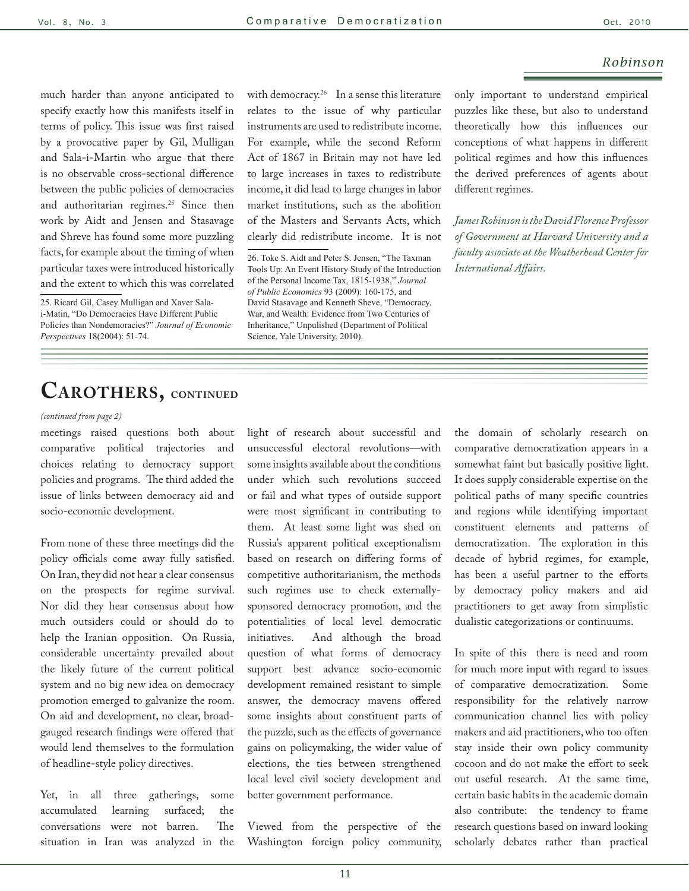much harder than anyone anticipated to specify exactly how this manifests itself in terms of policy. This issue was first raised by a provocative paper by Gil, Mulligan and Sala-i-Martin who argue that there is no observable cross-sectional difference between the public policies of democracies and authoritarian regimes.[25] Since then work by Aidt and Jensen and Stasavage and Shreve has found some more puzzling facts, for example about the timing of when particular taxes were introduced historically and the extent to which this was correlated with democracy.[26] In a sense this literature relates to the issue of why particular instruments are used to redistribute income. For example, while the second Reform Act of 1867 in Britain may not have led to large increases in taxes to redistribute income, it did lead to large changes in labor market institutions, such as the abolition of the Masters and Servants Acts, which clearly did redistribute income. It is not only important to understand empirical puzzles like these, but also to understand theoretically how this influences our conceptions of what happens in different political regimes and how this influences the derived preferences of agents about different regimes.

25. Ricard Gil, Casey Mulligan and Xaver Sala-i-Matin, "Do Democracies Have Different Public Policies than Nondemocracies?" *Journal of Economic Perspectives* 18(2004): 51-74.

26. Toke S. Aidt and Peter S. Jensen, "The Taxman Tools Up: An Event History Study of the Introduction of the Personal Income Tax, 1815-1938," *Journal of Public Economics* 93 (2009): 160-175, and David Stasavage and Kenneth Sheve, "Democracy, War, and Wealth: Evidence from Two Centuries of Inheritance," Unpulished (Department of Political Science, Yale University, 2010).

*James Robinson is the David Florence Professor of Government at Harvard University and a faculty associate at the Weatherhead Center for International Affairs.*

# Carothers, continued

*(continued from page 2)*

meetings raised questions both about comparative political trajectories and choices relating to democracy support policies and programs. The third added the issue of links between democracy aid and socio-economic development.

From none of these three meetings did the policy officials come away fully satisfied. On Iran, they did not hear a clear consensus on the prospects for regime survival. Nor did they hear consensus about how much outsiders could or should do to help the Iranian opposition. On Russia, considerable uncertainty prevailed about the likely future of the current political system and no big new idea on democracy promotion emerged to galvanize the room. On aid and development, no clear, broad-gauged research findings were offered that would lend themselves to the formulation of headline-style policy directives.

Yet, in all three gatherings, some accumulated learning surfaced; the conversations were not barren. The situation in Iran was analyzed in the light of research about successful and unsuccessful electoral revolutions—with some insights available about the conditions under which such revolutions succeed or fail and what types of outside support were most significant in contributing to them. At least some light was shed on Russia's apparent political exceptionalism based on research on differing forms of competitive authoritarianism, the methods such regimes use to check externally-sponsored democracy promotion, and the potentialities of local level democratic initiatives. And although the broad question of what forms of democracy support best advance socio-economic development remained resistant to simple answer, the democracy mavens offered some insights about constituent parts of the puzzle, such as the effects of governance gains on policymaking, the wider value of elections, the ties between strengthened local level civil society development and better government performance.

Viewed from the perspective of the Washington foreign policy community, the domain of scholarly research on comparative democratization appears in a somewhat faint but basically positive light. It does supply considerable expertise on the political paths of many specific countries and regions while identifying important constituent elements and patterns of democratization. The exploration in this decade of hybrid regimes, for example, has been a useful partner to the efforts by democracy policy makers and aid practitioners to get away from simplistic dualistic categorizations or continuums.

In spite of this there is need and room for much more input with regard to issues of comparative democratization. Some responsibility for the relatively narrow communication channel lies with policy makers and aid practitioners, who too often stay inside their own policy community cocoon and do not make the effort to seek out useful research. At the same time, certain basic habits in the academic domain also contribute: the tendency to frame research questions based on inward looking scholarly debates rather than practical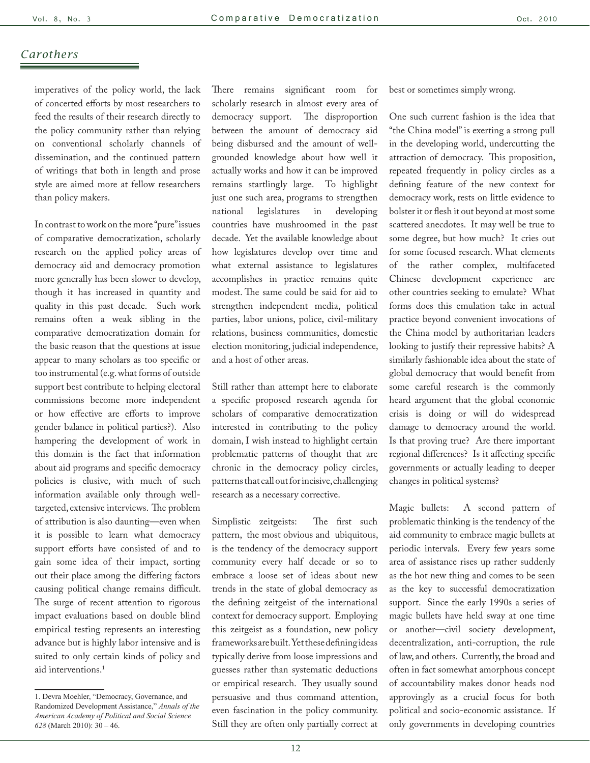imperatives of the policy world, the lack of concerted efforts by most researchers to feed the results of their research directly to the policy community rather than relying on conventional scholarly channels of dissemination, and the continued pattern of writings that both in length and prose style are aimed more at fellow researchers than policy makers.

In contrast to work on the more "pure" issues of comparative democratization, scholarly research on the applied policy areas of democracy aid and democracy promotion more generally has been slower to develop, though it has increased in quantity and quality in this past decade. Such work remains often a weak sibling in the comparative democratization domain for the basic reason that the questions at issue appear to many scholars as too specific or too instrumental (e.g. what forms of outside support best contribute to helping electoral commissions become more independent or how effective are efforts to improve gender balance in political parties?). Also hampering the development of work in this domain is the fact that information about aid programs and specific democracy policies is elusive, with much of such information available only through well-targeted, extensive interviews. The problem of attribution is also daunting—even when it is possible to learn what democracy support efforts have consisted of and to gain some idea of their impact, sorting out their place among the differing factors causing political change remains difficult. The surge of recent attention to rigorous impact evaluations based on double blind empirical testing represents an interesting advance but is highly labor intensive and is suited to only certain kinds of policy and aid interventions.[1]

There remains significant room for scholarly research in almost every area of democracy support. The disproportion between the amount of democracy aid being disbursed and the amount of well-grounded knowledge about how well it actually works and how it can be improved remains startlingly large. To highlight just one such area, programs to strengthen national legislatures in developing countries have mushroomed in the past decade. Yet the available knowledge about how legislatures develop over time and what external assistance to legislatures accomplishes in practice remains quite modest. The same could be said for aid to strengthen independent media, political parties, labor unions, police, civil-military relations, business communities, domestic election monitoring, judicial independence, and a host of other areas.

Still rather than attempt here to elaborate a specific proposed research agenda for scholars of comparative democratization interested in contributing to the policy domain, I wish instead to highlight certain problematic patterns of thought that are chronic in the democracy policy circles, patterns that call out for incisive, challenging research as a necessary corrective.

Simplistic zeitgeists: The first such pattern, the most obvious and ubiquitous, is the tendency of the democracy support community every half decade or so to embrace a loose set of ideas about new trends in the state of global democracy as the defining zeitgeist of the international context for democracy support. Employing this zeitgeist as a foundation, new policy frameworks are built. Yet these defining ideas typically derive from loose impressions and guesses rather than systematic deductions or empirical research. They usually sound persuasive and thus command attention, even fascination in the policy community. Still they are often only partially correct at best or sometimes simply wrong.

One such current fashion is the idea that "the China model" is exerting a strong pull in the developing world, undercutting the attraction of democracy. This proposition, repeated frequently in policy circles as a defining feature of the new context for democracy work, rests on little evidence to bolster it or flesh it out beyond at most some scattered anecdotes. It may well be true to some degree, but how much? It cries out for some focused research. What elements of the rather complex, multifaceted Chinese development experience are other countries seeking to emulate? What forms does this emulation take in actual practice beyond convenient invocations of the China model by authoritarian leaders looking to justify their repressive habits? A similarly fashionable idea about the state of global democracy that would benefit from some careful research is the commonly heard argument that the global economic crisis is doing or will do widespread damage to democracy around the world. Is that proving true? Are there important regional differences? Is it affecting specific governments or actually leading to deeper changes in political systems?

Magic bullets: A second pattern of problematic thinking is the tendency of the aid community to embrace magic bullets at periodic intervals. Every few years some area of assistance rises up rather suddenly as the hot new thing and comes to be seen as the key to successful democratization support. Since the early 1990s a series of magic bullets have held sway at one time or another—civil society development, decentralization, anti-corruption, the rule of law, and others. Currently, the broad and often in fact somewhat amorphous concept of accountability makes donor heads nod approvingly as a crucial focus for both political and socio-economic assistance. If only governments in developing countries

---

1. Devra Moehler, "Democracy, Governance, and Randomized Development Assistance," *Annals of the American Academy of Political and Social Science 628* (March 2010): 30 – 46.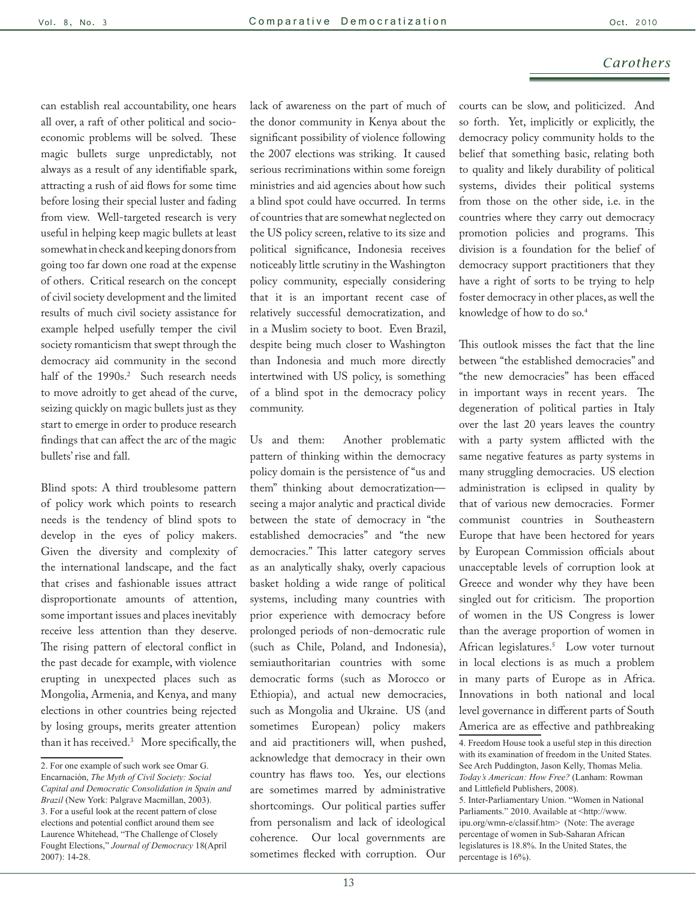can establish real accountability, one hears all over, a raft of other political and socio-economic problems will be solved. These magic bullets surge unpredictably, not always as a result of any identifiable spark, attracting a rush of aid flows for some time before losing their special luster and fading from view. Well-targeted research is very useful in helping keep magic bullets at least somewhat in check and keeping donors from going too far down one road at the expense of others. Critical research on the concept of civil society development and the limited results of much civil society assistance for example helped usefully temper the civil society romanticism that swept through the democracy aid community in the second half of the 1990s.[2] Such research needs to move adroitly to get ahead of the curve, seizing quickly on magic bullets just as they start to emerge in order to produce research findings that can affect the arc of the magic bullets' rise and fall.

Blind spots: A third troublesome pattern of policy work which points to research needs is the tendency of blind spots to develop in the eyes of policy makers. Given the diversity and complexity of the international landscape, and the fact that crises and fashionable issues attract disproportionate amounts of attention, some important issues and places inevitably receive less attention than they deserve. The rising pattern of electoral conflict in the past decade for example, with violence erupting in unexpected places such as Mongolia, Armenia, and Kenya, and many elections in other countries being rejected by losing groups, merits greater attention than it has received.[3] More specifically, the lack of awareness on the part of much of the donor community in Kenya about the significant possibility of violence following the 2007 elections was striking. It caused serious recriminations within some foreign ministries and aid agencies about how such a blind spot could have occurred. In terms of countries that are somewhat neglected on the US policy screen, relative to its size and political significance, Indonesia receives noticeably little scrutiny in the Washington policy community, especially considering that it is an important recent case of relatively successful democratization, and in a Muslim society to boot. Even Brazil, despite being much closer to Washington than Indonesia and much more directly intertwined with US policy, is something of a blind spot in the democracy policy community.

Us and them: Another problematic pattern of thinking within the democracy policy domain is the persistence of "us and them" thinking about democratization—seeing a major analytic and practical divide between the state of democracy in "the established democracies" and "the new democracies." This latter category serves as an analytically shaky, overly capacious basket holding a wide range of political systems, including many countries with prior experience with democracy before prolonged periods of non-democratic rule (such as Chile, Poland, and Indonesia), semiauthoritarian countries with some democratic forms (such as Morocco or Ethiopia), and actual new democracies, such as Mongolia and Ukraine. US (and sometimes European) policy makers and aid practitioners will, when pushed, acknowledge that democracy in their own country has flaws too. Yes, our elections are sometimes marred by administrative shortcomings. Our political parties suffer from personalism and lack of ideological coherence. Our local governments are sometimes flecked with corruption. Our courts can be slow, and politicized. And so forth. Yet, implicitly or explicitly, the democracy policy community holds to the belief that something basic, relating both to quality and likely durability of political systems, divides their political systems from those on the other side, i.e. in the countries where they carry out democracy promotion policies and programs. This division is a foundation for the belief of democracy support practitioners that they have a right of sorts to be trying to help foster democracy in other places, as well the knowledge of how to do so.[4]

This outlook misses the fact that the line between "the established democracies" and "the new democracies" has been effaced in important ways in recent years. The degeneration of political parties in Italy over the last 20 years leaves the country with a party system afflicted with the same negative features as party systems in many struggling democracies. US election administration is eclipsed in quality by that of various new democracies. Former communist countries in Southeastern Europe that have been hectored for years by European Commission officials about unacceptable levels of corruption look at Greece and wonder why they have been singled out for criticism. The proportion of women in the US Congress is lower than the average proportion of women in African legislatures.[5] Low voter turnout in local elections is as much a problem in many parts of Europe as in Africa. Innovations in both national and local level governance in different parts of South America are as effective and pathbreaking

---

2. For one example of such work see Omar G. Encarnación, *The Myth of Civil Society: Social Capital and Democratic Consolidation in Spain and Brazil* (New York: Palgrave Macmillan, 2003).

3. For a useful look at the recent pattern of close elections and potential conflict around them see Laurence Whitehead, "The Challenge of Closely Fought Elections," *Journal of Democracy* 18(April 2007): 14-28.

4. Freedom House took a useful step in this direction with its examination of freedom in the United States. See Arch Puddington, Jason Kelly, Thomas Melia. *Today's American: How Free?* (Lanham: Rowman and Littlefield Publishers, 2008).

5. Inter-Parliamentary Union. "Women in National Parliaments." 2010. Available at <http://www.ipu.org/wmn-e/classif.htm> (Note: The average percentage of women in Sub-Saharan African legislatures is 18.8%. In the United States, the percentage is 16%).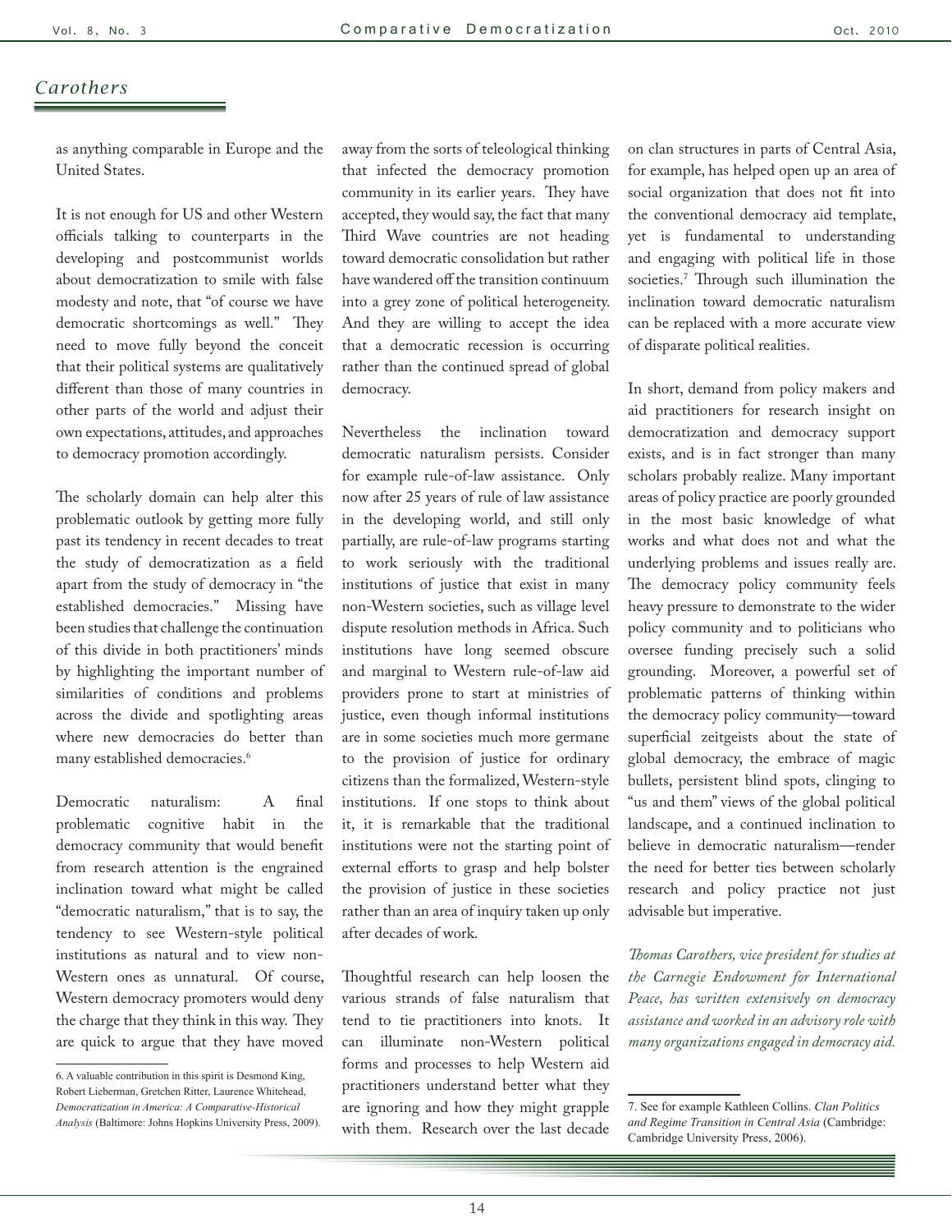as anything comparable in Europe and the United States.

It is not enough for US and other Western officials talking to counterparts in the developing and postcommunist worlds about democratization to smile with false modesty and note, that "of course we have democratic shortcomings as well." They need to move fully beyond the conceit that their political systems are qualitatively different than those of many countries in other parts of the world and adjust their own expectations, attitudes, and approaches to democracy promotion accordingly.

The scholarly domain can help alter this problematic outlook by getting more fully past its tendency in recent decades to treat the study of democratization as a field apart from the study of democracy in "the established democracies." Missing have been studies that challenge the continuation of this divide in both practitioners' minds by highlighting the important number of similarities of conditions and problems across the divide and spotlighting areas where new democracies do better than many established democracies.[6]

Democratic naturalism: A final problematic cognitive habit in the democracy community that would benefit from research attention is the engrained inclination toward what might be called "democratic naturalism," that is to say, the tendency to see Western-style political institutions as natural and to view non-Western ones as unnatural. Of course, Western democracy promoters would deny the charge that they think in this way. They are quick to argue that they have moved away from the sorts of teleological thinking that infected the democracy promotion community in its earlier years. They have accepted, they would say, the fact that many Third Wave countries are not heading toward democratic consolidation but rather have wandered off the transition continuum into a grey zone of political heterogeneity. And they are willing to accept the idea that a democratic recession is occurring rather than the continued spread of global democracy.

Nevertheless the inclination toward democratic naturalism persists. Consider for example rule-of-law assistance. Only now after 25 years of rule of law assistance in the developing world, and still only partially, are rule-of-law programs starting to work seriously with the traditional institutions of justice that exist in many non-Western societies, such as village level dispute resolution methods in Africa. Such institutions have long seemed obscure and marginal to Western rule-of-law aid providers prone to start at ministries of justice, even though informal institutions are in some societies much more germane to the provision of justice for ordinary citizens than the formalized, Western-style institutions. If one stops to think about it, it is remarkable that the traditional institutions were not the starting point of external efforts to grasp and help bolster the provision of justice in these societies rather than an area of inquiry taken up only after decades of work.

Thoughtful research can help loosen the various strands of false naturalism that tend to tie practitioners into knots. It can illuminate non-Western political forms and processes to help Western aid practitioners understand better what they are ignoring and how they might grapple with them. Research over the last decade on clan structures in parts of Central Asia, for example, has helped open up an area of social organization that does not fit into the conventional democracy aid template, yet is fundamental to understanding and engaging with political life in those societies.[7] Through such illumination the inclination toward democratic naturalism can be replaced with a more accurate view of disparate political realities.

In short, demand from policy makers and aid practitioners for research insight on democratization and democracy support exists, and is in fact stronger than many scholars probably realize. Many important areas of policy practice are poorly grounded in the most basic knowledge of what works and what does not and what the underlying problems and issues really are. The democracy policy community feels heavy pressure to demonstrate to the wider policy community and to politicians who oversee funding precisely such a solid grounding. Moreover, a powerful set of problematic patterns of thinking within the democracy policy community—toward superficial zeitgeists about the state of global democracy, the embrace of magic bullets, persistent blind spots, clinging to "us and them" views of the global political landscape, and a continued inclination to believe in democratic naturalism—render the need for better ties between scholarly research and policy practice not just advisable but imperative.

*Thomas Carothers, vice president for studies at the Carnegie Endowment for International Peace, has written extensively on democracy assistance and worked in an advisory role with many organizations engaged in democracy aid.*

---

6. A valuable contribution in this spirit is Desmond King, Robert Lieberman, Gretchen Ritter, Laurence Whitehead, *Democratization in America: A Comparative-Historical Analysis* (Baltimore: Johns Hopkins University Press, 2009).

7. See for example Kathleen Collins. *Clan Politics and Regime Transition in Central Asia* (Cambridge: Cambridge University Press, 2006).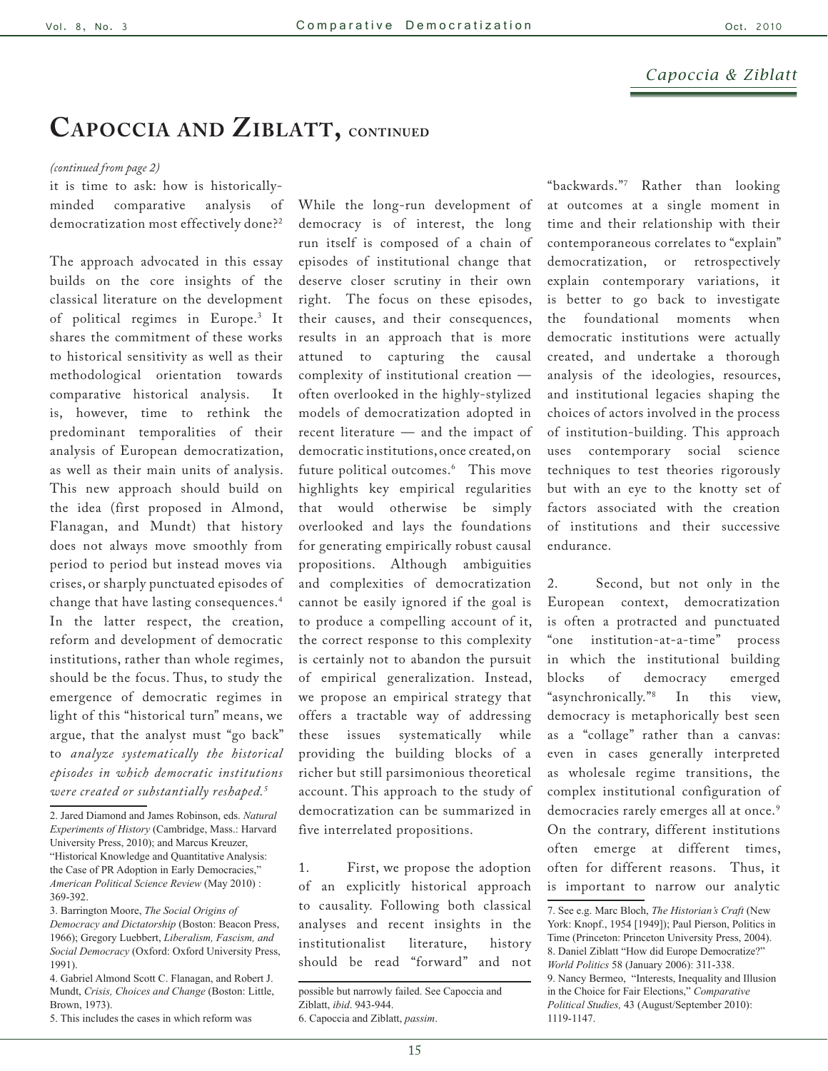# Capoccia and Ziblatt, continued

*(continued from page 2)*

it is time to ask: how is historically-minded comparative analysis of democratization most effectively done?[2]

The approach advocated in this essay builds on the core insights of the classical literature on the development of political regimes in Europe.[3] It shares the commitment of these works to historical sensitivity as well as their methodological orientation towards comparative historical analysis. It is, however, time to rethink the predominant temporalities of their analysis of European democratization, as well as their main units of analysis. This new approach should build on the idea (first proposed in Almond, Flanagan, and Mundt) that history does not always move smoothly from period to period but instead moves via crises, or sharply punctuated episodes of change that have lasting consequences.[4] In the latter respect, the creation, reform and development of democratic institutions, rather than whole regimes, should be the focus. Thus, to study the emergence of democratic regimes in light of this "historical turn" means, we argue, that the analyst must "go back" to *analyze systematically the historical episodes in which democratic institutions were created or substantially reshaped.*[5]

While the long-run development of democracy is of interest, the long run itself is composed of a chain of episodes of institutional change that deserve closer scrutiny in their own right. The focus on these episodes, their causes, and their consequences, results in an approach that is more attuned to capturing the causal complexity of institutional creation — often overlooked in the highly-stylized models of democratization adopted in recent literature — and the impact of democratic institutions, once created, on future political outcomes.[6] This move highlights key empirical regularities that would otherwise be simply overlooked and lays the foundations for generating empirically robust causal propositions. Although ambiguities and complexities of democratization cannot be easily ignored if the goal is to produce a compelling account of it, the correct response to this complexity is certainly not to abandon the pursuit of empirical generalization. Instead, we propose an empirical strategy that offers a tractable way of addressing these issues systematically while providing the building blocks of a richer but still parsimonious theoretical account. This approach to the study of democratization can be summarized in five interrelated propositions.

1. First, we propose the adoption of an explicitly historical approach to causality. Following both classical analyses and recent insights in the institutionalist literature, history should be read "forward" and not "backwards."[7] Rather than looking at outcomes at a single moment in time and their relationship with their contemporaneous correlates to "explain" democratization, or retrospectively explain contemporary variations, it is better to go back to investigate the foundational moments when democratic institutions were actually created, and undertake a thorough analysis of the ideologies, resources, and institutional legacies shaping the choices of actors involved in the process of institution-building. This approach uses contemporary social science techniques to test theories rigorously but with an eye to the knotty set of factors associated with the creation of institutions and their successive endurance.

2. Second, but not only in the European context, democratization is often a protracted and punctuated "one institution-at-a-time" process in which the institutional building blocks of democracy emerged "asynchronically."[8] In this view, democracy is metaphorically best seen as a "collage" rather than a canvas: even in cases generally interpreted as wholesale regime transitions, the complex institutional configuration of democracies rarely emerges all at once.[9] On the contrary, different institutions often emerge at different times, often for different reasons. Thus, it is important to narrow our analytic

---

2. Jared Diamond and James Robinson, eds. *Natural Experiments of History* (Cambridge, Mass.: Harvard University Press, 2010); and Marcus Kreuzer, "Historical Knowledge and Quantitative Analysis: the Case of PR Adoption in Early Democracies," *American Political Science Review* (May 2010) : 369-392.

3. Barrington Moore, *The Social Origins of Democracy and Dictatorship* (Boston: Beacon Press, 1966); Gregory Luebbert, *Liberalism, Fascism, and Social Democracy* (Oxford: Oxford University Press, 1991).

4. Gabriel Almond Scott C. Flanagan, and Robert J. Mundt, *Crisis, Choices and Change* (Boston: Little, Brown, 1973).

5. This includes the cases in which reform was possible but narrowly failed. See Capoccia and Ziblatt, *ibid*. 943-944.

6. Capoccia and Ziblatt, *passim*.

7. See e.g. Marc Bloch, *The Historian's Craft* (New York: Knopf., 1954 [1949]); Paul Pierson, Politics in Time (Princeton: Princeton University Press, 2004).

8. Daniel Ziblatt "How did Europe Democratize?" *World Politics* 58 (January 2006): 311-338.

9. Nancy Bermeo, "Interests, Inequality and Illusion in the Choice for Fair Elections," *Comparative Political Studies,* 43 (August/September 2010): 1119-1147.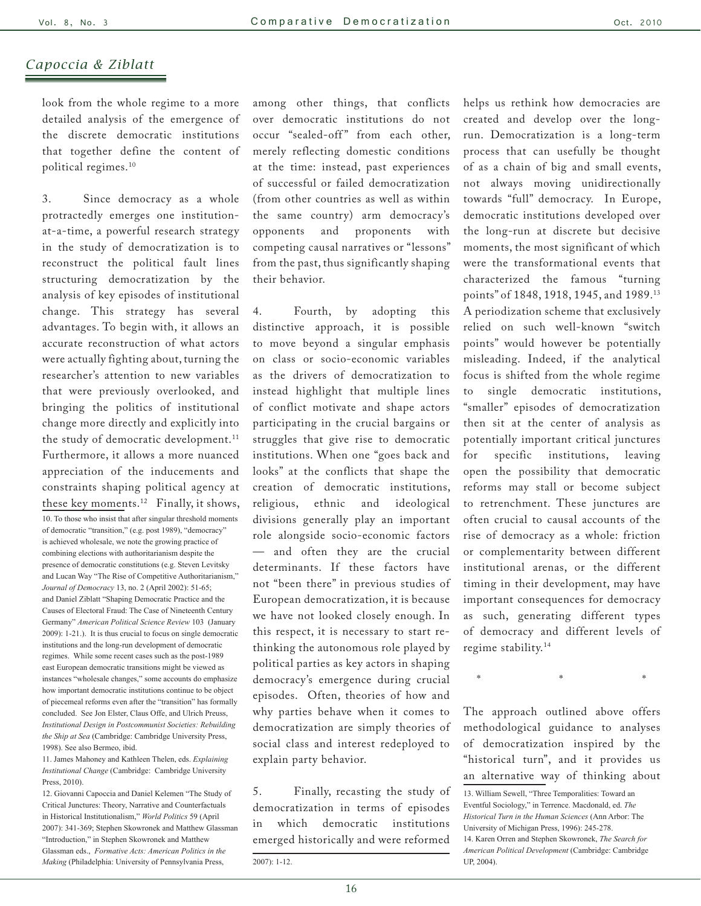look from the whole regime to a more detailed analysis of the emergence of the discrete democratic institutions that together define the content of political regimes.[10]

3. Since democracy as a whole protractedly emerges one institution-at-a-time, a powerful research strategy in the study of democratization is to reconstruct the political fault lines structuring democratization by the analysis of key episodes of institutional change. This strategy has several advantages. To begin with, it allows an accurate reconstruction of what actors were actually fighting about, turning the researcher's attention to new variables that were previously overlooked, and bringing the politics of institutional change more directly and explicitly into the study of democratic development.[11] Furthermore, it allows a more nuanced appreciation of the inducements and constraints shaping political agency at these key moments.[12] Finally, it shows, among other things, that conflicts over democratic institutions do not occur "sealed-off" from each other, merely reflecting domestic conditions at the time: instead, past experiences of successful or failed democratization (from other countries as well as within the same country) arm democracy's opponents and proponents with competing causal narratives or "lessons" from the past, thus significantly shaping their behavior.

4. Fourth, by adopting this distinctive approach, it is possible to move beyond a singular emphasis on class or socio-economic variables as the drivers of democratization to instead highlight that multiple lines of conflict motivate and shape actors participating in the crucial bargains or struggles that give rise to democratic institutions. When one "goes back and looks" at the conflicts that shape the creation of democratic institutions, religious, ethnic and ideological divisions generally play an important role alongside socio-economic factors — and often they are the crucial determinants. If these factors have not "been there" in previous studies of European democratization, it is because we have not looked closely enough. In this respect, it is necessary to start re-thinking the autonomous role played by political parties as key actors in shaping democracy's emergence during crucial episodes. Often, theories of how and why parties behave when it comes to democratization are simply theories of social class and interest redeployed to explain party behavior.

5. Finally, recasting the study of democratization in terms of episodes in which democratic institutions emerged historically and were reformed helps us rethink how democracies are created and develop over the long-run. Democratization is a long-term process that can usefully be thought of as a chain of big and small events, not always moving unidirectionally towards "full" democracy. In Europe, democratic institutions developed over the long-run at discrete but decisive moments, the most significant of which were the transformational events that characterized the famous "turning points" of 1848, 1918, 1945, and 1989.[13] A periodization scheme that exclusively relied on such well-known "switch points" would however be potentially misleading. Indeed, if the analytical focus is shifted from the whole regime to single democratic institutions, "smaller" episodes of democratization then sit at the center of analysis as potentially important critical junctures for specific institutions, leaving open the possibility that democratic reforms may stall or become subject to retrenchment. These junctures are often crucial to causal accounts of the rise of democracy as a whole: friction or complementarity between different institutional arenas, or the different timing in their development, may have important consequences for democracy as such, generating different types of democracy and different levels of regime stability.[14]

\* \* \*

The approach outlined above offers methodological guidance to analyses of democratization inspired by the "historical turn", and it provides us an alternative way of thinking about

---

10. To those who insist that after singular threshold moments of democratic "transition," (e.g. post 1989), "democracy" is achieved wholesale, we note the growing practice of combining elections with authoritarianism despite the presence of democratic constitutions (e.g. Steven Levitsky and Lucan Way "The Rise of Competitive Authoritarianism," *Journal of Democracy* 13, no. 2 (April 2002): 51-65; and Daniel Ziblatt "Shaping Democratic Practice and the Causes of Electoral Fraud: The Case of Nineteenth Century Germany" *American Political Science Review* 103 (January 2009): 1-21.). It is thus crucial to focus on single democratic institutions and the long-run development of democratic regimes. While some recent cases such as the post-1989 east European democratic transitions might be viewed as instances "wholesale changes," some accounts do emphasize how important democratic institutions continue to be object of piecemeal reforms even after the "transition" has formally concluded. See Jon Elster, Claus Offe, and Ulrich Preuss, *Institutional Design in Postcommunist Societies: Rebuilding the Ship at Sea* (Cambridge: Cambridge University Press, 1998). See also Bermeo, ibid.

11. James Mahoney and Kathleen Thelen, eds. *Explaining Institutional Change* (Cambridge: Cambridge University Press, 2010).

12. Giovanni Capoccia and Daniel Kelemen "The Study of Critical Junctures: Theory, Narrative and Counterfactuals in Historical Institutionalism," *World Politics* 59 (April 2007): 341-369; Stephen Skowronek and Matthew Glassman "Introduction," in Stephen Skowronek and Matthew Glassman eds., *Formative Acts: American Politics in the Making* (Philadelphia: University of Pennsylvania Press, 2007): 1-12.

13. William Sewell, "Three Temporalities: Toward an Eventful Sociology," in Terrence. Macdonald, ed. *The Historical Turn in the Human Sciences* (Ann Arbor: The University of Michigan Press, 1996): 245-278.

14. Karen Orren and Stephen Skowronek, *The Search for American Political Development* (Cambridge: Cambridge UP, 2004).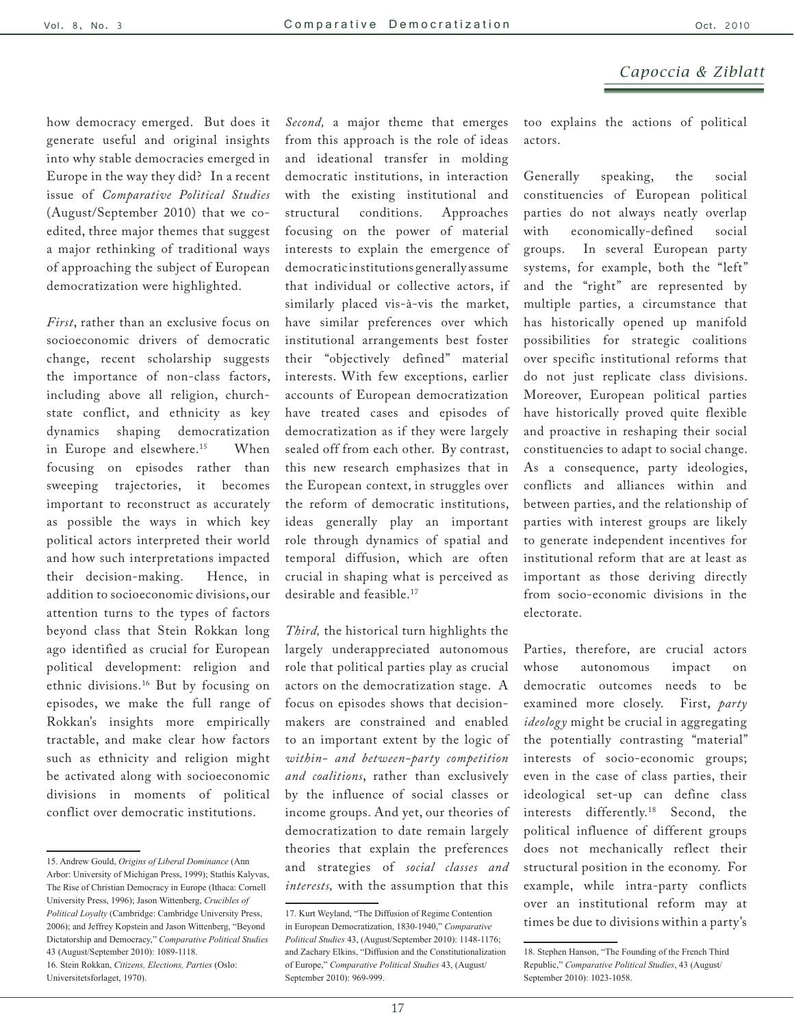how democracy emerged. But does it generate useful and original insights into why stable democracies emerged in Europe in the way they did? In a recent issue of *Comparative Political Studies* (August/September 2010) that we co-edited, three major themes that suggest a major rethinking of traditional ways of approaching the subject of European democratization were highlighted.

*First*, rather than an exclusive focus on socioeconomic drivers of democratic change, recent scholarship suggests the importance of non-class factors, including above all religion, church-state conflict, and ethnicity as key dynamics shaping democratization in Europe and elsewhere.[15] When focusing on episodes rather than sweeping trajectories, it becomes important to reconstruct as accurately as possible the ways in which key political actors interpreted their world and how such interpretations impacted their decision-making. Hence, in addition to socioeconomic divisions, our attention turns to the types of factors beyond class that Stein Rokkan long ago identified as crucial for European political development: religion and ethnic divisions.[16] But by focusing on episodes, we make the full range of Rokkan's insights more empirically tractable, and make clear how factors such as ethnicity and religion might be activated along with socioeconomic divisions in moments of political conflict over democratic institutions.

*Second,* a major theme that emerges from this approach is the role of ideas and ideational transfer in molding democratic institutions, in interaction with the existing institutional and structural conditions. Approaches focusing on the power of material interests to explain the emergence of democratic institutions generally assume that individual or collective actors, if similarly placed vis-à-vis the market, have similar preferences over which institutional arrangements best foster their "objectively defined" material interests. With few exceptions, earlier accounts of European democratization have treated cases and episodes of democratization as if they were largely sealed off from each other. By contrast, this new research emphasizes that in the European context, in struggles over the reform of democratic institutions, ideas generally play an important role through dynamics of spatial and temporal diffusion, which are often crucial in shaping what is perceived as desirable and feasible.[17]

*Third,* the historical turn highlights the largely underappreciated autonomous role that political parties play as crucial actors on the democratization stage. A focus on episodes shows that decision-makers are constrained and enabled to an important extent by the logic of *within- and between-party competition and coalitions*, rather than exclusively by the influence of social classes or income groups. And yet, our theories of democratization to date remain largely theories that explain the preferences and strategies of *social classes and interests,* with the assumption that this too explains the actions of political actors.

Generally speaking, the social constituencies of European political parties do not always neatly overlap with economically-defined social groups. In several European party systems, for example, both the "left" and the "right" are represented by multiple parties, a circumstance that has historically opened up manifold possibilities for strategic coalitions over specific institutional reforms that do not just replicate class divisions. Moreover, European political parties have historically proved quite flexible and proactive in reshaping their social constituencies to adapt to social change. As a consequence, party ideologies, conflicts and alliances within and between parties, and the relationship of parties with interest groups are likely to generate independent incentives for institutional reform that are at least as important as those deriving directly from socio-economic divisions in the electorate.

Parties, therefore, are crucial actors whose autonomous impact on democratic outcomes needs to be examined more closely. First, *party ideology* might be crucial in aggregating the potentially contrasting "material" interests of socio-economic groups; even in the case of class parties, their ideological set-up can define class interests differently.[18] Second, the political influence of different groups does not mechanically reflect their structural position in the economy. For example, while intra-party conflicts over an institutional reform may at times be due to divisions within a party's

---

15. Andrew Gould, *Origins of Liberal Dominance* (Ann Arbor: University of Michigan Press, 1999); Stathis Kalyvas, The Rise of Christian Democracy in Europe (Ithaca: Cornell University Press, 1996); Jason Wittenberg, *Crucibles of Political Loyalty* (Cambridge: Cambridge University Press, 2006); and Jeffrey Kopstein and Jason Wittenberg, "Beyond Dictatorship and Democracy," *Comparative Political Studies* 43 (August/September 2010): 1089-1118.

16. Stein Rokkan, *Citizens, Elections, Parties* (Oslo: Universitetsforlaget, 1970).

17. Kurt Weyland, "The Diffusion of Regime Contention in European Democratization, 1830-1940," *Comparative Political Studies* 43, (August/September 2010): 1148-1176; and Zachary Elkins, "Diffusion and the Constitutionalization of Europe," *Comparative Political Studies* 43, (August/September 2010): 969-999.

18. Stephen Hanson, "The Founding of the French Third Republic," *Comparative Political Studies*, 43 (August/September 2010): 1023-1058.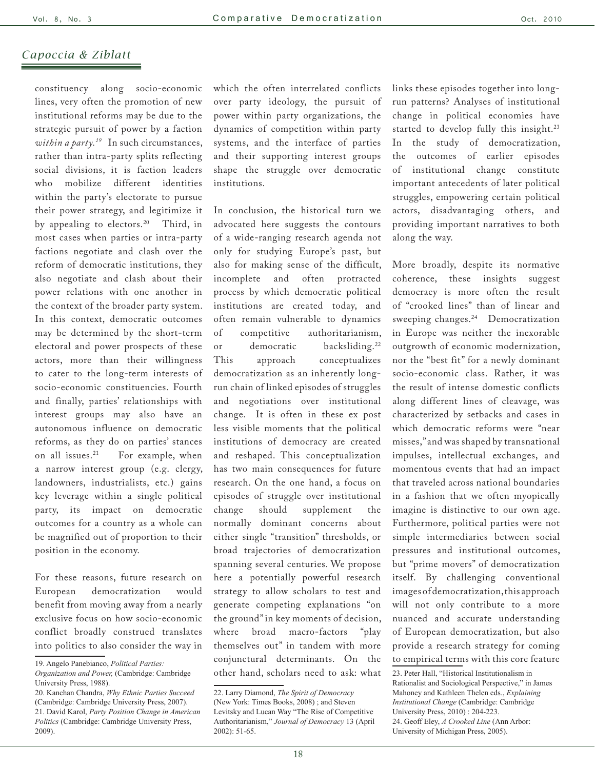constituency along socio-economic lines, very often the promotion of new institutional reforms may be due to the strategic pursuit of power by a faction *within a party.*[19] In such circumstances, rather than intra-party splits reflecting social divisions, it is faction leaders who mobilize different identities within the party's electorate to pursue their power strategy, and legitimize it by appealing to electors.[20] Third, in most cases when parties or intra-party factions negotiate and clash over the reform of democratic institutions, they also negotiate and clash about their power relations with one another in the context of the broader party system. In this context, democratic outcomes may be determined by the short-term electoral and power prospects of these actors, more than their willingness to cater to the long-term interests of socio-economic constituencies. Fourth and finally, parties' relationships with interest groups may also have an autonomous influence on democratic reforms, as they do on parties' stances on all issues.[21] For example, when a narrow interest group (e.g. clergy, landowners, industrialists, etc.) gains key leverage within a single political party, its impact on democratic outcomes for a country as a whole can be magnified out of proportion to their position in the economy.

For these reasons, future research on European democratization would benefit from moving away from a nearly exclusive focus on how socio-economic conflict broadly construed translates into politics to also consider the way in which the often interrelated conflicts over party ideology, the pursuit of power within party organizations, the dynamics of competition within party systems, and the interface of parties and their supporting interest groups shape the struggle over democratic institutions.

In conclusion, the historical turn we advocated here suggests the contours of a wide-ranging research agenda not only for studying Europe's past, but also for making sense of the difficult, incomplete and often protracted process by which democratic political institutions are created today, and often remain vulnerable to dynamics of competitive authoritarianism, or democratic backsliding.[22] This approach conceptualizes democratization as an inherently long-run chain of linked episodes of struggles and negotiations over institutional change. It is often in these ex post less visible moments that the political institutions of democracy are created and reshaped. This conceptualization has two main consequences for future research. On the one hand, a focus on episodes of struggle over institutional change should supplement the normally dominant concerns about either single "transition" thresholds, or broad trajectories of democratization spanning several centuries. We propose here a potentially powerful research strategy to allow scholars to test and generate competing explanations "on the ground" in key moments of decision, where broad macro-factors "play themselves out" in tandem with more conjunctural determinants. On the other hand, scholars need to ask: what links these episodes together into long-run patterns? Analyses of institutional change in political economies have started to develop fully this insight.[23] In the study of democratization, the outcomes of earlier episodes of institutional change constitute important antecedents of later political struggles, empowering certain political actors, disadvantaging others, and providing important narratives to both along the way.

More broadly, despite its normative coherence, these insights suggest democracy is more often the result of "crooked lines" than of linear and sweeping changes.[24] Democratization in Europe was neither the inexorable outgrowth of economic modernization, nor the "best fit" for a newly dominant socio-economic class. Rather, it was the result of intense domestic conflicts along different lines of cleavage, was characterized by setbacks and cases in which democratic reforms were "near misses," and was shaped by transnational impulses, intellectual exchanges, and momentous events that had an impact that traveled across national boundaries in a fashion that we often myopically imagine is distinctive to our own age. Furthermore, political parties were not simple intermediaries between social pressures and institutional outcomes, but "prime movers" of democratization itself. By challenging conventional images of democratization, this approach will not only contribute to a more nuanced and accurate understanding of European democratization, but also provide a research strategy for coming to empirical terms with this core feature

---

19. Angelo Panebianco, *Political Parties: Organization and Power,* (Cambridge: Cambridge University Press, 1988).
20. Kanchan Chandra, *Why Ethnic Parties Succeed* (Cambridge: Cambridge University Press, 2007).
21. David Karol, *Party Position Change in American Politics* (Cambridge: Cambridge University Press, 2009).
22. Larry Diamond, *The Spirit of Democracy* (New York: Times Books, 2008) ; and Steven Levitsky and Lucan Way "The Rise of Competitive Authoritarianism," *Journal of Democracy* 13 (April 2002): 51-65.
23. Peter Hall, "Historical Institutionalism in Rationalist and Sociological Perspective," in James Mahoney and Kathleen Thelen eds., *Explaining Institutional Change* (Cambridge: Cambridge University Press, 2010) : 204-223.
24. Geoff Eley, *A Crooked Line* (Ann Arbor: University of Michigan Press, 2005).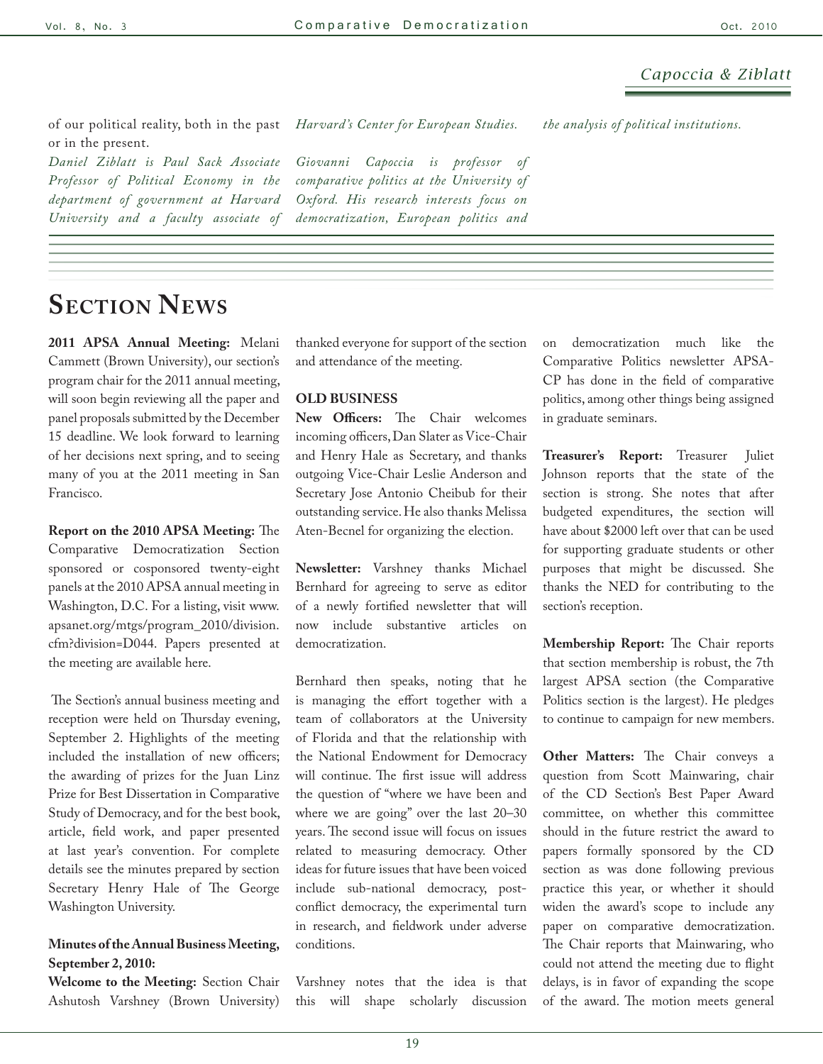of our political reality, both in the past or in the present.

*Daniel Ziblatt is Paul Sack Associate Professor of Political Economy in the department of government at Harvard University and a faculty associate of Harvard's Center for European Studies.*

*Giovanni Capoccia is professor of comparative politics at the University of Oxford. His research interests focus on democratization, European politics and the analysis of political institutions.*

# Section News

**2011 APSA Annual Meeting:** Melani Cammett (Brown University), our section's program chair for the 2011 annual meeting, will soon begin reviewing all the paper and panel proposals submitted by the December 15 deadline. We look forward to learning of her decisions next spring, and to seeing many of you at the 2011 meeting in San Francisco.

**Report on the 2010 APSA Meeting:** The Comparative Democratization Section sponsored or cosponsored twenty-eight panels at the 2010 APSA annual meeting in Washington, D.C. For a listing, visit www.apsanet.org/mtgs/program_2010/division.cfm?division=D044. Papers presented at the meeting are available here.

The Section's annual business meeting and reception were held on Thursday evening, September 2. Highlights of the meeting included the installation of new officers; the awarding of prizes for the Juan Linz Prize for Best Dissertation in Comparative Study of Democracy, and for the best book, article, field work, and paper presented at last year's convention. For complete details see the minutes prepared by section Secretary Henry Hale of The George Washington University.

**Minutes of the Annual Business Meeting, September 2, 2010:**

**Welcome to the Meeting:** Section Chair Ashutosh Varshney (Brown University) thanked everyone for support of the section and attendance of the meeting.

**OLD BUSINESS**

**New Officers:** The Chair welcomes incoming officers, Dan Slater as Vice-Chair and Henry Hale as Secretary, and thanks outgoing Vice-Chair Leslie Anderson and Secretary Jose Antonio Cheibub for their outstanding service. He also thanks Melissa Aten-Becnel for organizing the election.

**Newsletter:** Varshney thanks Michael Bernhard for agreeing to serve as editor of a newly fortified newsletter that will now include substantive articles on democratization.

Bernhard then speaks, noting that he is managing the effort together with a team of collaborators at the University of Florida and that the relationship with the National Endowment for Democracy will continue. The first issue will address the question of "where we have been and where we are going" over the last 20–30 years. The second issue will focus on issues related to measuring democracy. Other ideas for future issues that have been voiced include sub-national democracy, post-conflict democracy, the experimental turn in research, and fieldwork under adverse conditions.

Varshney notes that the idea is that this will shape scholarly discussion on democratization much like the Comparative Politics newsletter APSA-CP has done in the field of comparative politics, among other things being assigned in graduate seminars.

**Treasurer's Report:** Treasurer Juliet Johnson reports that the state of the section is strong. She notes that after budgeted expenditures, the section will have about $2000 left over that can be used for supporting graduate students or other purposes that might be discussed. She thanks the NED for contributing to the section's reception.

**Membership Report:** The Chair reports that section membership is robust, the 7th largest APSA section (the Comparative Politics section is the largest). He pledges to continue to campaign for new members.

**Other Matters:** The Chair conveys a question from Scott Mainwaring, chair of the CD Section's Best Paper Award committee, on whether this committee should in the future restrict the award to papers formally sponsored by the CD section as was done following previous practice this year, or whether it should widen the award's scope to include any paper on comparative democratization. The Chair reports that Mainwaring, who could not attend the meeting due to flight delays, is in favor of expanding the scope of the award. The motion meets general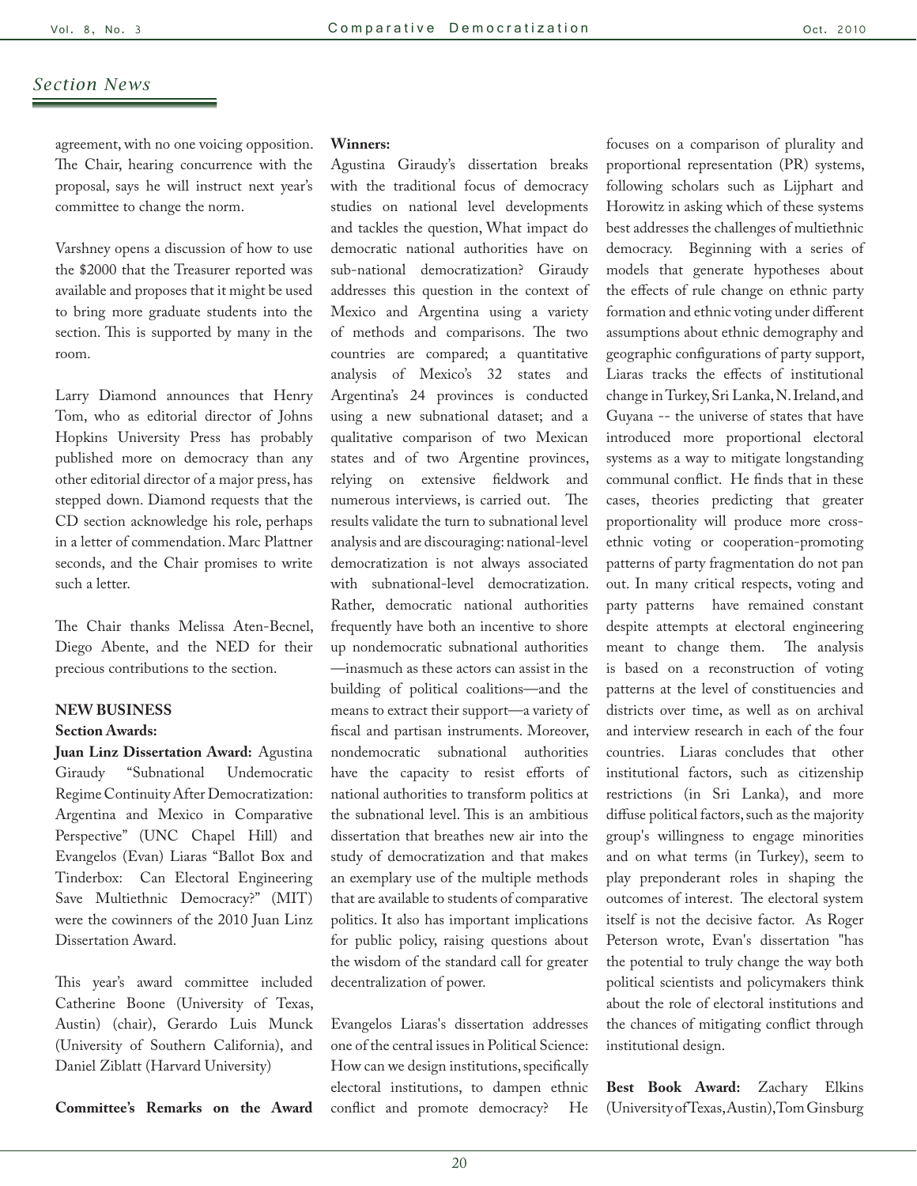## *Section News*

agreement, with no one voicing opposition. The Chair, hearing concurrence with the proposal, says he will instruct next year's committee to change the norm.

Varshney opens a discussion of how to use the $2000 that the Treasurer reported was available and proposes that it might be used to bring more graduate students into the section. This is supported by many in the room.

Larry Diamond announces that Henry Tom, who as editorial director of Johns Hopkins University Press has probably published more on democracy than any other editorial director of a major press, has stepped down. Diamond requests that the CD section acknowledge his role, perhaps in a letter of commendation. Marc Plattner seconds, and the Chair promises to write such a letter.

The Chair thanks Melissa Aten-Becnel, Diego Abente, and the NED for their precious contributions to the section.

**NEW BUSINESS**

**Section Awards:**

**Juan Linz Dissertation Award:** Agustina Giraudy "Subnational Undemocratic Regime Continuity After Democratization: Argentina and Mexico in Comparative Perspective" (UNC Chapel Hill) and Evangelos (Evan) Liaras "Ballot Box and Tinderbox: Can Electoral Engineering Save Multiethnic Democracy?" (MIT) were the cowinners of the 2010 Juan Linz Dissertation Award.

This year's award committee included Catherine Boone (University of Texas, Austin) (chair), Gerardo Luis Munck (University of Southern California), and Daniel Ziblatt (Harvard University)

**Committee's Remarks on the Award Winners:**

Agustina Giraudy's dissertation breaks with the traditional focus of democracy studies on national level developments and tackles the question, What impact do democratic national authorities have on sub-national democratization? Giraudy addresses this question in the context of Mexico and Argentina using a variety of methods and comparisons. The two countries are compared; a quantitative analysis of Mexico's 32 states and Argentina's 24 provinces is conducted using a new subnational dataset; and a qualitative comparison of two Mexican states and of two Argentine provinces, relying on extensive fieldwork and numerous interviews, is carried out. The results validate the turn to subnational level analysis and are discouraging: national-level democratization is not always associated with subnational-level democratization. Rather, democratic national authorities frequently have both an incentive to shore up nondemocratic subnational authorities —inasmuch as these actors can assist in the building of political coalitions—and the means to extract their support—a variety of fiscal and partisan instruments. Moreover, nondemocratic subnational authorities have the capacity to resist efforts of national authorities to transform politics at the subnational level. This is an ambitious dissertation that breathes new air into the study of democratization and that makes an exemplary use of the multiple methods that are available to students of comparative politics. It also has important implications for public policy, raising questions about the wisdom of the standard call for greater decentralization of power.

Evangelos Liaras's dissertation addresses one of the central issues in Political Science: How can we design institutions, specifically electoral institutions, to dampen ethnic conflict and promote democracy? He focuses on a comparison of plurality and proportional representation (PR) systems, following scholars such as Lijphart and Horowitz in asking which of these systems best addresses the challenges of multiethnic democracy. Beginning with a series of models that generate hypotheses about the effects of rule change on ethnic party formation and ethnic voting under different assumptions about ethnic demography and geographic configurations of party support, Liaras tracks the effects of institutional change in Turkey, Sri Lanka, N. Ireland, and Guyana -- the universe of states that have introduced more proportional electoral systems as a way to mitigate longstanding communal conflict. He finds that in these cases, theories predicting that greater proportionality will produce more cross-ethnic voting or cooperation-promoting patterns of party fragmentation do not pan out. In many critical respects, voting and party patterns have remained constant despite attempts at electoral engineering meant to change them. The analysis is based on a reconstruction of voting patterns at the level of constituencies and districts over time, as well as on archival and interview research in each of the four countries. Liaras concludes that other institutional factors, such as citizenship restrictions (in Sri Lanka), and more diffuse political factors, such as the majority group's willingness to engage minorities and on what terms (in Turkey), seem to play preponderant roles in shaping the outcomes of interest. The electoral system itself is not the decisive factor. As Roger Peterson wrote, Evan's dissertation "has the potential to truly change the way both political scientists and policymakers think about the role of electoral institutions and the chances of mitigating conflict through institutional design.

**Best Book Award:** Zachary Elkins (University of Texas, Austin), Tom Ginsburg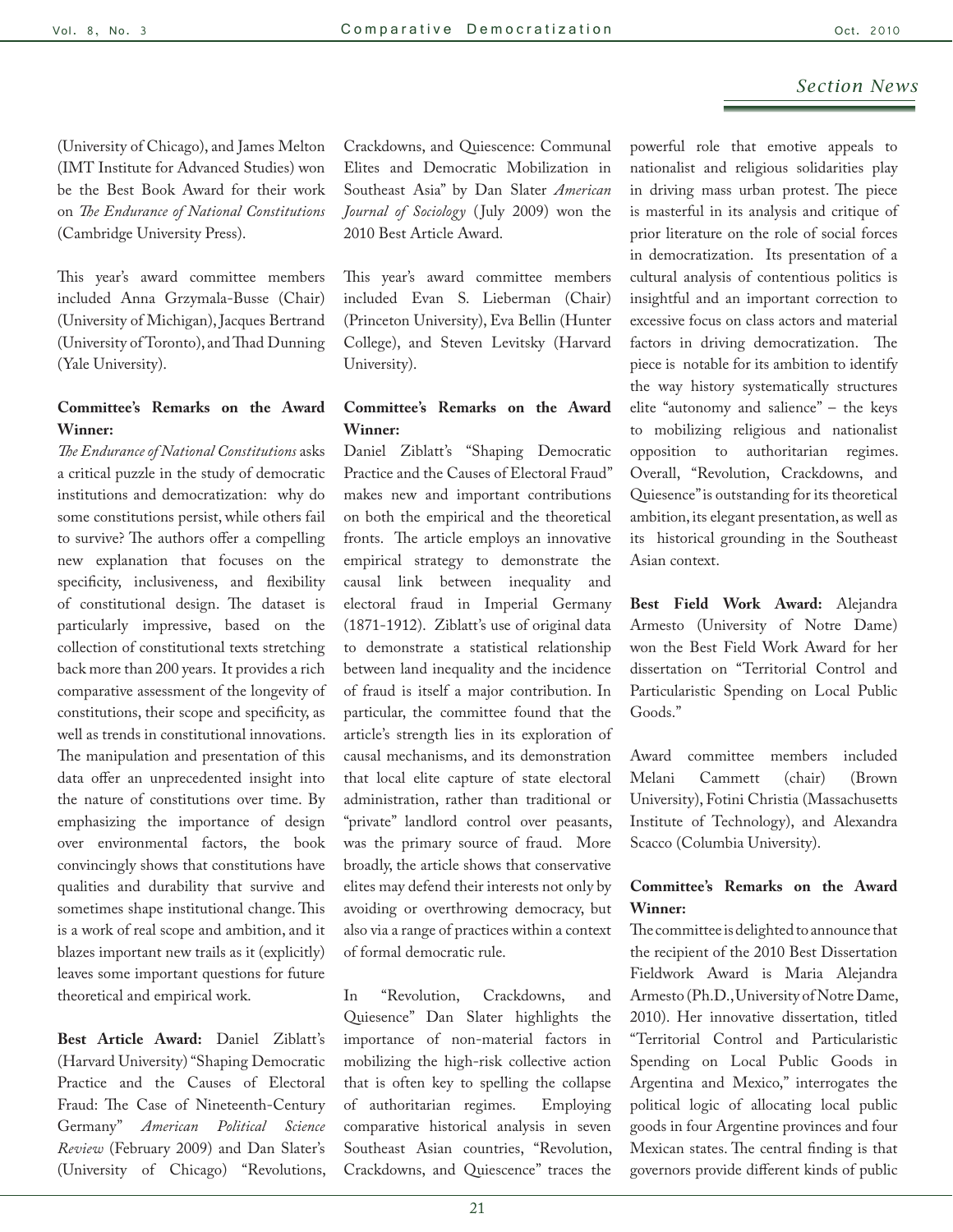(University of Chicago), and James Melton (IMT Institute for Advanced Studies) won be the Best Book Award for their work on *The Endurance of National Constitutions* (Cambridge University Press).

This year's award committee members included Anna Grzymala-Busse (Chair) (University of Michigan), Jacques Bertrand (University of Toronto), and Thad Dunning (Yale University).

**Committee's Remarks on the Award Winner:**

*The Endurance of National Constitutions* asks a critical puzzle in the study of democratic institutions and democratization: why do some constitutions persist, while others fail to survive? The authors offer a compelling new explanation that focuses on the specificity, inclusiveness, and flexibility of constitutional design. The dataset is particularly impressive, based on the collection of constitutional texts stretching back more than 200 years. It provides a rich comparative assessment of the longevity of constitutions, their scope and specificity, as well as trends in constitutional innovations. The manipulation and presentation of this data offer an unprecedented insight into the nature of constitutions over time. By emphasizing the importance of design over environmental factors, the book convincingly shows that constitutions have qualities and durability that survive and sometimes shape institutional change. This is a work of real scope and ambition, and it blazes important new trails as it (explicitly) leaves some important questions for future theoretical and empirical work.

**Best Article Award:** Daniel Ziblatt's (Harvard University) "Shaping Democratic Practice and the Causes of Electoral Fraud: The Case of Nineteenth-Century Germany" *American Political Science Review* (February 2009) and Dan Slater's (University of Chicago) "Revolutions, Crackdowns, and Quiescence: Communal Elites and Democratic Mobilization in Southeast Asia" by Dan Slater *American Journal of Sociology* (July 2009) won the 2010 Best Article Award.

This year's award committee members included Evan S. Lieberman (Chair) (Princeton University), Eva Bellin (Hunter College), and Steven Levitsky (Harvard University).

**Committee's Remarks on the Award Winner:**

Daniel Ziblatt's "Shaping Democratic Practice and the Causes of Electoral Fraud" makes new and important contributions on both the empirical and the theoretical fronts. The article employs an innovative empirical strategy to demonstrate the causal link between inequality and electoral fraud in Imperial Germany (1871-1912). Ziblatt's use of original data to demonstrate a statistical relationship between land inequality and the incidence of fraud is itself a major contribution. In particular, the committee found that the article's strength lies in its exploration of causal mechanisms, and its demonstration that local elite capture of state electoral administration, rather than traditional or "private" landlord control over peasants, was the primary source of fraud. More broadly, the article shows that conservative elites may defend their interests not only by avoiding or overthrowing democracy, but also via a range of practices within a context of formal democratic rule.

In "Revolution, Crackdowns, and Quiesence" Dan Slater highlights the importance of non-material factors in mobilizing the high-risk collective action that is often key to spelling the collapse of authoritarian regimes. Employing comparative historical analysis in seven Southeast Asian countries, "Revolution, Crackdowns, and Quiescence" traces the powerful role that emotive appeals to nationalist and religious solidarities play in driving mass urban protest. The piece is masterful in its analysis and critique of prior literature on the role of social forces in democratization. Its presentation of a cultural analysis of contentious politics is insightful and an important correction to excessive focus on class actors and material factors in driving democratization. The piece is notable for its ambition to identify the way history systematically structures elite "autonomy and salience" – the keys to mobilizing religious and nationalist opposition to authoritarian regimes. Overall, "Revolution, Crackdowns, and Quiesence" is outstanding for its theoretical ambition, its elegant presentation, as well as its historical grounding in the Southeast Asian context.

**Best Field Work Award:** Alejandra Armesto (University of Notre Dame) won the Best Field Work Award for her dissertation on "Territorial Control and Particularistic Spending on Local Public Goods."

Award committee members included Melani Cammett (chair) (Brown University), Fotini Christia (Massachusetts Institute of Technology), and Alexandra Scacco (Columbia University).

**Committee's Remarks on the Award Winner:**

The committee is delighted to announce that the recipient of the 2010 Best Dissertation Fieldwork Award is Maria Alejandra Armesto (Ph.D., University of Notre Dame, 2010). Her innovative dissertation, titled "Territorial Control and Particularistic Spending on Local Public Goods in Argentina and Mexico," interrogates the political logic of allocating local public goods in four Argentine provinces and four Mexican states. The central finding is that governors provide different kinds of public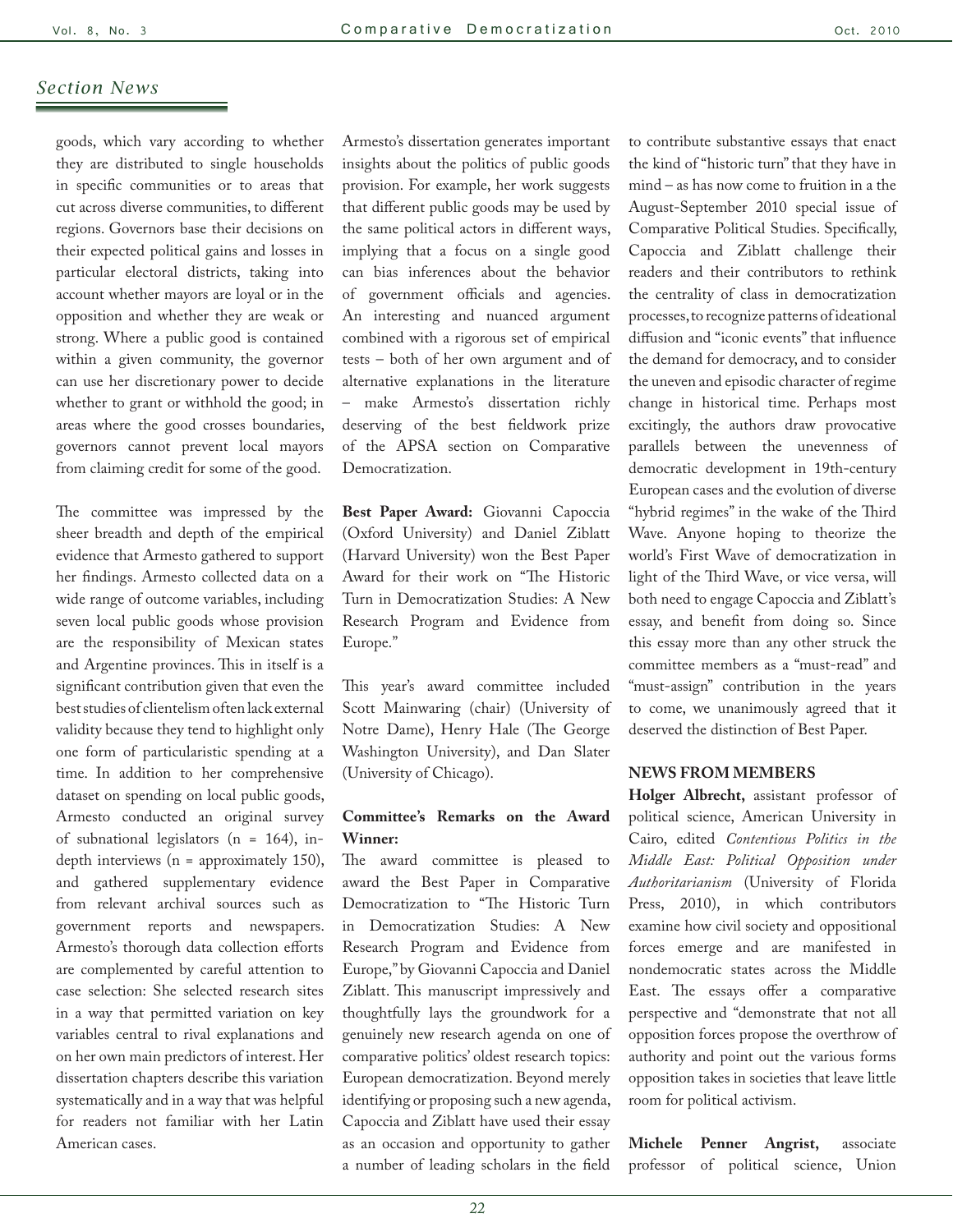## Section News

goods, which vary according to whether they are distributed to single households in specific communities or to areas that cut across diverse communities, to different regions. Governors base their decisions on their expected political gains and losses in particular electoral districts, taking into account whether mayors are loyal or in the opposition and whether they are weak or strong. Where a public good is contained within a given community, the governor can use her discretionary power to decide whether to grant or withhold the good; in areas where the good crosses boundaries, governors cannot prevent local mayors from claiming credit for some of the good.

The committee was impressed by the sheer breadth and depth of the empirical evidence that Armesto gathered to support her findings. Armesto collected data on a wide range of outcome variables, including seven local public goods whose provision are the responsibility of Mexican states and Argentine provinces. This in itself is a significant contribution given that even the best studies of clientelism often lack external validity because they tend to highlight only one form of particularistic spending at a time. In addition to her comprehensive dataset on spending on local public goods, Armesto conducted an original survey of subnational legislators (n = 164), in-depth interviews (n = approximately 150), and gathered supplementary evidence from relevant archival sources such as government reports and newspapers. Armesto's thorough data collection efforts are complemented by careful attention to case selection: She selected research sites in a way that permitted variation on key variables central to rival explanations and on her own main predictors of interest. Her dissertation chapters describe this variation systematically and in a way that was helpful for readers not familiar with her Latin American cases.

Armesto's dissertation generates important insights about the politics of public goods provision. For example, her work suggests that different public goods may be used by the same political actors in different ways, implying that a focus on a single good can bias inferences about the behavior of government officials and agencies. An interesting and nuanced argument combined with a rigorous set of empirical tests – both of her own argument and of alternative explanations in the literature – make Armesto's dissertation richly deserving of the best fieldwork prize of the APSA section on Comparative Democratization.

**Best Paper Award:** Giovanni Capoccia (Oxford University) and Daniel Ziblatt (Harvard University) won the Best Paper Award for their work on "The Historic Turn in Democratization Studies: A New Research Program and Evidence from Europe."

This year's award committee included Scott Mainwaring (chair) (University of Notre Dame), Henry Hale (The George Washington University), and Dan Slater (University of Chicago).

**Committee's Remarks on the Award Winner:**

The award committee is pleased to award the Best Paper in Comparative Democratization to "The Historic Turn in Democratization Studies: A New Research Program and Evidence from Europe," by Giovanni Capoccia and Daniel Ziblatt. This manuscript impressively and thoughtfully lays the groundwork for a genuinely new research agenda on one of comparative politics' oldest research topics: European democratization. Beyond merely identifying or proposing such a new agenda, Capoccia and Ziblatt have used their essay as an occasion and opportunity to gather a number of leading scholars in the field to contribute substantive essays that enact the kind of "historic turn" that they have in mind – as has now come to fruition in a the August-September 2010 special issue of Comparative Political Studies. Specifically, Capoccia and Ziblatt challenge their readers and their contributors to rethink the centrality of class in democratization processes, to recognize patterns of ideational diffusion and "iconic events" that influence the demand for democracy, and to consider the uneven and episodic character of regime change in historical time. Perhaps most excitingly, the authors draw provocative parallels between the unevenness of democratic development in 19th-century European cases and the evolution of diverse "hybrid regimes" in the wake of the Third Wave. Anyone hoping to theorize the world's First Wave of democratization in light of the Third Wave, or vice versa, will both need to engage Capoccia and Ziblatt's essay, and benefit from doing so. Since this essay more than any other struck the committee members as a "must-read" and "must-assign" contribution in the years to come, we unanimously agreed that it deserved the distinction of Best Paper.

### NEWS FROM MEMBERS

**Holger Albrecht,** assistant professor of political science, American University in Cairo, edited *Contentious Politics in the Middle East: Political Opposition under Authoritarianism* (University of Florida Press, 2010), in which contributors examine how civil society and oppositional forces emerge and are manifested in nondemocratic states across the Middle East. The essays offer a comparative perspective and "demonstrate that not all opposition forces propose the overthrow of authority and point out the various forms opposition takes in societies that leave little room for political activism.

**Michele Penner Angrist,** associate professor of political science, Union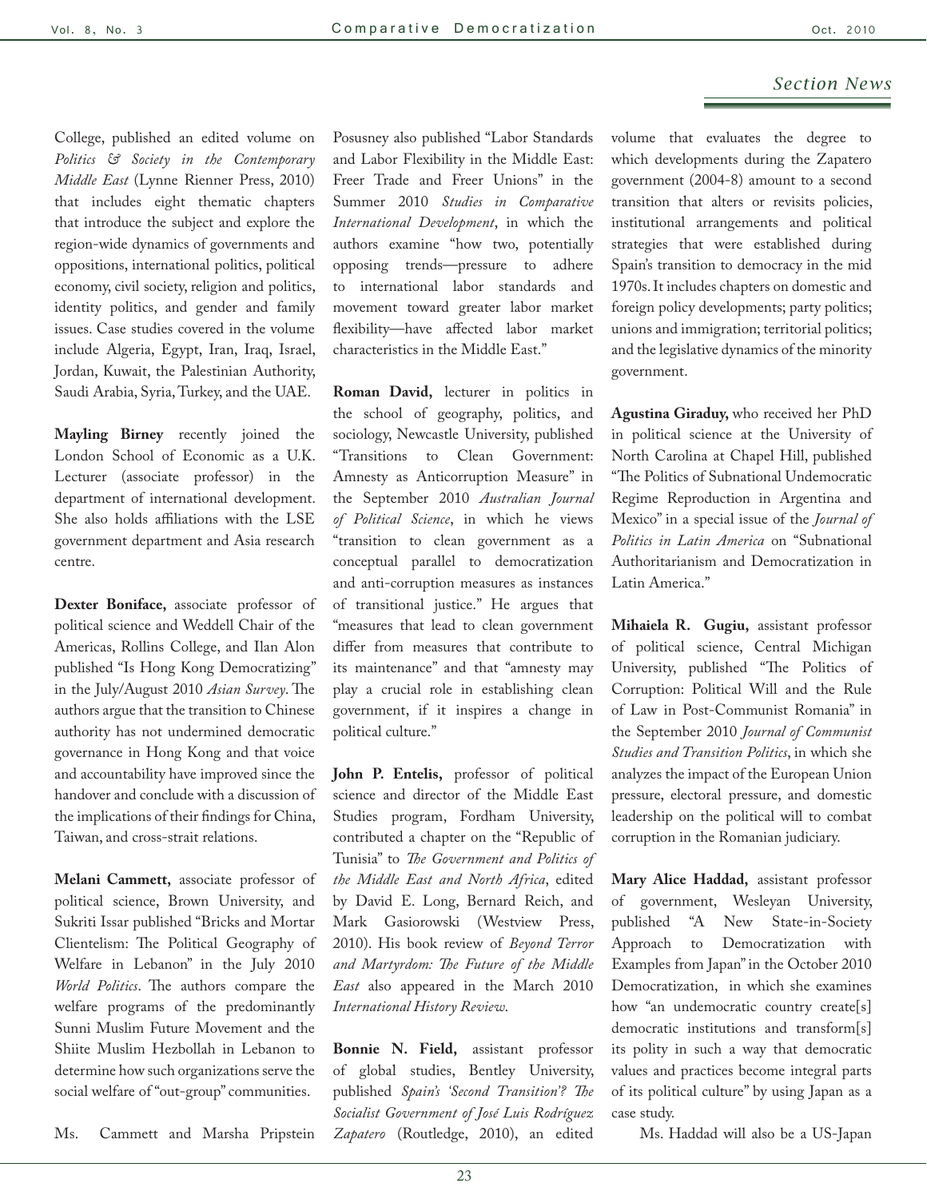## Section News

College, published an edited volume on *Politics & Society in the Contemporary Middle East* (Lynne Rienner Press, 2010) that includes eight thematic chapters that introduce the subject and explore the region-wide dynamics of governments and oppositions, international politics, political economy, civil society, religion and politics, identity politics, and gender and family issues. Case studies covered in the volume include Algeria, Egypt, Iran, Iraq, Israel, Jordan, Kuwait, the Palestinian Authority, Saudi Arabia, Syria, Turkey, and the UAE.

**Mayling Birney** recently joined the London School of Economic as a U.K. Lecturer (associate professor) in the department of international development. She also holds affiliations with the LSE government department and Asia research centre.

**Dexter Boniface,** associate professor of political science and Weddell Chair of the Americas, Rollins College, and Ilan Alon published "Is Hong Kong Democratizing" in the July/August 2010 *Asian Survey*. The authors argue that the transition to Chinese authority has not undermined democratic governance in Hong Kong and that voice and accountability have improved since the handover and conclude with a discussion of the implications of their findings for China, Taiwan, and cross-strait relations.

**Melani Cammett,** associate professor of political science, Brown University, and Sukriti Issar published "Bricks and Mortar Clientelism: The Political Geography of Welfare in Lebanon" in the July 2010 *World Politics*. The authors compare the welfare programs of the predominantly Sunni Muslim Future Movement and the Shiite Muslim Hezbollah in Lebanon to determine how such organizations serve the social welfare of "out-group" communities.

Ms. Cammett and Marsha Pripstein Posusney also published "Labor Standards and Labor Flexibility in the Middle East: Freer Trade and Freer Unions" in the Summer 2010 *Studies in Comparative International Development*, in which the authors examine "how two, potentially opposing trends—pressure to adhere to international labor standards and movement toward greater labor market flexibility—have affected labor market characteristics in the Middle East."

**Roman David,** lecturer in politics in the school of geography, politics, and sociology, Newcastle University, published "Transitions to Clean Government: Amnesty as Anticorruption Measure" in the September 2010 *Australian Journal of Political Science*, in which he views "transition to clean government as a conceptual parallel to democratization and anti-corruption measures as instances of transitional justice." He argues that "measures that lead to clean government differ from measures that contribute to its maintenance" and that "amnesty may play a crucial role in establishing clean government, if it inspires a change in political culture."

**John P. Entelis,** professor of political science and director of the Middle East Studies program, Fordham University, contributed a chapter on the "Republic of Tunisia" to *The Government and Politics of the Middle East and North Africa*, edited by David E. Long, Bernard Reich, and Mark Gasiorowski (Westview Press, 2010). His book review of *Beyond Terror and Martyrdom: The Future of the Middle East* also appeared in the March 2010 *International History Review*.

**Bonnie N. Field,** assistant professor of global studies, Bentley University, published *Spain's 'Second Transition'? The Socialist Government of José Luis Rodríguez Zapatero* (Routledge, 2010), an edited volume that evaluates the degree to which developments during the Zapatero government (2004-8) amount to a second transition that alters or revisits policies, institutional arrangements and political strategies that were established during Spain's transition to democracy in the mid 1970s. It includes chapters on domestic and foreign policy developments; party politics; unions and immigration; territorial politics; and the legislative dynamics of the minority government.

**Agustina Giraduy,** who received her PhD in political science at the University of North Carolina at Chapel Hill, published "The Politics of Subnational Undemocratic Regime Reproduction in Argentina and Mexico" in a special issue of the *Journal of Politics in Latin America* on "Subnational Authoritarianism and Democratization in Latin America."

**Mihaiela R. Gugiu,** assistant professor of political science, Central Michigan University, published "The Politics of Corruption: Political Will and the Rule of Law in Post-Communist Romania" in the September 2010 *Journal of Communist Studies and Transition Politics*, in which she analyzes the impact of the European Union pressure, electoral pressure, and domestic leadership on the political will to combat corruption in the Romanian judiciary.

**Mary Alice Haddad,** assistant professor of government, Wesleyan University, published "A New State-in-Society Approach to Democratization with Examples from Japan" in the October 2010 Democratization, in which she examines how "an undemocratic country create[s] democratic institutions and transform[s] its polity in such a way that democratic values and practices become integral parts of its political culture" by using Japan as a case study.

Ms. Haddad will also be a US-Japan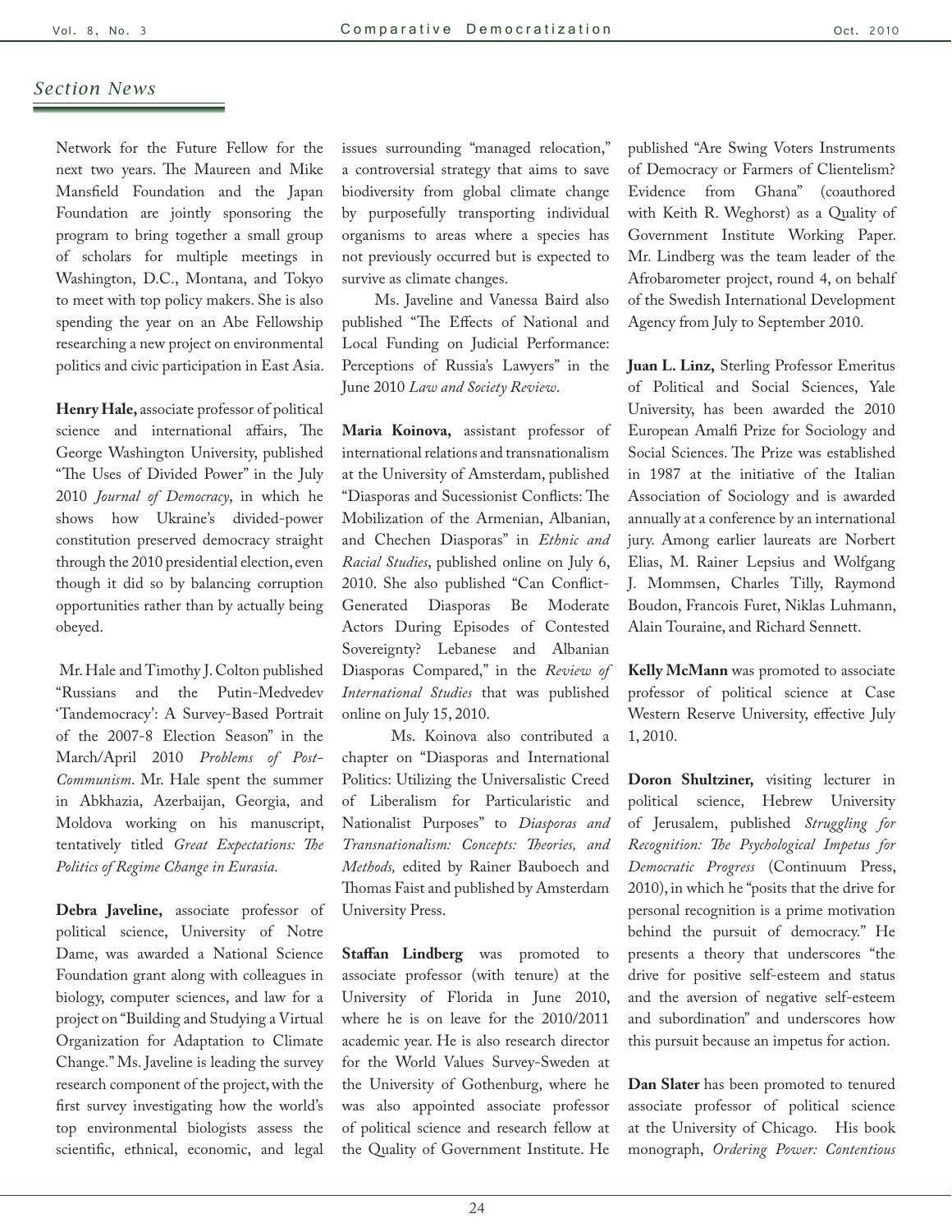## *Section News*

Network for the Future Fellow for the next two years. The Maureen and Mike Mansfield Foundation and the Japan Foundation are jointly sponsoring the program to bring together a small group of scholars for multiple meetings in Washington, D.C., Montana, and Tokyo to meet with top policy makers. She is also spending the year on an Abe Fellowship researching a new project on environmental politics and civic participation in East Asia.

**Henry Hale,** associate professor of political science and international affairs, The George Washington University, published "The Uses of Divided Power" in the July 2010 *Journal of Democracy*, in which he shows how Ukraine's divided-power constitution preserved democracy straight through the 2010 presidential election, even though it did so by balancing corruption opportunities rather than by actually being obeyed.

Mr. Hale and Timothy J. Colton published "Russians and the Putin-Medvedev 'Tandemocracy': A Survey-Based Portrait of the 2007-8 Election Season" in the March/April 2010 *Problems of Post-Communism*. Mr. Hale spent the summer in Abkhazia, Azerbaijan, Georgia, and Moldova working on his manuscript, tentatively titled *Great Expectations: The Politics of Regime Change in Eurasia*.

**Debra Javeline,** associate professor of political science, University of Notre Dame, was awarded a National Science Foundation grant along with colleagues in biology, computer sciences, and law for a project on "Building and Studying a Virtual Organization for Adaptation to Climate Change." Ms. Javeline is leading the survey research component of the project, with the first survey investigating how the world's top environmental biologists assess the scientific, ethnical, economic, and legal issues surrounding "managed relocation," a controversial strategy that aims to save biodiversity from global climate change by purposefully transporting individual organisms to areas where a species has not previously occurred but is expected to survive as climate changes.

Ms. Javeline and Vanessa Baird also published "The Effects of National and Local Funding on Judicial Performance: Perceptions of Russia's Lawyers" in the June 2010 *Law and Society Review*.

**Maria Koinova,** assistant professor of international relations and transnationalism at the University of Amsterdam, published "Diasporas and Sucessionist Conflicts: The Mobilization of the Armenian, Albanian, and Chechen Diasporas" in *Ethnic and Racial Studies*, published online on July 6, 2010. She also published "Can Conflict-Generated Diasporas Be Moderate Actors During Episodes of Contested Sovereignty? Lebanese and Albanian Diasporas Compared," in the *Review of International Studies* that was published online on July 15, 2010.

Ms. Koinova also contributed a chapter on "Diasporas and International Politics: Utilizing the Universalistic Creed of Liberalism for Particularistic and Nationalist Purposes" to *Diasporas and Transnationalism: Concepts: Theories, and Methods,* edited by Rainer Bauboech and Thomas Faist and published by Amsterdam University Press.

**Staffan Lindberg** was promoted to associate professor (with tenure) at the University of Florida in June 2010, where he is on leave for the 2010/2011 academic year. He is also research director for the World Values Survey-Sweden at the University of Gothenburg, where he was also appointed associate professor of political science and research fellow at the Quality of Government Institute. He published "Are Swing Voters Instruments of Democracy or Farmers of Clientelism? Evidence from Ghana" (coauthored with Keith R. Weghorst) as a Quality of Government Institute Working Paper. Mr. Lindberg was the team leader of the Afrobarometer project, round 4, on behalf of the Swedish International Development Agency from July to September 2010.

**Juan L. Linz,** Sterling Professor Emeritus of Political and Social Sciences, Yale University, has been awarded the 2010 European Amalfi Prize for Sociology and Social Sciences. The Prize was established in 1987 at the initiative of the Italian Association of Sociology and is awarded annually at a conference by an international jury. Among earlier laureats are Norbert Elias, M. Rainer Lepsius and Wolfgang J. Mommsen, Charles Tilly, Raymond Boudon, Francois Furet, Niklas Luhmann, Alain Touraine, and Richard Sennett.

**Kelly McMann** was promoted to associate professor of political science at Case Western Reserve University, effective July 1, 2010.

**Doron Shultziner,** visiting lecturer in political science, Hebrew University of Jerusalem, published *Struggling for Recognition: The Psychological Impetus for Democratic Progress* (Continuum Press, 2010), in which he "posits that the drive for personal recognition is a prime motivation behind the pursuit of democracy." He presents a theory that underscores "the drive for positive self-esteem and status and the aversion of negative self-esteem and subordination" and underscores how this pursuit because an impetus for action.

**Dan Slater** has been promoted to tenured associate professor of political science at the University of Chicago. His book monograph, *Ordering Power: Contentious*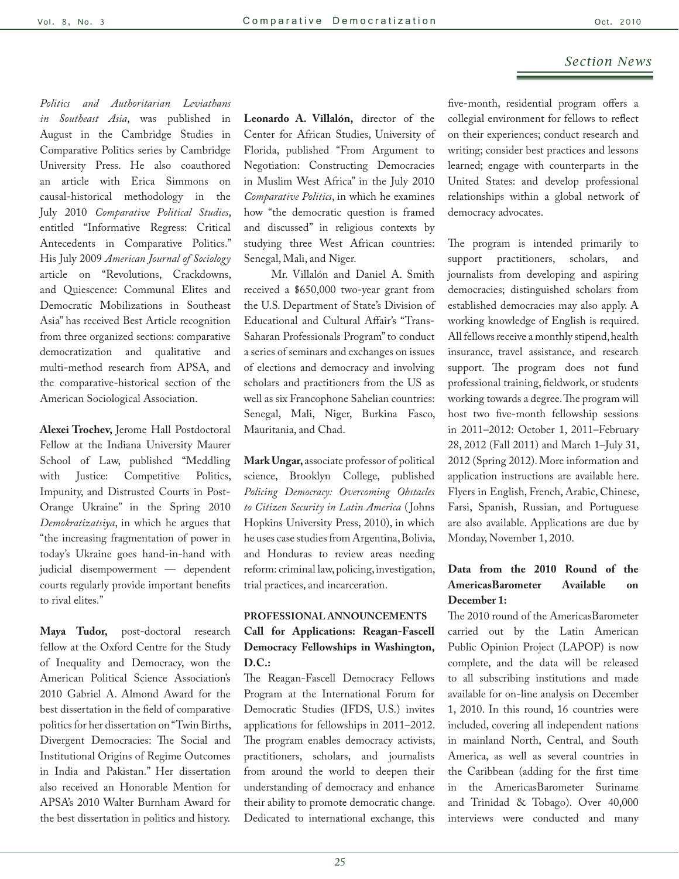*Politics and Authoritarian Leviathans in Southeast Asia*, was published in August in the Cambridge Studies in Comparative Politics series by Cambridge University Press. He also coauthored an article with Erica Simmons on causal-historical methodology in the July 2010 *Comparative Political Studies*, entitled "Informative Regress: Critical Antecedents in Comparative Politics." His July 2009 *American Journal of Sociology* article on "Revolutions, Crackdowns, and Quiescence: Communal Elites and Democratic Mobilizations in Southeast Asia" has received Best Article recognition from three organized sections: comparative democratization and qualitative and multi-method research from APSA, and the comparative-historical section of the American Sociological Association.

**Alexei Trochev,** Jerome Hall Postdoctoral Fellow at the Indiana University Maurer School of Law, published "Meddling with Justice: Competitive Politics, Impunity, and Distrusted Courts in Post-Orange Ukraine" in the Spring 2010 *Demokratizatsiya*, in which he argues that "the increasing fragmentation of power in today's Ukraine goes hand-in-hand with judicial disempowerment — dependent courts regularly provide important benefits to rival elites."

**Maya Tudor,** post-doctoral research fellow at the Oxford Centre for the Study of Inequality and Democracy, won the American Political Science Association's 2010 Gabriel A. Almond Award for the best dissertation in the field of comparative politics for her dissertation on "Twin Births, Divergent Democracies: The Social and Institutional Origins of Regime Outcomes in India and Pakistan." Her dissertation also received an Honorable Mention for APSA's 2010 Walter Burnham Award for the best dissertation in politics and history.

**Leonardo A. Villalón,** director of the Center for African Studies, University of Florida, published "From Argument to Negotiation: Constructing Democracies in Muslim West Africa" in the July 2010 *Comparative Politics*, in which he examines how "the democratic question is framed and discussed" in religious contexts by studying three West African countries: Senegal, Mali, and Niger.

Mr. Villalón and Daniel A. Smith received a $650,000 two-year grant from the U.S. Department of State's Division of Educational and Cultural Affair's "Trans-Saharan Professionals Program" to conduct a series of seminars and exchanges on issues of elections and democracy and involving scholars and practitioners from the US as well as six Francophone Sahelian countries: Senegal, Mali, Niger, Burkina Fasco, Mauritania, and Chad.

**Mark Ungar,** associate professor of political science, Brooklyn College, published *Policing Democracy: Overcoming Obstacles to Citizen Security in Latin America* (Johns Hopkins University Press, 2010), in which he uses case studies from Argentina, Bolivia, and Honduras to review areas needing reform: criminal law, policing, investigation, trial practices, and incarceration.

## PROFESSIONAL ANNOUNCEMENTS

### Call for Applications: Reagan-Fascell Democracy Fellowships in Washington, D.C.:

The Reagan-Fascell Democracy Fellows Program at the International Forum for Democratic Studies (IFDS, U.S.) invites applications for fellowships in 2011–2012. The program enables democracy activists, practitioners, scholars, and journalists from around the world to deepen their understanding of democracy and enhance their ability to promote democratic change. Dedicated to international exchange, this five-month, residential program offers a collegial environment for fellows to reflect on their experiences; conduct research and writing; consider best practices and lessons learned; engage with counterparts in the United States: and develop professional relationships within a global network of democracy advocates.

The program is intended primarily to support practitioners, scholars, and journalists from developing and aspiring democracies; distinguished scholars from established democracies may also apply. A working knowledge of English is required. All fellows receive a monthly stipend, health insurance, travel assistance, and research support. The program does not fund professional training, fieldwork, or students working towards a degree. The program will host two five-month fellowship sessions in 2011–2012: October 1, 2011–February 28, 2012 (Fall 2011) and March 1–July 31, 2012 (Spring 2012). More information and application instructions are available here. Flyers in English, French, Arabic, Chinese, Farsi, Spanish, Russian, and Portuguese are also available. Applications are due by Monday, November 1, 2010.

### Data from the 2010 Round of the AmericasBarometer Available on December 1:

The 2010 round of the AmericasBarometer carried out by the Latin American Public Opinion Project (LAPOP) is now complete, and the data will be released to all subscribing institutions and made available for on-line analysis on December 1, 2010. In this round, 16 countries were included, covering all independent nations in mainland North, Central, and South America, as well as several countries in the Caribbean (adding for the first time in the AmericasBarometer Suriname and Trinidad & Tobago). Over 40,000 interviews were conducted and many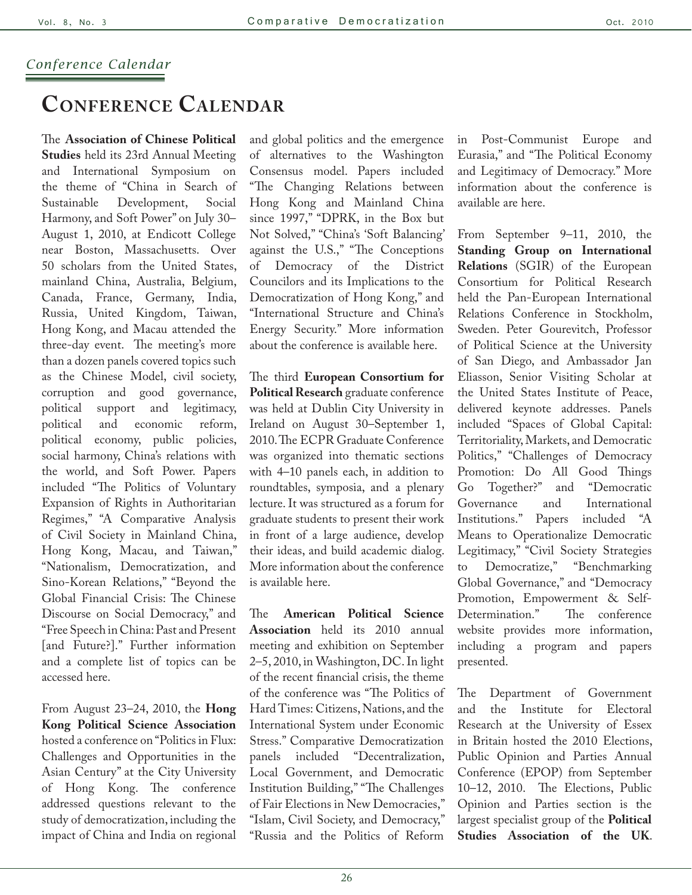*Conference Calendar*

# Conference Calendar

The **Association of Chinese Political Studies** held its 23rd Annual Meeting and International Symposium on the theme of "China in Search of Sustainable Development, Social Harmony, and Soft Power" on July 30–August 1, 2010, at Endicott College near Boston, Massachusetts. Over 50 scholars from the United States, mainland China, Australia, Belgium, Canada, France, Germany, India, Russia, United Kingdom, Taiwan, Hong Kong, and Macau attended the three-day event. The meeting's more than a dozen panels covered topics such as the Chinese Model, civil society, corruption and good governance, political support and legitimacy, political and economic reform, political economy, public policies, social harmony, China's relations with the world, and Soft Power. Papers included "The Politics of Voluntary Expansion of Rights in Authoritarian Regimes," "A Comparative Analysis of Civil Society in Mainland China, Hong Kong, Macau, and Taiwan," "Nationalism, Democratization, and Sino-Korean Relations," "Beyond the Global Financial Crisis: The Chinese Discourse on Social Democracy," and "Free Speech in China: Past and Present [and Future?]." Further information and a complete list of topics can be accessed here.

From August 23–24, 2010, the **Hong Kong Political Science Association** hosted a conference on "Politics in Flux: Challenges and Opportunities in the Asian Century" at the City University of Hong Kong. The conference addressed questions relevant to the study of democratization, including the impact of China and India on regional and global politics and the emergence of alternatives to the Washington Consensus model. Papers included "The Changing Relations between Hong Kong and Mainland China since 1997," "DPRK, in the Box but Not Solved," "China's 'Soft Balancing' against the U.S.," "The Conceptions of Democracy of the District Councilors and its Implications to the Democratization of Hong Kong," and "International Structure and China's Energy Security." More information about the conference is available here.

The third **European Consortium for Political Research** graduate conference was held at Dublin City University in Ireland on August 30–September 1, 2010. The ECPR Graduate Conference was organized into thematic sections with 4–10 panels each, in addition to roundtables, symposia, and a plenary lecture. It was structured as a forum for graduate students to present their work in front of a large audience, develop their ideas, and build academic dialog. More information about the conference is available here.

The **American Political Science Association** held its 2010 annual meeting and exhibition on September 2–5, 2010, in Washington, DC. In light of the recent financial crisis, the theme of the conference was "The Politics of Hard Times: Citizens, Nations, and the International System under Economic Stress." Comparative Democratization panels included "Decentralization, Local Government, and Democratic Institution Building," "The Challenges of Fair Elections in New Democracies," "Islam, Civil Society, and Democracy," "Russia and the Politics of Reform in Post-Communist Europe and Eurasia," and "The Political Economy and Legitimacy of Democracy." More information about the conference is available are here.

From September 9–11, 2010, the **Standing Group on International Relations** (SGIR) of the European Consortium for Political Research held the Pan-European International Relations Conference in Stockholm, Sweden. Peter Gourevitch, Professor of Political Science at the University of San Diego, and Ambassador Jan Eliasson, Senior Visiting Scholar at the United States Institute of Peace, delivered keynote addresses. Panels included "Spaces of Global Capital: Territoriality, Markets, and Democratic Politics," "Challenges of Democracy Promotion: Do All Good Things Go Together?" and "Democratic Governance and International Institutions." Papers included "A Means to Operationalize Democratic Legitimacy," "Civil Society Strategies to Democratize," "Benchmarking Global Governance," and "Democracy Promotion, Empowerment & Self-Determination." The conference website provides more information, including a program and papers presented.

The Department of Government and the Institute for Electoral Research at the University of Essex in Britain hosted the 2010 Elections, Public Opinion and Parties Annual Conference (EPOP) from September 10–12, 2010. The Elections, Public Opinion and Parties section is the largest specialist group of the **Political Studies Association of the UK**.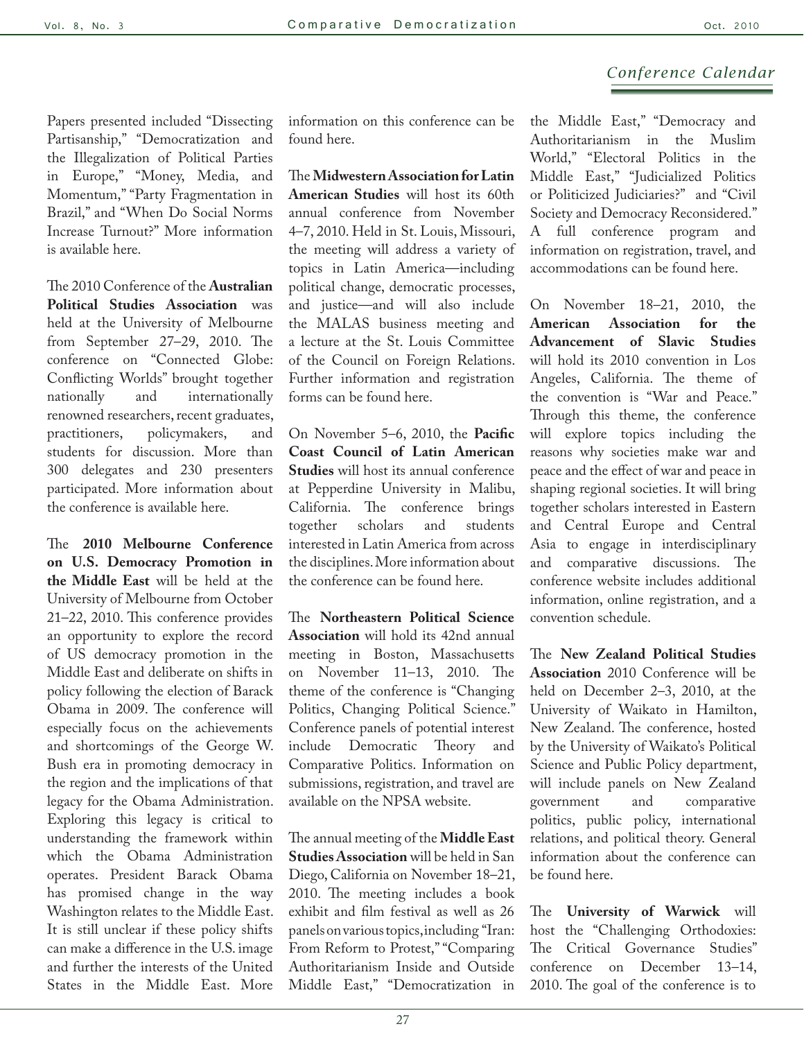Papers presented included "Dissecting Partisanship," "Democratization and the Illegalization of Political Parties in Europe," "Money, Media, and Momentum," "Party Fragmentation in Brazil," and "When Do Social Norms Increase Turnout?" More information is available here.

The 2010 Conference of the **Australian Political Studies Association** was held at the University of Melbourne from September 27–29, 2010. The conference on "Connected Globe: Conflicting Worlds" brought together nationally and internationally renowned researchers, recent graduates, practitioners, policymakers, and students for discussion. More than 300 delegates and 230 presenters participated. More information about the conference is available here.

The **2010 Melbourne Conference on U.S. Democracy Promotion in the Middle East** will be held at the University of Melbourne from October 21–22, 2010. This conference provides an opportunity to explore the record of US democracy promotion in the Middle East and deliberate on shifts in policy following the election of Barack Obama in 2009. The conference will especially focus on the achievements and shortcomings of the George W. Bush era in promoting democracy in the region and the implications of that legacy for the Obama Administration. Exploring this legacy is critical to understanding the framework within which the Obama Administration operates. President Barack Obama has promised change in the way Washington relates to the Middle East. It is still unclear if these policy shifts can make a difference in the U.S. image and further the interests of the United States in the Middle East. More information on this conference can be found here.

The **Midwestern Association for Latin American Studies** will host its 60th annual conference from November 4–7, 2010. Held in St. Louis, Missouri, the meeting will address a variety of topics in Latin America—including political change, democratic processes, and justice—and will also include the MALAS business meeting and a lecture at the St. Louis Committee of the Council on Foreign Relations. Further information and registration forms can be found here.

On November 5–6, 2010, the **Pacific Coast Council of Latin American Studies** will host its annual conference at Pepperdine University in Malibu, California. The conference brings together scholars and students interested in Latin America from across the disciplines. More information about the conference can be found here.

The **Northeastern Political Science Association** will hold its 42nd annual meeting in Boston, Massachusetts on November 11–13, 2010. The theme of the conference is "Changing Politics, Changing Political Science." Conference panels of potential interest include Democratic Theory and Comparative Politics. Information on submissions, registration, and travel are available on the NPSA website.

The annual meeting of the **Middle East Studies Association** will be held in San Diego, California on November 18–21, 2010. The meeting includes a book exhibit and film festival as well as 26 panels on various topics, including "Iran: From Reform to Protest," "Comparing Authoritarianism Inside and Outside Middle East," "Democratization in the Middle East," "Democracy and Authoritarianism in the Muslim World," "Electoral Politics in the Middle East," "Judicialized Politics or Politicized Judiciaries?" and "Civil Society and Democracy Reconsidered." A full conference program and information on registration, travel, and accommodations can be found here.

On November 18–21, 2010, the **American Association for the Advancement of Slavic Studies** will hold its 2010 convention in Los Angeles, California. The theme of the convention is "War and Peace." Through this theme, the conference will explore topics including the reasons why societies make war and peace and the effect of war and peace in shaping regional societies. It will bring together scholars interested in Eastern and Central Europe and Central Asia to engage in interdisciplinary and comparative discussions. The conference website includes additional information, online registration, and a convention schedule.

The **New Zealand Political Studies Association** 2010 Conference will be held on December 2–3, 2010, at the University of Waikato in Hamilton, New Zealand. The conference, hosted by the University of Waikato's Political Science and Public Policy department, will include panels on New Zealand government and comparative politics, public policy, international relations, and political theory. General information about the conference can be found here.

The **University of Warwick** will host the "Challenging Orthodoxies: The Critical Governance Studies" conference on December 13–14, 2010. The goal of the conference is to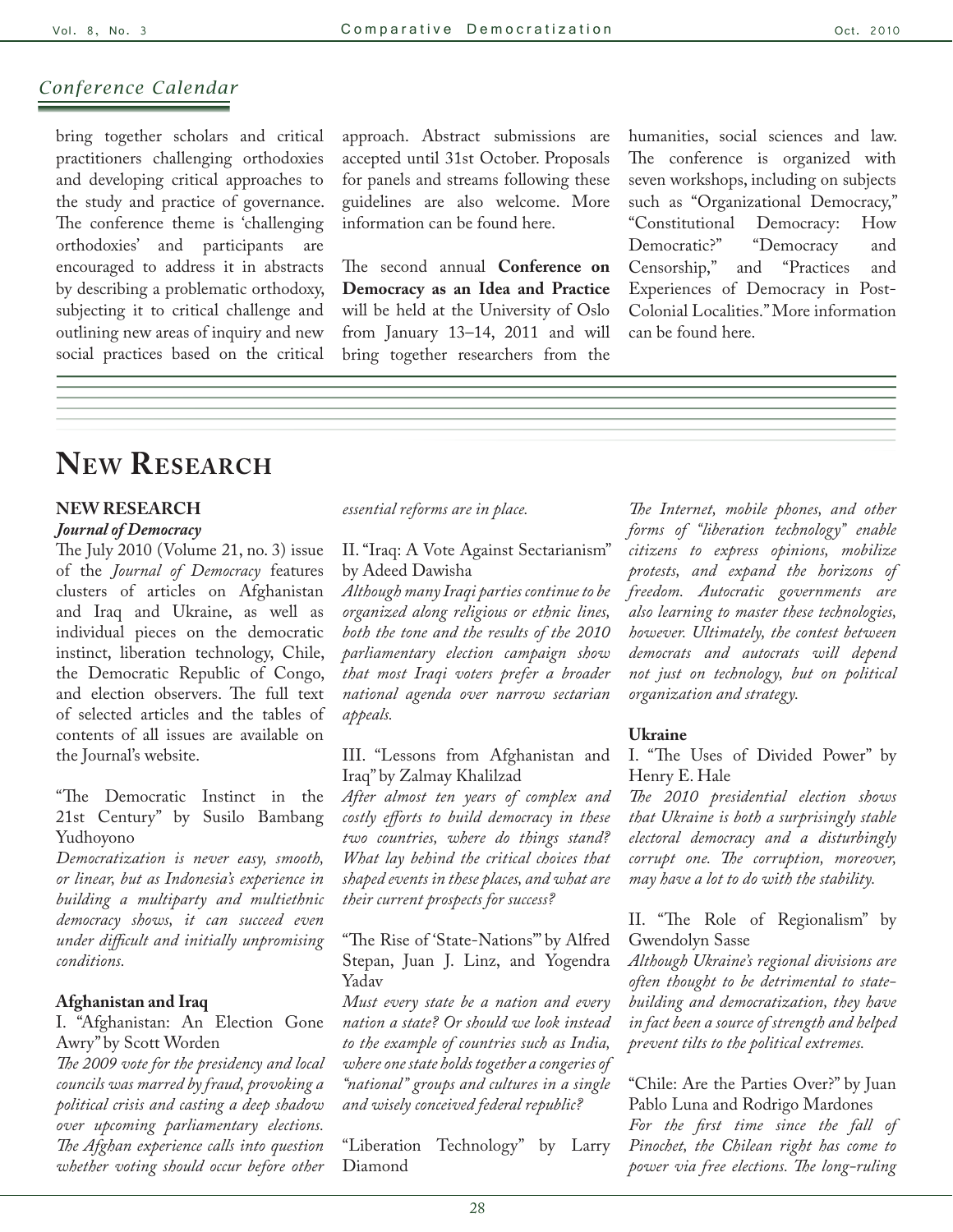## Conference Calendar

bring together scholars and critical practitioners challenging orthodoxies and developing critical approaches to the study and practice of governance. The conference theme is 'challenging orthodoxies' and participants are encouraged to address it in abstracts by describing a problematic orthodoxy, subjecting it to critical challenge and outlining new areas of inquiry and new social practices based on the critical approach. Abstract submissions are accepted until 31st October. Proposals for panels and streams following these guidelines are also welcome. More information can be found here.

The second annual **Conference on Democracy as an Idea and Practice** will be held at the University of Oslo from January 13–14, 2011 and will bring together researchers from the humanities, social sciences and law. The conference is organized with seven workshops, including on subjects such as "Organizational Democracy," "Constitutional Democracy: How Democratic?" "Democracy and Censorship," and "Practices and Experiences of Democracy in Post-Colonial Localities." More information can be found here.

# New Research

**NEW RESEARCH**

***Journal of Democracy***

The July 2010 (Volume 21, no. 3) issue of the *Journal of Democracy* features clusters of articles on Afghanistan and Iraq and Ukraine, as well as individual pieces on the democratic instinct, liberation technology, Chile, the Democratic Republic of Congo, and election observers. The full text of selected articles and the tables of contents of all issues are available on the Journal's website.

"The Democratic Instinct in the 21st Century" by Susilo Bambang Yudhoyono
*Democratization is never easy, smooth, or linear, but as Indonesia's experience in building a multiparty and multiethnic democracy shows, it can succeed even under difficult and initially unpromising conditions.*

**Afghanistan and Iraq**

I. "Afghanistan: An Election Gone Awry" by Scott Worden
*The 2009 vote for the presidency and local councils was marred by fraud, provoking a political crisis and casting a deep shadow over upcoming parliamentary elections. The Afghan experience calls into question whether voting should occur before other essential reforms are in place.*

II. "Iraq: A Vote Against Sectarianism" by Adeed Dawisha
*Although many Iraqi parties continue to be organized along religious or ethnic lines, both the tone and the results of the 2010 parliamentary election campaign show that most Iraqi voters prefer a broader national agenda over narrow sectarian appeals.*

III. "Lessons from Afghanistan and Iraq" by Zalmay Khalilzad
*After almost ten years of complex and costly efforts to build democracy in these two countries, where do things stand? What lay behind the critical choices that shaped events in these places, and what are their current prospects for success?*

"The Rise of 'State-Nations'" by Alfred Stepan, Juan J. Linz, and Yogendra Yadav
*Must every state be a nation and every nation a state? Or should we look instead to the example of countries such as India, where one state holds together a congeries of "national" groups and cultures in a single and wisely conceived federal republic?*

"Liberation Technology" by Larry Diamond
*The Internet, mobile phones, and other forms of "liberation technology" enable citizens to express opinions, mobilize protests, and expand the horizons of freedom. Autocratic governments are also learning to master these technologies, however. Ultimately, the contest between democrats and autocrats will depend not just on technology, but on political organization and strategy.*

**Ukraine**

I. "The Uses of Divided Power" by Henry E. Hale
*The 2010 presidential election shows that Ukraine is both a surprisingly stable electoral democracy and a disturbingly corrupt one. The corruption, moreover, may have a lot to do with the stability.*

II. "The Role of Regionalism" by Gwendolyn Sasse
*Although Ukraine's regional divisions are often thought to be detrimental to state-building and democratization, they have in fact been a source of strength and helped prevent tilts to the political extremes.*

"Chile: Are the Parties Over?" by Juan Pablo Luna and Rodrigo Mardones
*For the first time since the fall of Pinochet, the Chilean right has come to power via free elections. The long-ruling*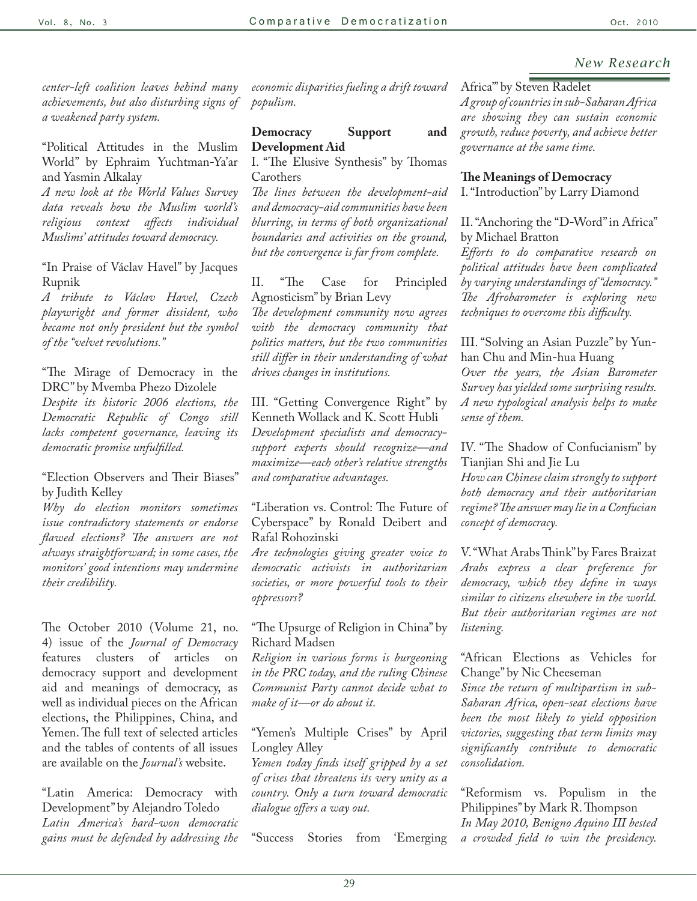*center-left coalition leaves behind many achievements, but also disturbing signs of a weakened party system.*

"Political Attitudes in the Muslim World" by Ephraim Yuchtman-Ya'ar and Yasmin Alkalay
*A new look at the World Values Survey data reveals how the Muslim world's religious context affects individual Muslims' attitudes toward democracy.*

"In Praise of Václav Havel" by Jacques Rupnik
*A tribute to Václav Havel, Czech playwright and former dissident, who became not only president but the symbol of the "velvet revolutions."*

"The Mirage of Democracy in the DRC" by Mvemba Phezo Dizolele
*Despite its historic 2006 elections, the Democratic Republic of Congo still lacks competent governance, leaving its democratic promise unfulfilled.*

"Election Observers and Their Biases" by Judith Kelley
*Why do election monitors sometimes issue contradictory statements or endorse flawed elections? The answers are not always straightforward; in some cases, the monitors' good intentions may undermine their credibility.*

The October 2010 (Volume 21, no. 4) issue of the *Journal of Democracy* features clusters of articles on democracy support and development aid and meanings of democracy, as well as individual pieces on the African elections, the Philippines, China, and Yemen. The full text of selected articles and the tables of contents of all issues are available on the *Journal's* website.

"Latin America: Democracy with Development" by Alejandro Toledo
*Latin America's hard-won democratic gains must be defended by addressing the economic disparities fueling a drift toward populism.*

**Democracy Support and Development Aid**

I. "The Elusive Synthesis" by Thomas Carothers
*The lines between the development-aid and democracy-aid communities have been blurring, in terms of both organizational boundaries and activities on the ground, but the convergence is far from complete.*

II. "The Case for Principled Agnosticism" by Brian Levy
*The development community now agrees with the democracy community that politics matters, but the two communities still differ in their understanding of what drives changes in institutions.*

III. "Getting Convergence Right" by Kenneth Wollack and K. Scott Hubli
*Development specialists and democracy-support experts should recognize—and maximize—each other's relative strengths and comparative advantages.*

"Liberation vs. Control: The Future of Cyberspace" by Ronald Deibert and Rafal Rohozinski
*Are technologies giving greater voice to democratic activists in authoritarian societies, or more powerful tools to their oppressors?*

"The Upsurge of Religion in China" by Richard Madsen
*Religion in various forms is burgeoning in the PRC today, and the ruling Chinese Communist Party cannot decide what to make of it—or do about it.*

"Yemen's Multiple Crises" by April Longley Alley
*Yemen today finds itself gripped by a set of crises that threatens its very unity as a country. Only a turn toward democratic dialogue offers a way out.*

"Success Stories from 'Emerging Africa'" by Steven Radelet
*A group of countries in sub-Saharan Africa are showing they can sustain economic growth, reduce poverty, and achieve better governance at the same time.*

**The Meanings of Democracy**

I. "Introduction" by Larry Diamond

II. "Anchoring the "D-Word" in Africa" by Michael Bratton
*Efforts to do comparative research on political attitudes have been complicated by varying understandings of "democracy." The Afrobarometer is exploring new techniques to overcome this difficulty.*

III. "Solving an Asian Puzzle" by Yun-han Chu and Min-hua Huang
*Over the years, the Asian Barometer Survey has yielded some surprising results. A new typological analysis helps to make sense of them.*

IV. "The Shadow of Confucianism" by Tianjian Shi and Jie Lu
*How can Chinese claim strongly to support both democracy and their authoritarian regime? The answer may lie in a Confucian concept of democracy.*

V. "What Arabs Think" by Fares Braizat
*Arabs express a clear preference for democracy, which they define in ways similar to citizens elsewhere in the world. But their authoritarian regimes are not listening.*

"African Elections as Vehicles for Change" by Nic Cheeseman
*Since the return of multipartism in sub-Saharan Africa, open-seat elections have been the most likely to yield opposition victories, suggesting that term limits may significantly contribute to democratic consolidation.*

"Reformism vs. Populism in the Philippines" by Mark R. Thompson
*In May 2010, Benigno Aquino III bested a crowded field to win the presidency.*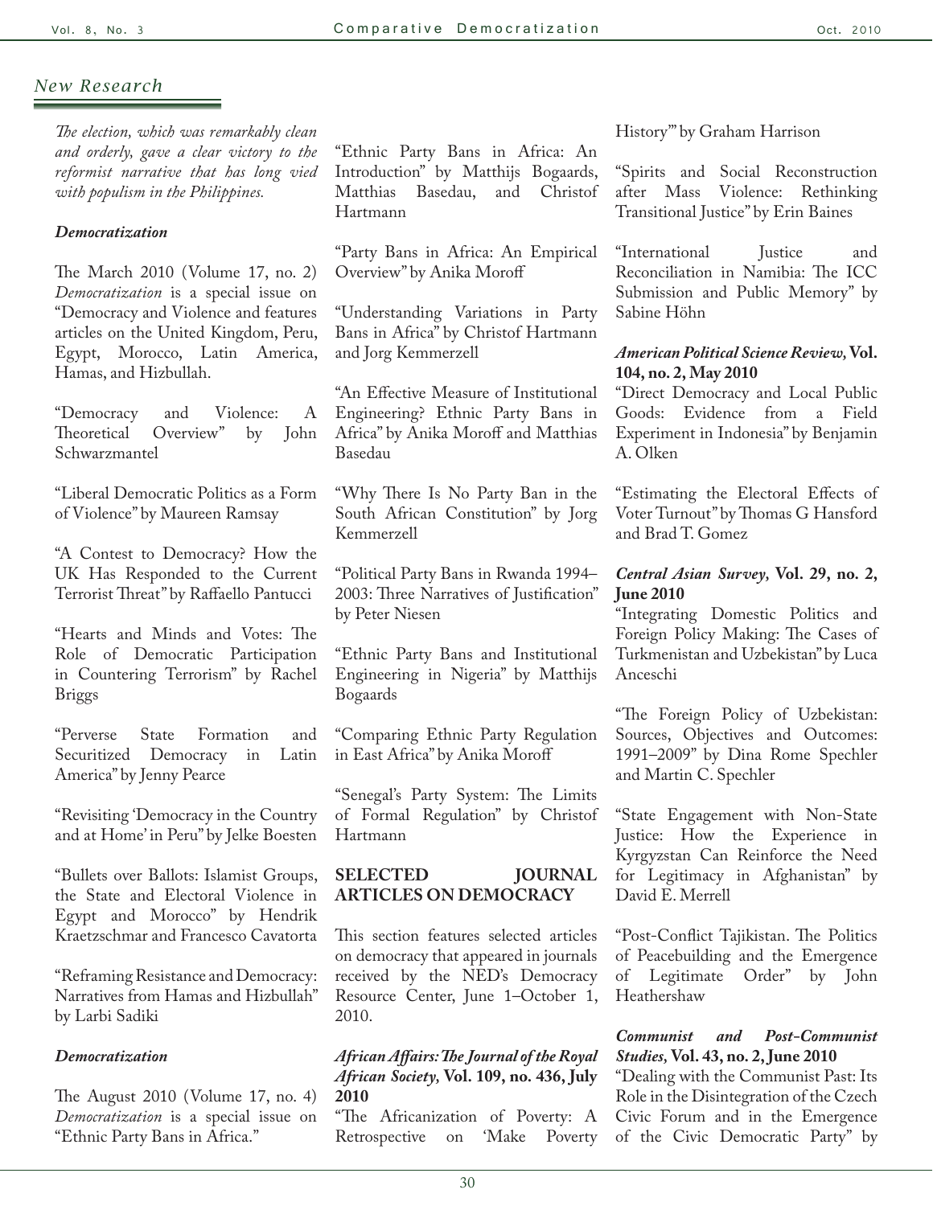## New Research

*The election, which was remarkably clean and orderly, gave a clear victory to the reformist narrative that has long vied with populism in the Philippines.*

### *Democratization*

The March 2010 (Volume 17, no. 2) *Democratization* is a special issue on "Democracy and Violence and features articles on the United Kingdom, Peru, Egypt, Morocco, Latin America, Hamas, and Hizbullah.

"Democracy and Violence: A Theoretical Overview" by John Schwarzmantel

"Liberal Democratic Politics as a Form of Violence" by Maureen Ramsay

"A Contest to Democracy? How the UK Has Responded to the Current Terrorist Threat" by Raffaello Pantucci

"Hearts and Minds and Votes: The Role of Democratic Participation in Countering Terrorism" by Rachel Briggs

"Perverse State Formation and Securitized Democracy in Latin America" by Jenny Pearce

"Revisiting 'Democracy in the Country and at Home' in Peru" by Jelke Boesten

"Bullets over Ballots: Islamist Groups, the State and Electoral Violence in Egypt and Morocco" by Hendrik Kraetzschmar and Francesco Cavatorta

"Reframing Resistance and Democracy: Narratives from Hamas and Hizbullah" by Larbi Sadiki

### *Democratization*

The August 2010 (Volume 17, no. 4) *Democratization* is a special issue on "Ethnic Party Bans in Africa."

"Ethnic Party Bans in Africa: An Introduction" by Matthijs Bogaards, Matthias Basedau, and Christof Hartmann

"Party Bans in Africa: An Empirical Overview" by Anika Moroff

"Understanding Variations in Party Bans in Africa" by Christof Hartmann and Jorg Kemmerzell

"An Effective Measure of Institutional Engineering? Ethnic Party Bans in Africa" by Anika Moroff and Matthias Basedau

"Why There Is No Party Ban in the South African Constitution" by Jorg Kemmerzell

"Political Party Bans in Rwanda 1994–2003: Three Narratives of Justification" by Peter Niesen

"Ethnic Party Bans and Institutional Engineering in Nigeria" by Matthijs Bogaards

"Comparing Ethnic Party Regulation in East Africa" by Anika Moroff

"Senegal's Party System: The Limits of Formal Regulation" by Christof Hartmann

## SELECTED JOURNAL ARTICLES ON DEMOCRACY

This section features selected articles on democracy that appeared in journals received by the NED's Democracy Resource Center, June 1–October 1, 2010.

***African Affairs: The Journal of the Royal African Society*, Vol. 109, no. 436, July 2010**

"The Africanization of Poverty: A Retrospective on 'Make Poverty History'" by Graham Harrison

"Spirits and Social Reconstruction after Mass Violence: Rethinking Transitional Justice" by Erin Baines

"International Justice and Reconciliation in Namibia: The ICC Submission and Public Memory" by Sabine Höhn

***American Political Science Review*, Vol. 104, no. 2, May 2010**

"Direct Democracy and Local Public Goods: Evidence from a Field Experiment in Indonesia" by Benjamin A. Olken

"Estimating the Electoral Effects of Voter Turnout" by Thomas G Hansford and Brad T. Gomez

***Central Asian Survey*, Vol. 29, no. 2, June 2010**

"Integrating Domestic Politics and Foreign Policy Making: The Cases of Turkmenistan and Uzbekistan" by Luca Anceschi

"The Foreign Policy of Uzbekistan: Sources, Objectives and Outcomes: 1991–2009" by Dina Rome Spechler and Martin C. Spechler

"State Engagement with Non-State Justice: How the Experience in Kyrgyzstan Can Reinforce the Need for Legitimacy in Afghanistan" by David E. Merrell

"Post-Conflict Tajikistan. The Politics of Peacebuilding and the Emergence of Legitimate Order" by John Heathershaw

***Communist and Post-Communist Studies*, Vol. 43, no. 2, June 2010**

"Dealing with the Communist Past: Its Role in the Disintegration of the Czech Civic Forum and in the Emergence of the Civic Democratic Party" by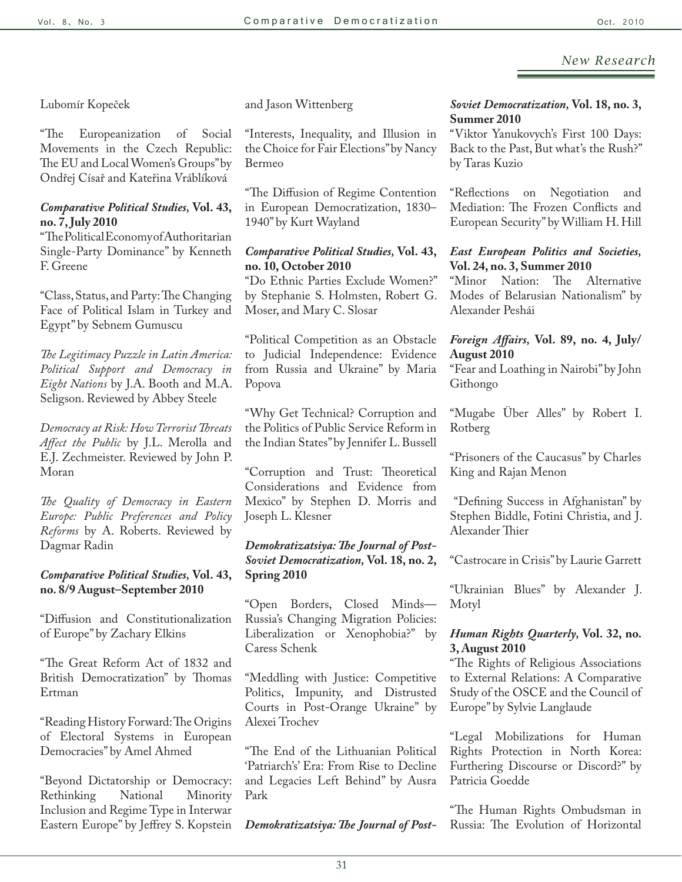Lubomír Kopeček

"The Europeanization of Social Movements in the Czech Republic: The EU and Local Women's Groups" by Ondřej Císař and Kateřina Vráblíková

***Comparative Political Studies,* Vol. 43, no. 7, July 2010**

"The Political Economy of Authoritarian Single-Party Dominance" by Kenneth F. Greene

"Class, Status, and Party: The Changing Face of Political Islam in Turkey and Egypt" by Sebnem Gumuscu

*The Legitimacy Puzzle in Latin America: Political Support and Democracy in Eight Nations* by J.A. Booth and M.A. Seligson. Reviewed by Abbey Steele

*Democracy at Risk: How Terrorist Threats Affect the Public* by J.L. Merolla and E.J. Zechmeister. Reviewed by John P. Moran

*The Quality of Democracy in Eastern Europe: Public Preferences and Policy Reforms* by A. Roberts. Reviewed by Dagmar Radin

***Comparative Political Studies,* Vol. 43, no. 8/9 August–September 2010**

"Diffusion and Constitutionalization of Europe" by Zachary Elkins

"The Great Reform Act of 1832 and British Democratization" by Thomas Ertman

"Reading History Forward: The Origins of Electoral Systems in European Democracies" by Amel Ahmed

"Beyond Dictatorship or Democracy: Rethinking National Minority Inclusion and Regime Type in Interwar Eastern Europe" by Jeffrey S. Kopstein and Jason Wittenberg

"Interests, Inequality, and Illusion in the Choice for Fair Elections" by Nancy Bermeo

"The Diffusion of Regime Contention in European Democratization, 1830–1940" by Kurt Wayland

***Comparative Political Studies,* Vol. 43, no. 10, October 2010**

"Do Ethnic Parties Exclude Women?" by Stephanie S. Holmsten, Robert G. Moser, and Mary C. Slosar

"Political Competition as an Obstacle to Judicial Independence: Evidence from Russia and Ukraine" by Maria Popova

"Why Get Technical? Corruption and the Politics of Public Service Reform in the Indian States" by Jennifer L. Bussell

"Corruption and Trust: Theoretical Considerations and Evidence from Mexico" by Stephen D. Morris and Joseph L. Klesner

***Demokratizatsiya: The Journal of Post-Soviet Democratization,* Vol. 18, no. 2, Spring 2010**

"Open Borders, Closed Minds—Russia's Changing Migration Policies: Liberalization or Xenophobia?" by Caress Schenk

"Meddling with Justice: Competitive Politics, Impunity, and Distrusted Courts in Post-Orange Ukraine" by Alexei Trochev

"The End of the Lithuanian Political 'Patriarch's' Era: From Rise to Decline and Legacies Left Behind" by Ausra Park

***Demokratizatsiya: The Journal of Post-Soviet Democratization,* Vol. 18, no. 3, Summer 2010**

"Viktor Yanukovych's First 100 Days: Back to the Past, But what's the Rush?" by Taras Kuzio

"Reflections on Negotiation and Mediation: The Frozen Conflicts and European Security" by William H. Hill

***East European Politics and Societies,* Vol. 24, no. 3, Summer 2010**

"Minor Nation: The Alternative Modes of Belarusian Nationalism" by Alexander Pesháí

***Foreign Affairs,* Vol. 89, no. 4, July/August 2010**

"Fear and Loathing in Nairobi" by John Githongo

"Mugabe Über Alles" by Robert I. Rotberg

"Prisoners of the Caucasus" by Charles King and Rajan Menon

"Defining Success in Afghanistan" by Stephen Biddle, Fotini Christia, and J. Alexander Thier

"Castrocare in Crisis" by Laurie Garrett

"Ukrainian Blues" by Alexander J. Motyl

***Human Rights Quarterly,* Vol. 32, no. 3, August 2010**

"The Rights of Religious Associations to External Relations: A Comparative Study of the OSCE and the Council of Europe" by Sylvie Langlaude

"Legal Mobilizations for Human Rights Protection in North Korea: Furthering Discourse or Discord?" by Patricia Goedde

"The Human Rights Ombudsman in Russia: The Evolution of Horizontal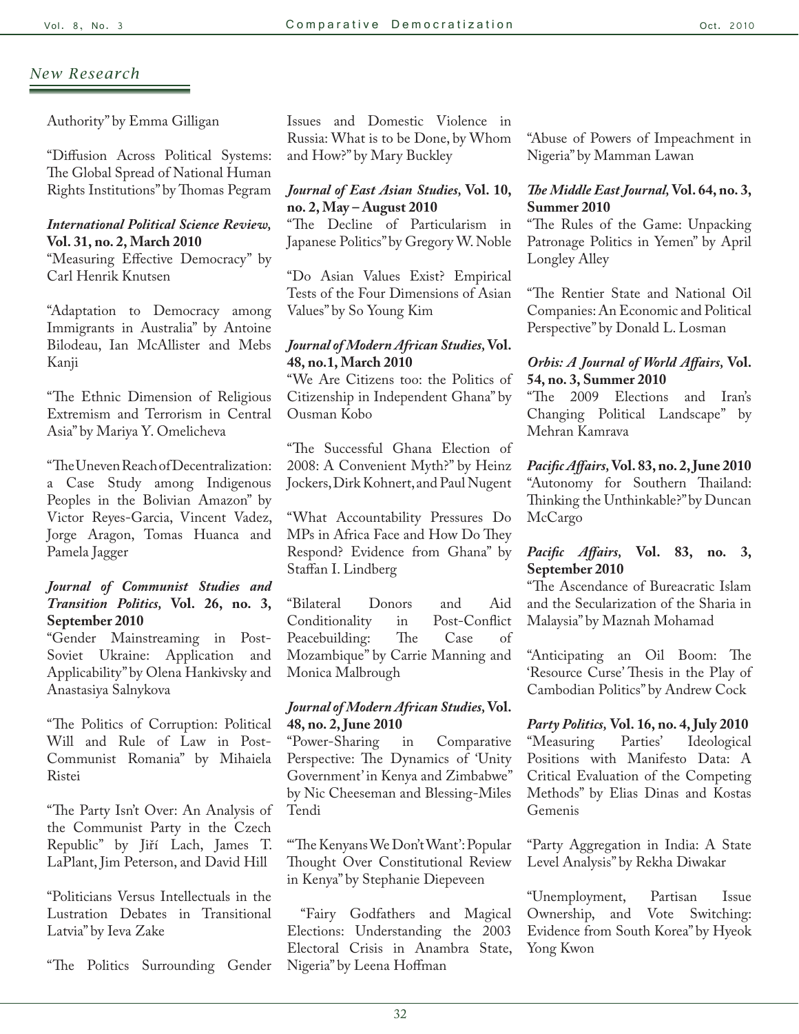## New Research

Authority" by Emma Gilligan

"Diffusion Across Political Systems: The Global Spread of National Human Rights Institutions" by Thomas Pegram

***International Political Science Review,* Vol. 31, no. 2, March 2010**

"Measuring Effective Democracy" by Carl Henrik Knutsen

"Adaptation to Democracy among Immigrants in Australia" by Antoine Bilodeau, Ian McAllister and Mebs Kanji

"The Ethnic Dimension of Religious Extremism and Terrorism in Central Asia" by Mariya Y. Omelicheva

"The Uneven Reach of Decentralization: a Case Study among Indigenous Peoples in the Bolivian Amazon" by Victor Reyes-Garcia, Vincent Vadez, Jorge Aragon, Tomas Huanca and Pamela Jagger

***Journal of Communist Studies and Transition Politics,* Vol. 26, no. 3, September 2010**

"Gender Mainstreaming in Post-Soviet Ukraine: Application and Applicability" by Olena Hankivsky and Anastasiya Salnykova

"The Politics of Corruption: Political Will and Rule of Law in Post-Communist Romania" by Mihaiela Ristei

"The Party Isn't Over: An Analysis of the Communist Party in the Czech Republic" by Jiří Lach, James T. LaPlant, Jim Peterson, and David Hill

"Politicians Versus Intellectuals in the Lustration Debates in Transitional Latvia" by Ieva Zake

"The Politics Surrounding Gender Issues and Domestic Violence in Russia: What is to be Done, by Whom and How?" by Mary Buckley

***Journal of East Asian Studies,* Vol. 10, no. 2, May – August 2010**

"The Decline of Particularism in Japanese Politics" by Gregory W. Noble

"Do Asian Values Exist? Empirical Tests of the Four Dimensions of Asian Values" by So Young Kim

***Journal of Modern African Studies,* Vol. 48, no.1, March 2010**

"We Are Citizens too: the Politics of Citizenship in Independent Ghana" by Ousman Kobo

"The Successful Ghana Election of 2008: A Convenient Myth?" by Heinz Jockers, Dirk Kohnert, and Paul Nugent

"What Accountability Pressures Do MPs in Africa Face and How Do They Respond? Evidence from Ghana" by Staffan I. Lindberg

"Bilateral Donors and Aid Conditionality in Post-Conflict Peacebuilding: The Case of Mozambique" by Carrie Manning and Monica Malbrough

***Journal of Modern African Studies,* Vol. 48, no. 2, June 2010**

"Power-Sharing in Comparative Perspective: The Dynamics of 'Unity Government' in Kenya and Zimbabwe" by Nic Cheeseman and Blessing-Miles Tendi

"'The Kenyans We Don't Want': Popular Thought Over Constitutional Review in Kenya" by Stephanie Diepeveen

"Fairy Godfathers and Magical Elections: Understanding the 2003 Electoral Crisis in Anambra State, Nigeria" by Leena Hoffman

"Abuse of Powers of Impeachment in Nigeria" by Mamman Lawan

***The Middle East Journal,* Vol. 64, no. 3, Summer 2010**

"The Rules of the Game: Unpacking Patronage Politics in Yemen" by April Longley Alley

"The Rentier State and National Oil Companies: An Economic and Political Perspective" by Donald L. Losman

***Orbis: A Journal of World Affairs,* Vol. 54, no. 3, Summer 2010**

"The 2009 Elections and Iran's Changing Political Landscape" by Mehran Kamrava

***Pacific Affairs,* Vol. 83, no. 2, June 2010**

"Autonomy for Southern Thailand: Thinking the Unthinkable?" by Duncan McCargo

***Pacific Affairs,* Vol. 83, no. 3, September 2010**

"The Ascendance of Bureacratic Islam and the Secularization of the Sharia in Malaysia" by Maznah Mohamad

"Anticipating an Oil Boom: The 'Resource Curse' Thesis in the Play of Cambodian Politics" by Andrew Cock

***Party Politics,* Vol. 16, no. 4, July 2010**

"Measuring Parties' Ideological Positions with Manifesto Data: A Critical Evaluation of the Competing Methods" by Elias Dinas and Kostas Gemenis

"Party Aggregation in India: A State Level Analysis" by Rekha Diwakar

"Unemployment, Partisan Issue Ownership, and Vote Switching: Evidence from South Korea" by Hyeok Yong Kwon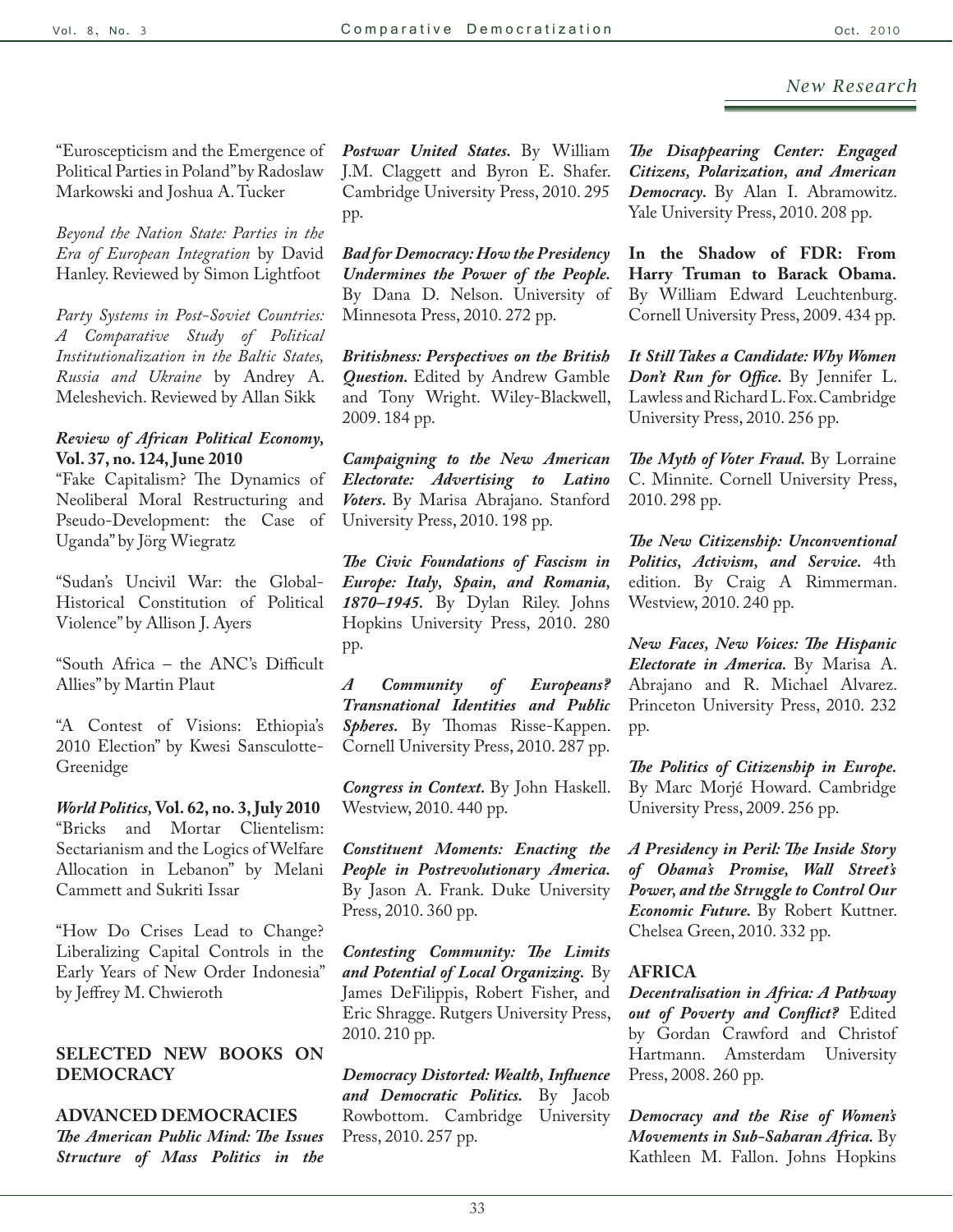"Euroscepticism and the Emergence of Political Parties in Poland" by Radoslaw Markowski and Joshua A. Tucker

*Beyond the Nation State: Parties in the Era of European Integration* by David Hanley. Reviewed by Simon Lightfoot

*Party Systems in Post-Soviet Countries: A Comparative Study of Political Institutionalization in the Baltic States, Russia and Ukraine* by Andrey A. Meleshevich. Reviewed by Allan Sikk

***Review of African Political Economy*, Vol. 37, no. 124, June 2010**

"Fake Capitalism? The Dynamics of Neoliberal Moral Restructuring and Pseudo-Development: the Case of Uganda" by Jörg Wiegratz

"Sudan's Uncivil War: the Global-Historical Constitution of Political Violence" by Allison J. Ayers

"South Africa – the ANC's Difficult Allies" by Martin Plaut

"A Contest of Visions: Ethiopia's 2010 Election" by Kwesi Sansculotte-Greenidge

***World Politics*, Vol. 62, no. 3, July 2010**

"Bricks and Mortar Clientelism: Sectarianism and the Logics of Welfare Allocation in Lebanon" by Melani Cammett and Sukriti Issar

"How Do Crises Lead to Change? Liberalizing Capital Controls in the Early Years of New Order Indonesia" by Jeffrey M. Chwieroth

## SELECTED NEW BOOKS ON DEMOCRACY

### ADVANCED DEMOCRACIES

***The American Public Mind: The Issues Structure of Mass Politics in the Postwar United States.*** By William J.M. Claggett and Byron E. Shafer. Cambridge University Press, 2010. 295 pp.

***Bad for Democracy: How the Presidency Undermines the Power of the People.*** By Dana D. Nelson. University of Minnesota Press, 2010. 272 pp.

***Britishness: Perspectives on the British Question.*** Edited by Andrew Gamble and Tony Wright. Wiley-Blackwell, 2009. 184 pp.

***Campaigning to the New American Electorate: Advertising to Latino Voters.*** By Marisa Abrajano. Stanford University Press, 2010. 198 pp.

***The Civic Foundations of Fascism in Europe: Italy, Spain, and Romania, 1870–1945.*** By Dylan Riley. Johns Hopkins University Press, 2010. 280 pp.

***A Community of Europeans? Transnational Identities and Public Spheres.*** By Thomas Risse-Kappen. Cornell University Press, 2010. 287 pp.

***Congress in Context.*** By John Haskell. Westview, 2010. 440 pp.

***Constituent Moments: Enacting the People in Postrevolutionary America.*** By Jason A. Frank. Duke University Press, 2010. 360 pp.

***Contesting Community: The Limits and Potential of Local Organizing.*** By James DeFilippis, Robert Fisher, and Eric Shragge. Rutgers University Press, 2010. 210 pp.

***Democracy Distorted: Wealth, Influence and Democratic Politics.*** By Jacob Rowbottom. Cambridge University Press, 2010. 257 pp.

***The Disappearing Center: Engaged Citizens, Polarization, and American Democracy.*** By Alan I. Abramowitz. Yale University Press, 2010. 208 pp.

**In the Shadow of FDR: From Harry Truman to Barack Obama.** By William Edward Leuchtenburg. Cornell University Press, 2009. 434 pp.

***It Still Takes a Candidate: Why Women Don't Run for Office.*** By Jennifer L. Lawless and Richard L. Fox. Cambridge University Press, 2010. 256 pp.

***The Myth of Voter Fraud.*** By Lorraine C. Minnite. Cornell University Press, 2010. 298 pp.

***The New Citizenship: Unconventional Politics, Activism, and Service.*** 4th edition. By Craig A Rimmerman. Westview, 2010. 240 pp.

***New Faces, New Voices: The Hispanic Electorate in America.*** By Marisa A. Abrajano and R. Michael Alvarez. Princeton University Press, 2010. 232 pp.

***The Politics of Citizenship in Europe.*** By Marc Morjé Howard. Cambridge University Press, 2009. 256 pp.

***A Presidency in Peril: The Inside Story of Obama's Promise, Wall Street's Power, and the Struggle to Control Our Economic Future.*** By Robert Kuttner. Chelsea Green, 2010. 332 pp.

### AFRICA

***Decentralisation in Africa: A Pathway out of Poverty and Conflict?*** Edited by Gordan Crawford and Christof Hartmann. Amsterdam University Press, 2008. 260 pp.

***Democracy and the Rise of Women's Movements in Sub-Saharan Africa.*** By Kathleen M. Fallon. Johns Hopkins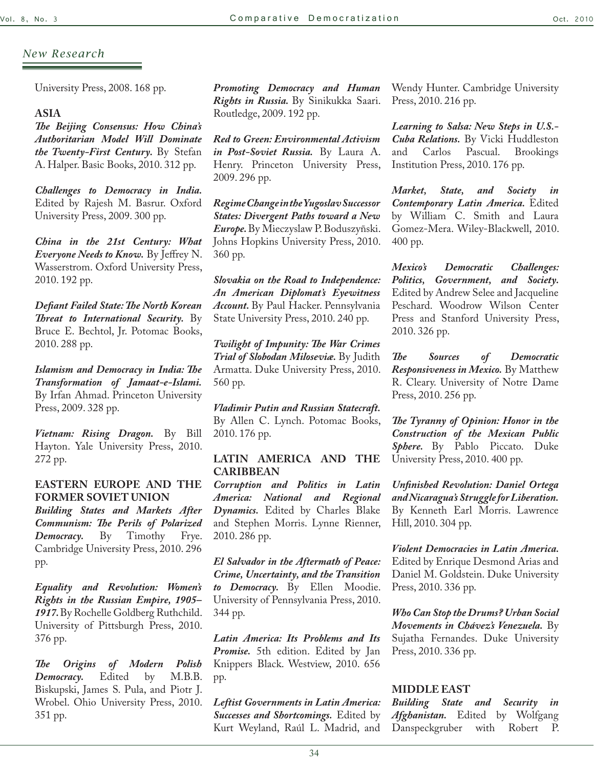## New Research

University Press, 2008. 168 pp.

### ASIA

***The Beijing Consensus: How China's Authoritarian Model Will Dominate the Twenty-First Century.*** By Stefan A. Halper. Basic Books, 2010. 312 pp.

***Challenges to Democracy in India.*** Edited by Rajesh M. Basrur. Oxford University Press, 2009. 300 pp.

***China in the 21st Century: What Everyone Needs to Know.*** By Jeffrey N. Wasserstrom. Oxford University Press, 2010. 192 pp.

***Defiant Failed State: The North Korean Threat to International Security.*** By Bruce E. Bechtol, Jr. Potomac Books, 2010. 288 pp.

***Islamism and Democracy in India: The Transformation of Jamaat-e-Islami.*** By Irfan Ahmad. Princeton University Press, 2009. 328 pp.

***Vietnam: Rising Dragon.*** By Bill Hayton. Yale University Press, 2010. 272 pp.

### EASTERN EUROPE AND THE FORMER SOVIET UNION

***Building States and Markets After Communism: The Perils of Polarized Democracy.*** By Timothy Frye. Cambridge University Press, 2010. 296 pp.

***Equality and Revolution: Women's Rights in the Russian Empire, 1905–1917.*** By Rochelle Goldberg Ruthchild. University of Pittsburgh Press, 2010. 376 pp.

***The Origins of Modern Polish Democracy.*** Edited by M.B.B. Biskupski, James S. Pula, and Piotr J. Wrobel. Ohio University Press, 2010. 351 pp.

***Promoting Democracy and Human Rights in Russia.*** By Sinikukka Saari. Routledge, 2009. 192 pp.

***Red to Green: Environmental Activism in Post-Soviet Russia.*** By Laura A. Henry. Princeton University Press, 2009. 296 pp.

***Regime Change in the Yugoslav Successor States: Divergent Paths toward a New Europe.*** By Mieczyslaw P. Boduszyñski. Johns Hopkins University Press, 2010. 360 pp.

***Slovakia on the Road to Independence: An American Diplomat's Eyewitness Account.*** By Paul Hacker. Pennsylvania State University Press, 2010. 240 pp.

***Twilight of Impunity: The War Crimes Trial of Slobodan Miloseviæ.*** By Judith Armatta. Duke University Press, 2010. 560 pp.

***Vladimir Putin and Russian Statecraft.*** By Allen C. Lynch. Potomac Books, 2010. 176 pp.

### LATIN AMERICA AND THE CARIBBEAN

***Corruption and Politics in Latin America: National and Regional Dynamics.*** Edited by Charles Blake and Stephen Morris. Lynne Rienner, 2010. 286 pp.

***El Salvador in the Aftermath of Peace: Crime, Uncertainty, and the Transition to Democracy.*** By Ellen Moodie. University of Pennsylvania Press, 2010. 344 pp.

***Latin America: Its Problems and Its Promise.*** 5th edition. Edited by Jan Knippers Black. Westview, 2010. 656 pp.

***Leftist Governments in Latin America: Successes and Shortcomings.*** Edited by Kurt Weyland, Raúl L. Madrid, and Wendy Hunter. Cambridge University Press, 2010. 216 pp.

***Learning to Salsa: New Steps in U.S.-Cuba Relations.*** By Vicki Huddleston and Carlos Pascual. Brookings Institution Press, 2010. 176 pp.

***Market, State, and Society in Contemporary Latin America.*** Edited by William C. Smith and Laura Gomez-Mera. Wiley-Blackwell, 2010. 400 pp.

***Mexico's Democratic Challenges: Politics, Government, and Society.*** Edited by Andrew Selee and Jacqueline Peschard. Woodrow Wilson Center Press and Stanford University Press, 2010. 326 pp.

***The Sources of Democratic Responsiveness in Mexico.*** By Matthew R. Cleary. University of Notre Dame Press, 2010. 256 pp.

***The Tyranny of Opinion: Honor in the Construction of the Mexican Public Sphere.*** By Pablo Piccato. Duke University Press, 2010. 400 pp.

***Unfinished Revolution: Daniel Ortega and Nicaragua's Struggle for Liberation.*** By Kenneth Earl Morris. Lawrence Hill, 2010. 304 pp.

***Violent Democracies in Latin America.*** Edited by Enrique Desmond Arias and Daniel M. Goldstein. Duke University Press, 2010. 336 pp.

***Who Can Stop the Drums? Urban Social Movements in Chávez's Venezuela.*** By Sujatha Fernandes. Duke University Press, 2010. 336 pp.

### MIDDLE EAST

***Building State and Security in Afghanistan.*** Edited by Wolfgang Danspeckgruber with Robert P.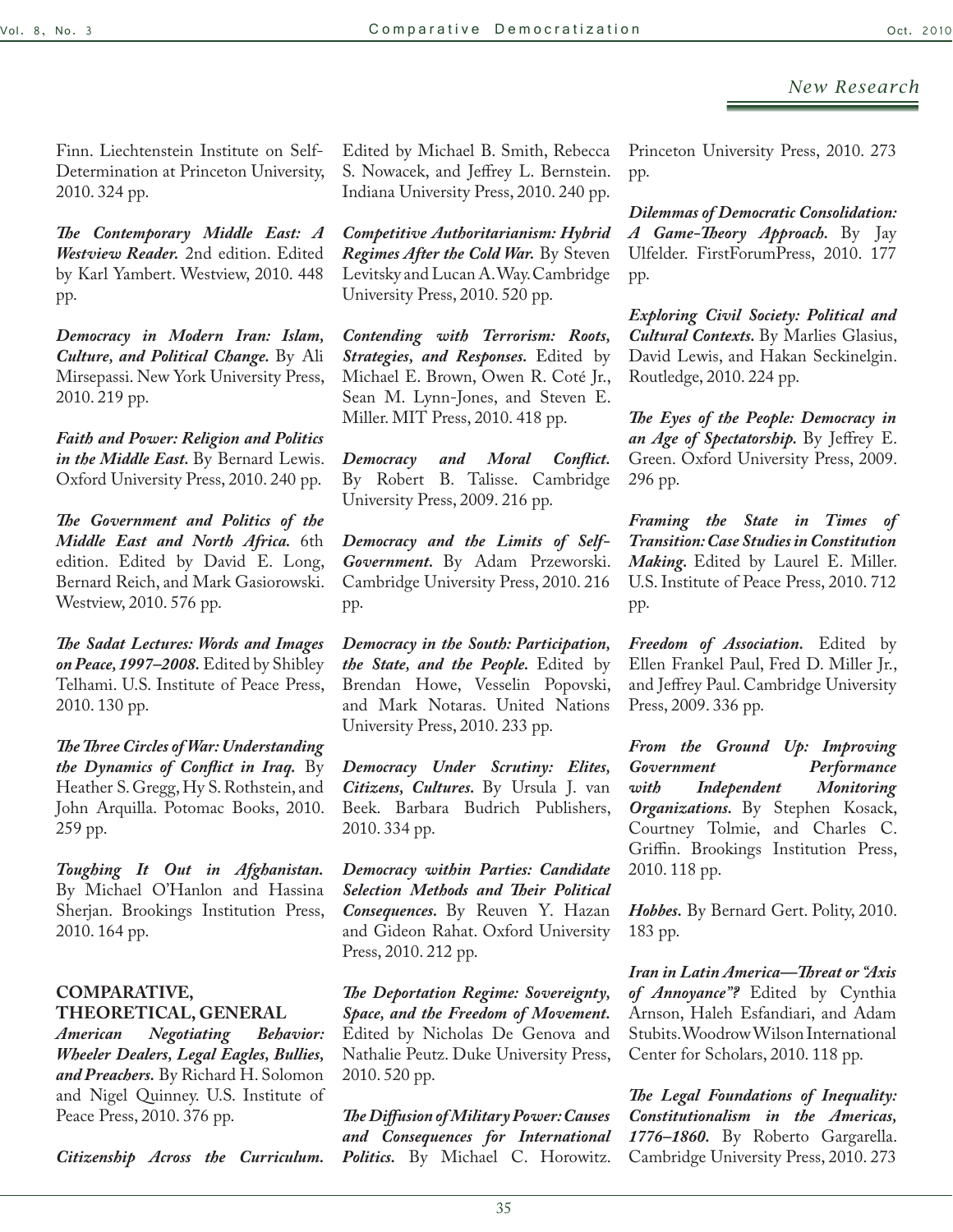Finn. Liechtenstein Institute on Self-Determination at Princeton University, 2010. 324 pp.

***The Contemporary Middle East: A Westview Reader.*** 2nd edition. Edited by Karl Yambert. Westview, 2010. 448 pp.

***Democracy in Modern Iran: Islam, Culture, and Political Change.*** By Ali Mirsepassi. New York University Press, 2010. 219 pp.

***Faith and Power: Religion and Politics in the Middle East.*** By Bernard Lewis. Oxford University Press, 2010. 240 pp.

***The Government and Politics of the Middle East and North Africa.*** 6th edition. Edited by David E. Long, Bernard Reich, and Mark Gasiorowski. Westview, 2010. 576 pp.

***The Sadat Lectures: Words and Images on Peace, 1997–2008.*** Edited by Shibley Telhami. U.S. Institute of Peace Press, 2010. 130 pp.

***The Three Circles of War: Understanding the Dynamics of Conflict in Iraq.*** By Heather S. Gregg, Hy S. Rothstein, and John Arquilla. Potomac Books, 2010. 259 pp.

***Toughing It Out in Afghanistan.*** By Michael O'Hanlon and Hassina Sherjan. Brookings Institution Press, 2010. 164 pp.

## COMPARATIVE, THEORETICAL, GENERAL

***American Negotiating Behavior: Wheeler Dealers, Legal Eagles, Bullies, and Preachers.*** By Richard H. Solomon and Nigel Quinney. U.S. Institute of Peace Press, 2010. 376 pp.

***Citizenship Across the Curriculum.*** Edited by Michael B. Smith, Rebecca S. Nowacek, and Jeffrey L. Bernstein. Indiana University Press, 2010. 240 pp.

***Competitive Authoritarianism: Hybrid Regimes After the Cold War.*** By Steven Levitsky and Lucan A. Way. Cambridge University Press, 2010. 520 pp.

***Contending with Terrorism: Roots, Strategies, and Responses.*** Edited by Michael E. Brown, Owen R. Coté Jr., Sean M. Lynn-Jones, and Steven E. Miller. MIT Press, 2010. 418 pp.

***Democracy and Moral Conflict.*** By Robert B. Talisse. Cambridge University Press, 2009. 216 pp.

***Democracy and the Limits of Self-Government.*** By Adam Przeworski. Cambridge University Press, 2010. 216 pp.

***Democracy in the South: Participation, the State, and the People.*** Edited by Brendan Howe, Vesselin Popovski, and Mark Notaras. United Nations University Press, 2010. 233 pp.

***Democracy Under Scrutiny: Elites, Citizens, Cultures.*** By Ursula J. van Beek. Barbara Budrich Publishers, 2010. 334 pp.

***Democracy within Parties: Candidate Selection Methods and Their Political Consequences.*** By Reuven Y. Hazan and Gideon Rahat. Oxford University Press, 2010. 212 pp.

***The Deportation Regime: Sovereignty, Space, and the Freedom of Movement.*** Edited by Nicholas De Genova and Nathalie Peutz. Duke University Press, 2010. 520 pp.

***The Diffusion of Military Power: Causes and Consequences for International Politics.*** By Michael C. Horowitz. Princeton University Press, 2010. 273 pp.

***Dilemmas of Democratic Consolidation: A Game-Theory Approach.*** By Jay Ulfelder. FirstForumPress, 2010. 177 pp.

***Exploring Civil Society: Political and Cultural Contexts.*** By Marlies Glasius, David Lewis, and Hakan Seckinelgin. Routledge, 2010. 224 pp.

***The Eyes of the People: Democracy in an Age of Spectatorship.*** By Jeffrey E. Green. Oxford University Press, 2009. 296 pp.

***Framing the State in Times of Transition: Case Studies in Constitution Making.*** Edited by Laurel E. Miller. U.S. Institute of Peace Press, 2010. 712 pp.

***Freedom of Association.*** Edited by Ellen Frankel Paul, Fred D. Miller Jr., and Jeffrey Paul. Cambridge University Press, 2009. 336 pp.

***From the Ground Up: Improving Government Performance with Independent Monitoring Organizations.*** By Stephen Kosack, Courtney Tolmie, and Charles C. Griffin. Brookings Institution Press, 2010. 118 pp.

***Hobbes.*** By Bernard Gert. Polity, 2010. 183 pp.

***Iran in Latin America—Threat or "Axis of Annoyance"?*** Edited by Cynthia Arnson, Haleh Esfandiari, and Adam Stubits. Woodrow Wilson International Center for Scholars, 2010. 118 pp.

***The Legal Foundations of Inequality: Constitutionalism in the Americas, 1776–1860.*** By Roberto Gargarella. Cambridge University Press, 2010. 273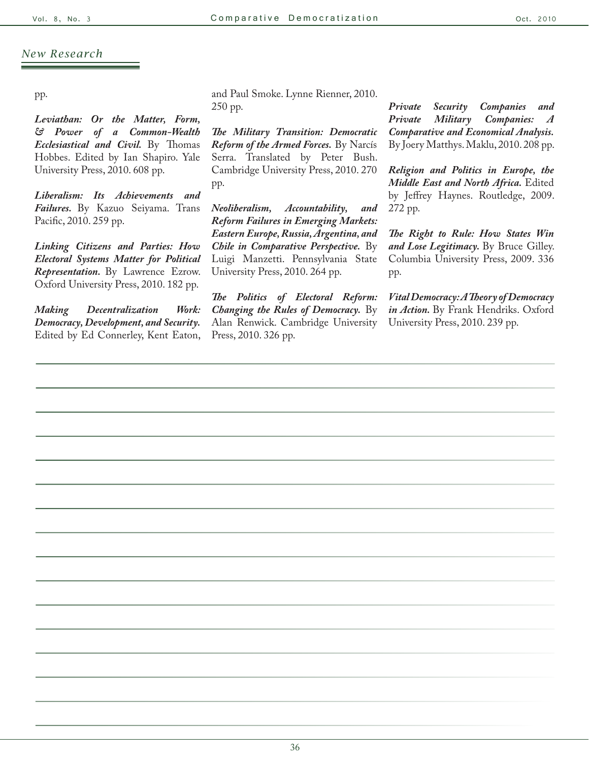## New Research

pp.

***Leviathan: Or the Matter, Form, & Power of a Common-Wealth Ecclesiastical and Civil.*** By Thomas Hobbes. Edited by Ian Shapiro. Yale University Press, 2010. 608 pp.

***Liberalism: Its Achievements and Failures.*** By Kazuo Seiyama. Trans Pacific, 2010. 259 pp.

***Linking Citizens and Parties: How Electoral Systems Matter for Political Representation.*** By Lawrence Ezrow. Oxford University Press, 2010. 182 pp.

***Making Decentralization Work: Democracy, Development, and Security.*** Edited by Ed Connerley, Kent Eaton, and Paul Smoke. Lynne Rienner, 2010. 250 pp.

***The Military Transition: Democratic Reform of the Armed Forces.*** By Narcís Serra. Translated by Peter Bush. Cambridge University Press, 2010. 270 pp.

***Neoliberalism, Accountability, and Reform Failures in Emerging Markets: Eastern Europe, Russia, Argentina, and Chile in Comparative Perspective.*** By Luigi Manzetti. Pennsylvania State University Press, 2010. 264 pp.

***The Politics of Electoral Reform: Changing the Rules of Democracy.*** By Alan Renwick. Cambridge University Press, 2010. 326 pp.

***Private Security Companies and Private Military Companies: A Comparative and Economical Analysis.*** By Joery Matthys. Maklu, 2010. 208 pp.

***Religion and Politics in Europe, the Middle East and North Africa.*** Edited by Jeffrey Haynes. Routledge, 2009. 272 pp.

***The Right to Rule: How States Win and Lose Legitimacy.*** By Bruce Gilley. Columbia University Press, 2009. 336 pp.

***Vital Democracy: A Theory of Democracy in Action.*** By Frank Hendriks. Oxford University Press, 2010. 239 pp.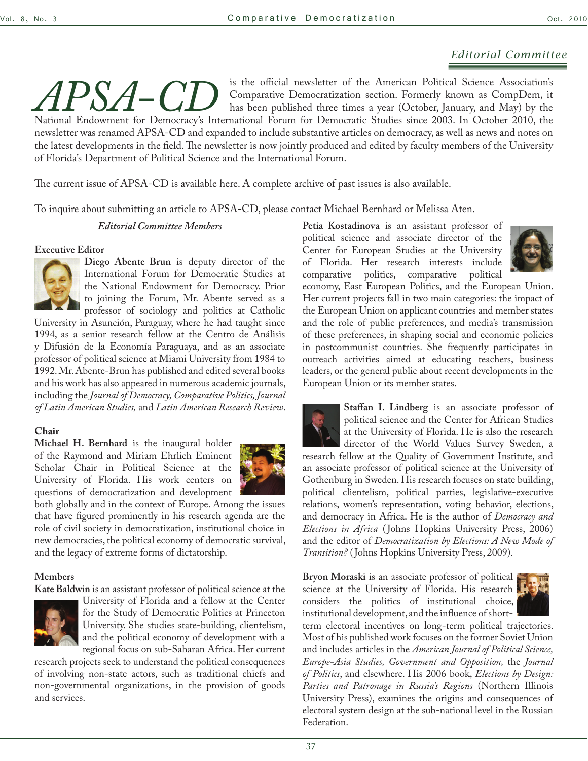## Editorial Committee

**APSA-CD** is the official newsletter of the American Political Science Association's Comparative Democratization section. Formerly known as CompDem, it has been published three times a year (October, January, and May) by the National Endowment for Democracy's International Forum for Democratic Studies since 2003. In October 2010, the newsletter was renamed APSA-CD and expanded to include substantive articles on democracy, as well as news and notes on the latest developments in the field. The newsletter is now jointly produced and edited by faculty members of the University of Florida's Department of Political Science and the International Forum.

The current issue of APSA-CD is available here. A complete archive of past issues is also available.

To inquire about submitting an article to APSA-CD, please contact Michael Bernhard or Melissa Aten.

### *Editorial Committee Members*

#### Executive Editor

**Diego Abente Brun** is deputy director of the International Forum for Democratic Studies at the National Endowment for Democracy. Prior to joining the Forum, Mr. Abente served as a professor of sociology and politics at Catholic University in Asunción, Paraguay, where he had taught since 1994, as a senior research fellow at the Centro de Análisis y Difusión de la Economía Paraguaya, and as an associate professor of political science at Miami University from 1984 to 1992. Mr. Abente-Brun has published and edited several books and his work has also appeared in numerous academic journals, including the *Journal of Democracy, Comparative Politics, Journal of Latin American Studies,* and *Latin American Research Review*.

#### Chair

**Michael H. Bernhard** is the inaugural holder of the Raymond and Miriam Ehrlich Eminent Scholar Chair in Political Science at the University of Florida. His work centers on questions of democratization and development both globally and in the context of Europe. Among the issues that have figured prominently in his research agenda are the role of civil society in democratization, institutional choice in new democracies, the political economy of democratic survival, and the legacy of extreme forms of dictatorship.

#### Members

**Kate Baldwin** is an assistant professor of political science at the University of Florida and a fellow at the Center for the Study of Democratic Politics at Princeton University. She studies state-building, clientelism, and the political economy of development with a regional focus on sub-Saharan Africa. Her current research projects seek to understand the political consequences of involving non-state actors, such as traditional chiefs and non-governmental organizations, in the provision of goods and services.

**Petia Kostadinova** is an assistant professor of political science and associate director of the Center for European Studies at the University of Florida. Her research interests include comparative politics, comparative political economy, East European Politics, and the European Union. Her current projects fall in two main categories: the impact of the European Union on applicant countries and member states and the role of public preferences, and media's transmission of these preferences, in shaping social and economic policies in postcommunist countries. She frequently participates in outreach activities aimed at educating teachers, business leaders, or the general public about recent developments in the European Union or its member states.

**Staffan I. Lindberg** is an associate professor of political science and the Center for African Studies at the University of Florida. He is also the research director of the World Values Survey Sweden, a research fellow at the Quality of Government Institute, and an associate professor of political science at the University of Gothenburg in Sweden. His research focuses on state building, political clientelism, political parties, legislative-executive relations, women's representation, voting behavior, elections, and democracy in Africa. He is the author of *Democracy and Elections in Africa* (Johns Hopkins University Press, 2006) and the editor of *Democratization by Elections: A New Mode of Transition?* (Johns Hopkins University Press, 2009).

**Bryon Moraski** is an associate professor of political science at the University of Florida. His research considers the politics of institutional choice, institutional development, and the influence of short-term electoral incentives on long-term political trajectories. Most of his published work focuses on the former Soviet Union and includes articles in the *American Journal of Political Science, Europe-Asia Studies, Government and Opposition,* the *Journal of Politics*, and elsewhere. His 2006 book, *Elections by Design: Parties and Patronage in Russia's Regions* (Northern Illinois University Press), examines the origins and consequences of electoral system design at the sub-national level in the Russian Federation.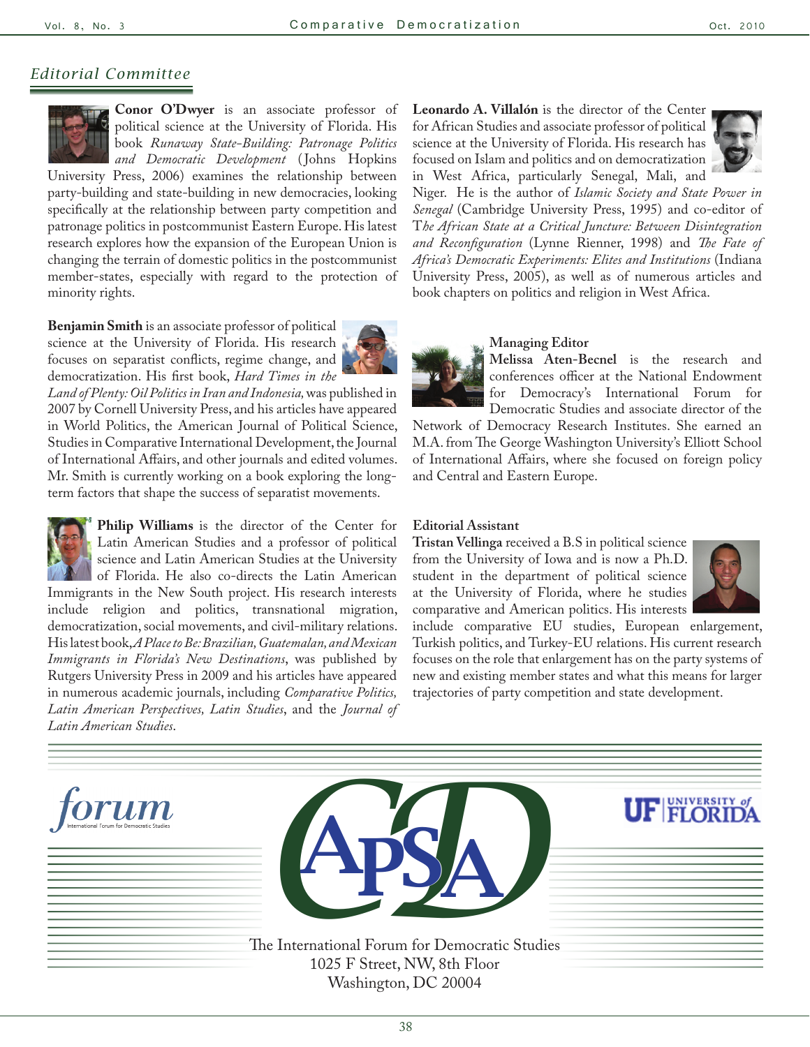## *Editorial Committee*

**Conor O'Dwyer** is an associate professor of political science at the University of Florida. His book *Runaway State-Building: Patronage Politics and Democratic Development* (Johns Hopkins University Press, 2006) examines the relationship between party-building and state-building in new democracies, looking specifically at the relationship between party competition and patronage politics in postcommunist Eastern Europe. His latest research explores how the expansion of the European Union is changing the terrain of domestic politics in the postcommunist member-states, especially with regard to the protection of minority rights.

**Benjamin Smith** is an associate professor of political science at the University of Florida. His research focuses on separatist conflicts, regime change, and democratization. His first book, *Hard Times in the Land of Plenty: Oil Politics in Iran and Indonesia,* was published in 2007 by Cornell University Press, and his articles have appeared in World Politics, the American Journal of Political Science, Studies in Comparative International Development, the Journal of International Affairs, and other journals and edited volumes. Mr. Smith is currently working on a book exploring the long-term factors that shape the success of separatist movements.

**Philip Williams** is the director of the Center for Latin American Studies and a professor of political science and Latin American Studies at the University of Florida. He also co-directs the Latin American Immigrants in the New South project. His research interests include religion and politics, transnational migration, democratization, social movements, and civil-military relations. His latest book, *A Place to Be: Brazilian, Guatemalan, and Mexican Immigrants in Florida's New Destinations*, was published by Rutgers University Press in 2009 and his articles have appeared in numerous academic journals, including *Comparative Politics, Latin American Perspectives, Latin Studies*, and the *Journal of Latin American Studies*.

**Leonardo A. Villalón** is the director of the Center for African Studies and associate professor of political science at the University of Florida. His research has focused on Islam and politics and on democratization in West Africa, particularly Senegal, Mali, and Niger. He is the author of *Islamic Society and State Power in Senegal* (Cambridge University Press, 1995) and co-editor of *The African State at a Critical Juncture: Between Disintegration and Reconfiguration* (Lynne Rienner, 1998) and *The Fate of Africa's Democratic Experiments: Elites and Institutions* (Indiana University Press, 2005), as well as of numerous articles and book chapters on politics and religion in West Africa.

### Managing Editor

**Melissa Aten-Becnel** is the research and conferences officer at the National Endowment for Democracy's International Forum for Democratic Studies and associate director of the Network of Democracy Research Institutes. She earned an M.A. from The George Washington University's Elliott School of International Affairs, where she focused on foreign policy and Central and Eastern Europe.

### Editorial Assistant

**Tristan Vellinga** received a B.S in political science from the University of Iowa and is now a Ph.D. student in the department of political science at the University of Florida, where he studies comparative and American politics. His interests include comparative EU studies, European enlargement, Turkish politics, and Turkey-EU relations. His current research focuses on the role that enlargement has on the party systems of new and existing member states and what this means for larger trajectories of party competition and state development.

forum — International Forum for Democratic Studies

APSA CD

UF UNIVERSITY of FLORIDA

The International Forum for Democratic Studies
1025 F Street, NW, 8th Floor
Washington, DC 20004